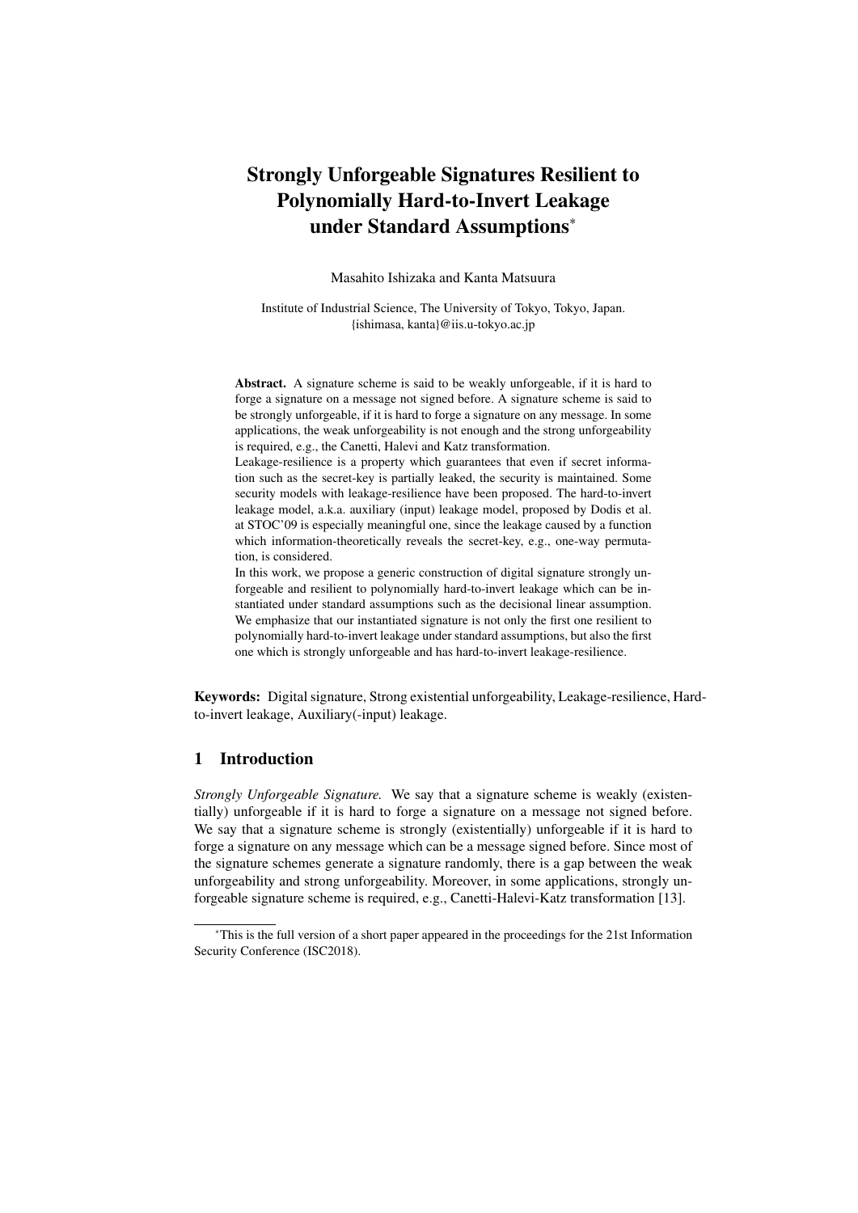# Strongly Unforgeable Signatures Resilient to Polynomially Hard-to-Invert Leakage under Standard Assumptions*

Masahito Ishizaka and Kanta Matsuura

Institute of Industrial Science, The University of Tokyo, Tokyo, Japan.
{ishimasa, kanta}@iis.u-tokyo.ac.jp

**Abstract.** A signature scheme is said to be weakly unforgeable, if it is hard to forge a signature on a message not signed before. A signature scheme is said to be strongly unforgeable, if it is hard to forge a signature on any message. In some applications, the weak unforgeability is not enough and the strong unforgeability is required, e.g., the Canetti, Halevi and Katz transformation.

Leakage-resilience is a property which guarantees that even if secret information such as the secret-key is partially leaked, the security is maintained. Some security models with leakage-resilience have been proposed. The hard-to-invert leakage model, a.k.a. auxiliary (input) leakage model, proposed by Dodis et al. at STOC'09 is especially meaningful one, since the leakage caused by a function which information-theoretically reveals the secret-key, e.g., one-way permutation, is considered.

In this work, we propose a generic construction of digital signature strongly unforgeable and resilient to polynomially hard-to-invert leakage which can be instantiated under standard assumptions such as the decisional linear assumption. We emphasize that our instantiated signature is not only the first one resilient to polynomially hard-to-invert leakage under standard assumptions, but also the first one which is strongly unforgeable and has hard-to-invert leakage-resilience.

**Keywords:** Digital signature, Strong existential unforgeability, Leakage-resilience, Hard-to-invert leakage, Auxiliary(-input) leakage.

## 1 Introduction

*Strongly Unforgeable Signature.* We say that a signature scheme is weakly (existentially) unforgeable if it is hard to forge a signature on a message not signed before. We say that a signature scheme is strongly (existentially) unforgeable if it is hard to forge a signature on any message which can be a message signed before. Since most of the signature schemes generate a signature randomly, there is a gap between the weak unforgeability and strong unforgeability. Moreover, in some applications, strongly unforgeable signature scheme is required, e.g., Canetti-Halevi-Katz transformation [13].

*This is the full version of a short paper appeared in the proceedings for the 21st Information Security Conference (ISC2018).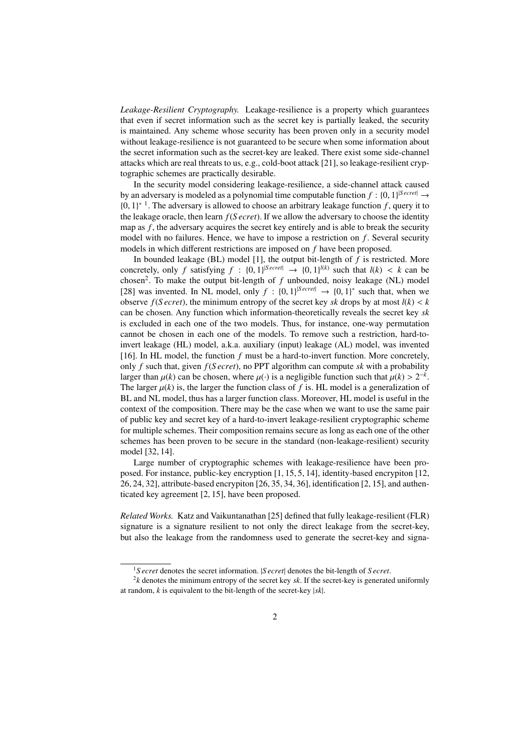*Leakage-Resilient Cryptography.* Leakage-resilience is a property which guarantees that even if secret information such as the secret key is partially leaked, the security is maintained. Any scheme whose security has been proven only in a security model without leakage-resilience is not guaranteed to be secure when some information about the secret information such as the secret-key are leaked. There exist some side-channel attacks which are real threats to us, e.g., cold-boot attack [21], so leakage-resilient cryptographic schemes are practically desirable.

In the security model considering leakage-resilience, a side-channel attack caused by an adversary is modeled as a polynomial time computable function $f : \{0,1\}^{|Secret|} \rightarrow \{0,1\}^*$ [1]. The adversary is allowed to choose an arbitrary leakage function $f$, query it to the leakage oracle, then learn $f(Secret)$. If we allow the adversary to choose the identity map as $f$, the adversary acquires the secret key entirely and is able to break the security model with no failures. Hence, we have to impose a restriction on $f$. Several security models in which different restrictions are imposed on $f$ have been proposed.

In bounded leakage (BL) model [1], the output bit-length of $f$ is restricted. More concretely, only $f$ satisfying $f : \{0,1\}^{|Secret|} \rightarrow \{0,1\}^{l(k)}$ such that $l(k) < k$ can be chosen[2]. To make the output bit-length of $f$ unbounded, noisy leakage (NL) model [28] was invented. In NL model, only $f : \{0,1\}^{|Secret|} \rightarrow \{0,1\}^*$ such that, when we observe $f(Secret)$, the minimum entropy of the secret key $sk$ drops by at most $l(k) < k$ can be chosen. Any function which information-theoretically reveals the secret key $sk$ is excluded in each one of the two models. Thus, for instance, one-way permutation cannot be chosen in each one of the models. To remove such a restriction, hard-to-invert leakage (HL) model, a.k.a. auxiliary (input) leakage (AL) model, was invented [16]. In HL model, the function $f$ must be a hard-to-invert function. More concretely, only $f$ such that, given $f(Secret)$, no PPT algorithm can compute $sk$ with a probability larger than $\mu(k)$ can be chosen, where $\mu(\cdot)$ is a negligible function such that $\mu(k) > 2^{-k}$. The larger $\mu(k)$ is, the larger the function class of $f$ is. HL model is a generalization of BL and NL model, thus has a larger function class. Moreover, HL model is useful in the context of the composition. There may be the case when we want to use the same pair of public key and secret key of a hard-to-invert leakage-resilient cryptographic scheme for multiple schemes. Their composition remains secure as long as each one of the other schemes has been proven to be secure in the standard (non-leakage-resilient) security model [32, 14].

Large number of cryptographic schemes with leakage-resilience have been proposed. For instance, public-key encryption [1, 15, 5, 14], identity-based encrypiton [12, 26, 24, 32], attribute-based encrypiton [26, 35, 34, 36], identification [2, 15], and authenticated key agreement [2, 15], have been proposed.

*Related Works.* Katz and Vaikuntanathan [25] defined that fully leakage-resilient (FLR) signature is a signature resilient to not only the direct leakage from the secret-key, but also the leakage from the randomness used to generate the secret-key and signa-

---

[1] $Secret$ denotes the secret information. $|Secret|$ denotes the bit-length of $Secret$.

[2] $k$ denotes the minimum entropy of the secret key $sk$. If the secret-key is generated uniformly at random, $k$ is equivalent to the bit-length of the secret-key $|sk|$.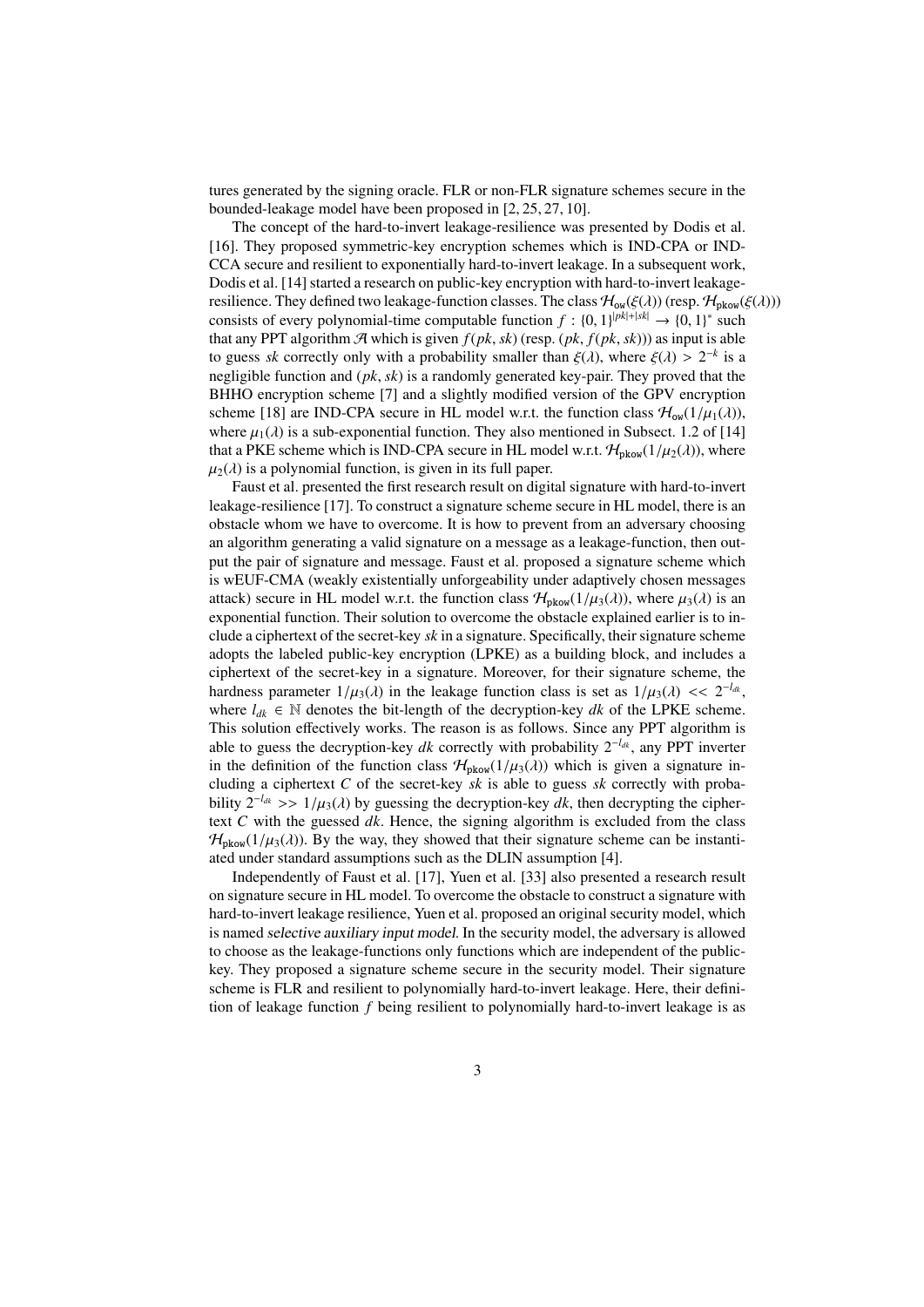tures generated by the signing oracle. FLR or non-FLR signature schemes secure in the bounded-leakage model have been proposed in [2, 25, 27, 10].

The concept of the hard-to-invert leakage-resilience was presented by Dodis et al. [16]. They proposed symmetric-key encryption schemes which is IND-CPA or IND-CCA secure and resilient to exponentially hard-to-invert leakage. In a subsequent work, Dodis et al. [14] started a research on public-key encryption with hard-to-invert leakage-resilience. They defined two leakage-function classes. The class $\mathcal{H}_{\mathtt{ow}}(\xi(\lambda))$ (resp. $\mathcal{H}_{\mathtt{pkow}}(\xi(\lambda))$) consists of every polynomial-time computable function $f : \{0,1\}^{|pk|+|sk|} \to \{0,1\}^*$ such that any PPT algorithm $\mathcal{A}$ which is given $f(pk, sk)$ (resp. $(pk, f(pk, sk))$) as input is able to guess $sk$ correctly only with a probability smaller than $\xi(\lambda)$, where $\xi(\lambda) > 2^{-k}$ is a negligible function and $(pk, sk)$ is a randomly generated key-pair. They proved that the BHHO encryption scheme [7] and a slightly modified version of the GPV encryption scheme [18] are IND-CPA secure in HL model w.r.t. the function class $\mathcal{H}_{\mathtt{ow}}(1/\mu_1(\lambda))$, where $\mu_1(\lambda)$ is a sub-exponential function. They also mentioned in Subsect. 1.2 of [14] that a PKE scheme which is IND-CPA secure in HL model w.r.t. $\mathcal{H}_{\mathtt{pkow}}(1/\mu_2(\lambda))$, where $\mu_2(\lambda)$ is a polynomial function, is given in its full paper.

Faust et al. presented the first research result on digital signature with hard-to-invert leakage-resilience [17]. To construct a signature scheme secure in HL model, there is an obstacle whom we have to overcome. It is how to prevent from an adversary choosing an algorithm generating a valid signature on a message as a leakage-function, then output the pair of signature and message. Faust et al. proposed a signature scheme which is wEUF-CMA (weakly existentially unforgeability under adaptively chosen messages attack) secure in HL model w.r.t. the function class $\mathcal{H}_{\mathtt{pkow}}(1/\mu_3(\lambda))$, where $\mu_3(\lambda)$ is an exponential function. Their solution to overcome the obstacle explained earlier is to include a ciphertext of the secret-key $sk$ in a signature. Specifically, their signature scheme adopts the labeled public-key encryption (LPKE) as a building block, and includes a ciphertext of the secret-key in a signature. Moreover, for their signature scheme, the hardness parameter $1/\mu_3(\lambda)$ in the leakage function class is set as $1/\mu_3(\lambda) << 2^{-l_{dk}}$, where $l_{dk} \in \mathbb{N}$ denotes the bit-length of the decryption-key $dk$ of the LPKE scheme. This solution effectively works. The reason is as follows. Since any PPT algorithm is able to guess the decryption-key $dk$ correctly with probability $2^{-l_{dk}}$, any PPT inverter in the definition of the function class $\mathcal{H}_{\mathtt{pkow}}(1/\mu_3(\lambda))$ which is given a signature including a ciphertext $C$ of the secret-key $sk$ is able to guess $sk$ correctly with probability $2^{-l_{dk}} >> 1/\mu_3(\lambda)$ by guessing the decryption-key $dk$, then decrypting the ciphertext $C$ with the guessed $dk$. Hence, the signing algorithm is excluded from the class $\mathcal{H}_{\mathtt{pkow}}(1/\mu_3(\lambda))$. By the way, they showed that their signature scheme can be instantiated under standard assumptions such as the DLIN assumption [4].

Independently of Faust et al. [17], Yuen et al. [33] also presented a research result on signature secure in HL model. To overcome the obstacle to construct a signature with hard-to-invert leakage resilience, Yuen et al. proposed an original security model, which is named *selective auxiliary input model*. In the security model, the adversary is allowed to choose as the leakage-functions only functions which are independent of the public-key. They proposed a signature scheme secure in the security model. Their signature scheme is FLR and resilient to polynomially hard-to-invert leakage. Here, their definition of leakage function $f$ being resilient to polynomially hard-to-invert leakage is as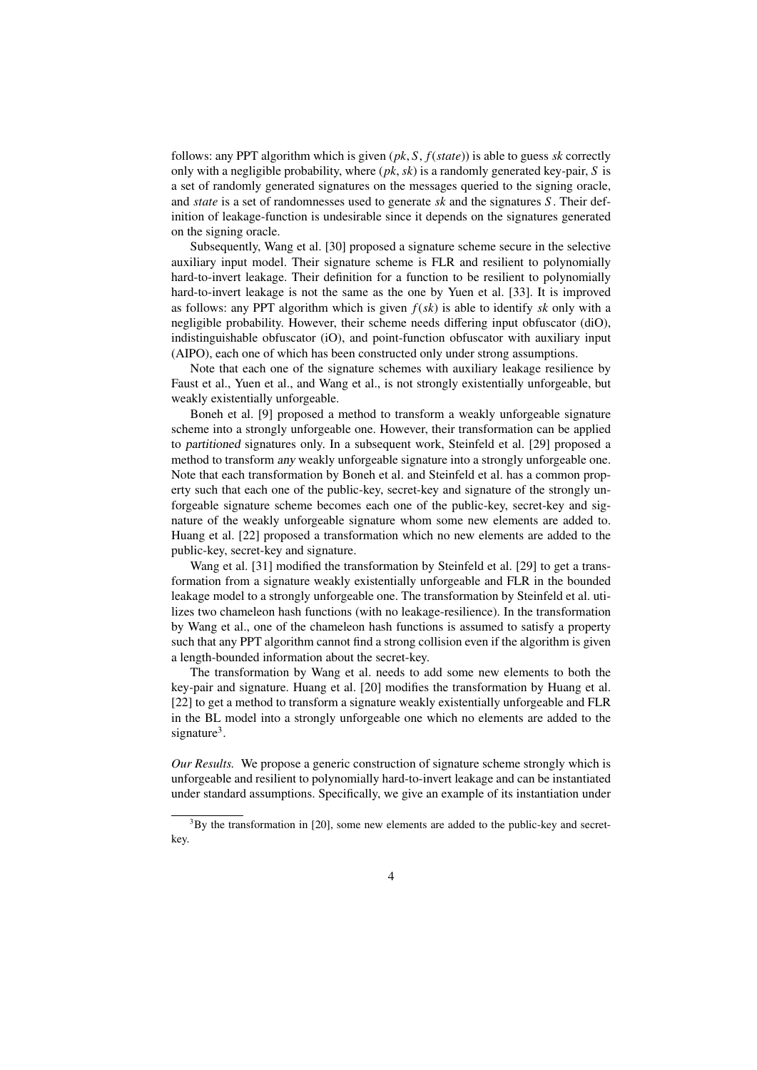follows: any PPT algorithm which is given $(pk, S, f(state))$ is able to guess $sk$ correctly only with a negligible probability, where $(pk, sk)$ is a randomly generated key-pair, $S$ is a set of randomly generated signatures on the messages queried to the signing oracle, and $state$ is a set of randomnesses used to generate $sk$ and the signatures $S$. Their definition of leakage-function is undesirable since it depends on the signatures generated on the signing oracle.

Subsequently, Wang et al. [30] proposed a signature scheme secure in the selective auxiliary input model. Their signature scheme is FLR and resilient to polynomially hard-to-invert leakage. Their definition for a function to be resilient to polynomially hard-to-invert leakage is not the same as the one by Yuen et al. [33]. It is improved as follows: any PPT algorithm which is given $f(sk)$ is able to identify $sk$ only with a negligible probability. However, their scheme needs differing input obfuscator (diO), indistinguishable obfuscator (iO), and point-function obfuscator with auxiliary input (AIPO), each one of which has been constructed only under strong assumptions.

Note that each one of the signature schemes with auxiliary leakage resilience by Faust et al., Yuen et al., and Wang et al., is not strongly existentially unforgeable, but weakly existentially unforgeable.

Boneh et al. [9] proposed a method to transform a weakly unforgeable signature scheme into a strongly unforgeable one. However, their transformation can be applied to *partitioned* signatures only. In a subsequent work, Steinfeld et al. [29] proposed a method to transform *any* weakly unforgeable signature into a strongly unforgeable one. Note that each transformation by Boneh et al. and Steinfeld et al. has a common property such that each one of the public-key, secret-key and signature of the strongly unforgeable signature scheme becomes each one of the public-key, secret-key and signature of the weakly unforgeable signature whom some new elements are added to. Huang et al. [22] proposed a transformation which no new elements are added to the public-key, secret-key and signature.

Wang et al. [31] modified the transformation by Steinfeld et al. [29] to get a transformation from a signature weakly existentially unforgeable and FLR in the bounded leakage model to a strongly unforgeable one. The transformation by Steinfeld et al. utilizes two chameleon hash functions (with no leakage-resilience). In the transformation by Wang et al., one of the chameleon hash functions is assumed to satisfy a property such that any PPT algorithm cannot find a strong collision even if the algorithm is given a length-bounded information about the secret-key.

The transformation by Wang et al. needs to add some new elements to both the key-pair and signature. Huang et al. [20] modifies the transformation by Huang et al. [22] to get a method to transform a signature weakly existentially unforgeable and FLR in the BL model into a strongly unforgeable one which no elements are added to the signature[3].

*Our Results.* We propose a generic construction of signature scheme strongly which is unforgeable and resilient to polynomially hard-to-invert leakage and can be instantiated under standard assumptions. Specifically, we give an example of its instantiation under

[3] By the transformation in [20], some new elements are added to the public-key and secret-key.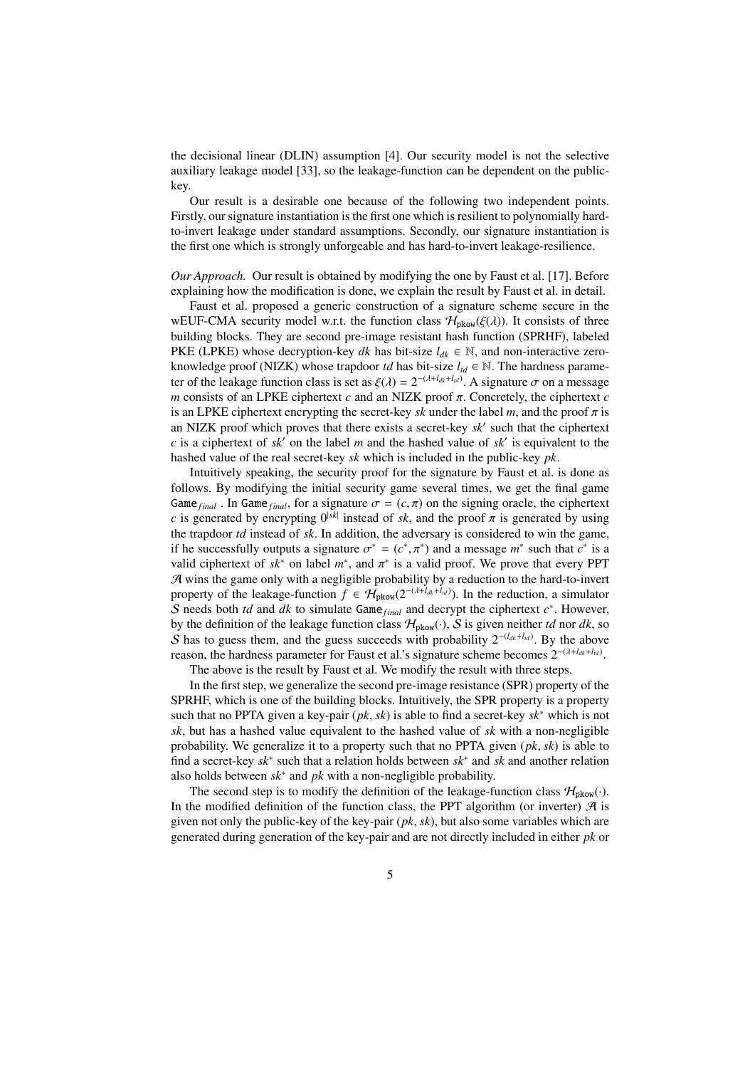the decisional linear (DLIN) assumption [4]. Our security model is not the selective auxiliary leakage model [33], so the leakage-function can be dependent on the public-key.

Our result is a desirable one because of the following two independent points. Firstly, our signature instantiation is the first one which is resilient to polynomially hard-to-invert leakage under standard assumptions. Secondly, our signature instantiation is the first one which is strongly unforgeable and has hard-to-invert leakage-resilience.

*Our Approach.* Our result is obtained by modifying the one by Faust et al. [17]. Before explaining how the modification is done, we explain the result by Faust et al. in detail.

Faust et al. proposed a generic construction of a signature scheme secure in the wEUF-CMA security model w.r.t. the function class $\mathcal{H}_{\mathsf{pkow}}(\xi(\lambda))$. It consists of three building blocks. They are second pre-image resistant hash function (SPRHF), labeled PKE (LPKE) whose decryption-key $dk$ has bit-size $l_{dk} \in \mathbb{N}$, and non-interactive zero-knowledge proof (NIZK) whose trapdoor $td$ has bit-size $l_{td} \in \mathbb{N}$. The hardness parameter of the leakage function class is set as $\xi(\lambda) = 2^{-(\lambda+l_{dk}+l_{td})}$. A signature $\sigma$ on a message $m$ consists of an LPKE ciphertext $c$ and an NIZK proof $\pi$. Concretely, the ciphertext $c$ is an LPKE ciphertext encrypting the secret-key $sk$ under the label $m$, and the proof $\pi$ is an NIZK proof which proves that there exists a secret-key $sk'$ such that the ciphertext $c$ is a ciphertext of $sk'$ on the label $m$ and the hashed value of $sk'$ is equivalent to the hashed value of the real secret-key $sk$ which is included in the public-key $pk$.

Intuitively speaking, the security proof for the signature by Faust et al. is done as follows. By modifying the initial security game several times, we get the final game $\mathtt{Game}_{final}$ . In $\mathtt{Game}_{final}$, for a signature $\sigma = (c, \pi)$ on the signing oracle, the ciphertext $c$ is generated by encrypting $0^{|sk|}$ instead of $sk$, and the proof $\pi$ is generated by using the trapdoor $td$ instead of $sk$. In addition, the adversary is considered to win the game, if he successfully outputs a signature $\sigma^* = (c^*, \pi^*)$ and a message $m^*$ such that $c^*$ is a valid ciphertext of $sk^*$ on label $m^*$, and $\pi^*$ is a valid proof. We prove that every PPT $\mathcal{A}$ wins the game only with a negligible probability by a reduction to the hard-to-invert property of the leakage-function $f \in \mathcal{H}_{\mathsf{pkow}}(2^{-(\lambda+l_{dk}+l_{td})})$. In the reduction, a simulator $\mathcal{S}$ needs both $td$ and $dk$ to simulate $\mathtt{Game}_{final}$ and decrypt the ciphertext $c^*$. However, by the definition of the leakage function class $\mathcal{H}_{\mathsf{pkow}}(\cdot)$, $\mathcal{S}$ is given neither $td$ nor $dk$, so $\mathcal{S}$ has to guess them, and the guess succeeds with probability $2^{-(l_{dk}+l_{td})}$. By the above reason, the hardness parameter for Faust et al.'s signature scheme becomes $2^{-(\lambda+l_{dk}+l_{td})}$.

The above is the result by Faust et al. We modify the result with three steps.

In the first step, we generalize the second pre-image resistance (SPR) property of the SPRHF, which is one of the building blocks. Intuitively, the SPR property is a property such that no PPTA given a key-pair $(pk, sk)$ is able to find a secret-key $sk^*$ which is not $sk$, but has a hashed value equivalent to the hashed value of $sk$ with a non-negligible probability. We generalize it to a property such that no PPTA given $(pk, sk)$ is able to find a secret-key $sk^*$ such that a relation holds between $sk^*$ and $sk$ and another relation also holds between $sk^*$ and $pk$ with a non-negligible probability.

The second step is to modify the definition of the leakage-function class $\mathcal{H}_{\mathsf{pkow}}(\cdot)$. In the modified definition of the function class, the PPT algorithm (or inverter) $\mathcal{A}$ is given not only the public-key of the key-pair $(pk, sk)$, but also some variables which are generated during generation of the key-pair and are not directly included in either $pk$ or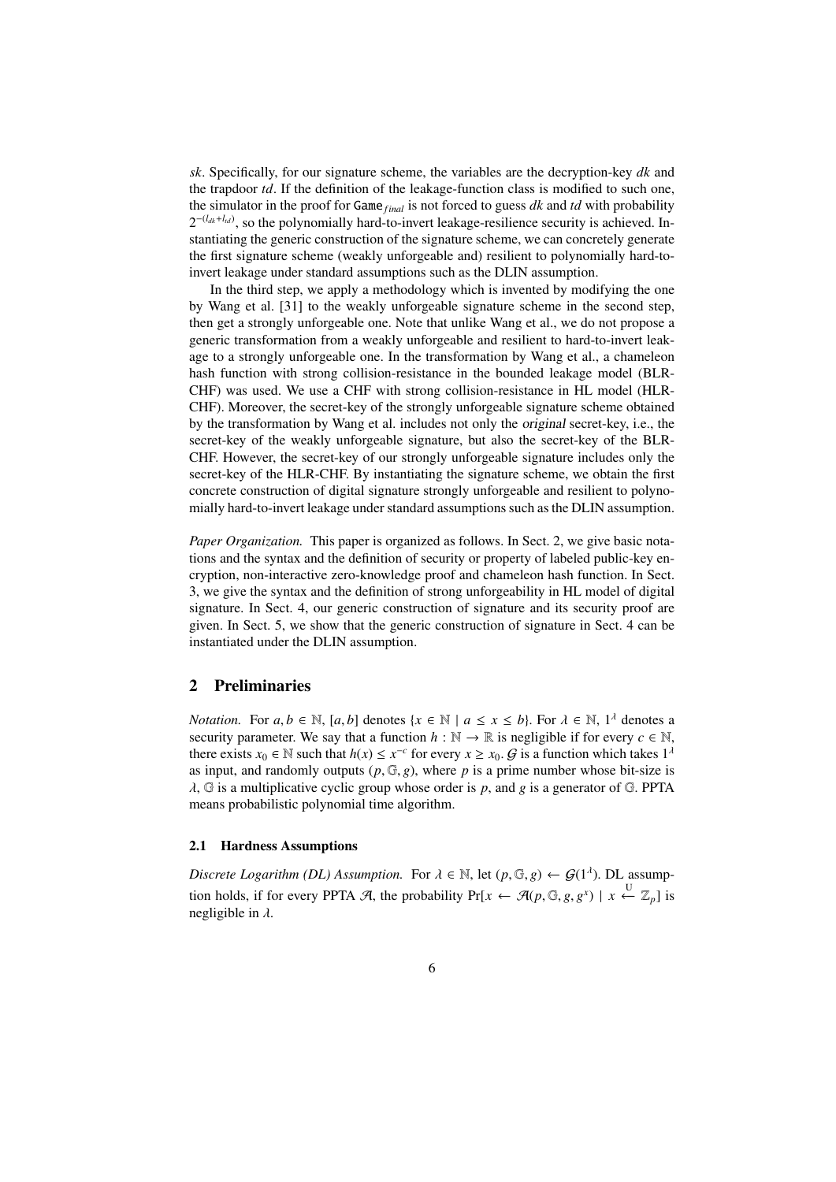*sk*. Specifically, for our signature scheme, the variables are the decryption-key *dk* and the trapdoor *td*. If the definition of the leakage-function class is modified to such one, the simulator in the proof for $\mathtt{Game}_{final}$ is not forced to guess *dk* and *td* with probability $2^{-(l_{dk}+l_{td})}$, so the polynomially hard-to-invert leakage-resilience security is achieved. Instantiating the generic construction of the signature scheme, we can concretely generate the first signature scheme (weakly unforgeable and) resilient to polynomially hard-to-invert leakage under standard assumptions such as the DLIN assumption.

In the third step, we apply a methodology which is invented by modifying the one by Wang et al. [31] to the weakly unforgeable signature scheme in the second step, then get a strongly unforgeable one. Note that unlike Wang et al., we do not propose a generic transformation from a weakly unforgeable and resilient to hard-to-invert leakage to a strongly unforgeable one. In the transformation by Wang et al., a chameleon hash function with strong collision-resistance in the bounded leakage model (BLR-CHF) was used. We use a CHF with strong collision-resistance in HL model (HLR-CHF). Moreover, the secret-key of the strongly unforgeable signature scheme obtained by the transformation by Wang et al. includes not only the *original* secret-key, i.e., the secret-key of the weakly unforgeable signature, but also the secret-key of the BLR-CHF. However, the secret-key of our strongly unforgeable signature includes only the secret-key of the HLR-CHF. By instantiating the signature scheme, we obtain the first concrete construction of digital signature strongly unforgeable and resilient to polynomially hard-to-invert leakage under standard assumptions such as the DLIN assumption.

*Paper Organization.* This paper is organized as follows. In Sect. 2, we give basic notations and the syntax and the definition of security or property of labeled public-key encryption, non-interactive zero-knowledge proof and chameleon hash function. In Sect. 3, we give the syntax and the definition of strong unforgeability in HL model of digital signature. In Sect. 4, our generic construction of signature and its security proof are given. In Sect. 5, we show that the generic construction of signature in Sect. 4 can be instantiated under the DLIN assumption.

## 2 Preliminaries

*Notation.* For $a, b \in \mathbb{N}$, $[a, b]$ denotes $\{x \in \mathbb{N} \mid a \leq x \leq b\}$. For $\lambda \in \mathbb{N}$, $1^\lambda$ denotes a security parameter. We say that a function $h : \mathbb{N} \to \mathbb{R}$ is negligible if for every $c \in \mathbb{N}$, there exists $x_0 \in \mathbb{N}$ such that $h(x) \leq x^{-c}$ for every $x \geq x_0$. $\mathcal{G}$ is a function which takes $1^\lambda$ as input, and randomly outputs $(p, \mathbb{G}, g)$, where $p$ is a prime number whose bit-size is $\lambda$, $\mathbb{G}$ is a multiplicative cyclic group whose order is $p$, and $g$ is a generator of $\mathbb{G}$. PPTA means probabilistic polynomial time algorithm.

### 2.1 Hardness Assumptions

*Discrete Logarithm (DL) Assumption.* For $\lambda \in \mathbb{N}$, let $(p, \mathbb{G}, g) \leftarrow \mathcal{G}(1^\lambda)$. DL assumption holds, if for every PPTA $\mathcal{A}$, the probability $\Pr[x \leftarrow \mathcal{A}(p, \mathbb{G}, g, g^x) \mid x \overset{\mathrm{U}}{\leftarrow} \mathbb{Z}_p]$ is negligible in $\lambda$.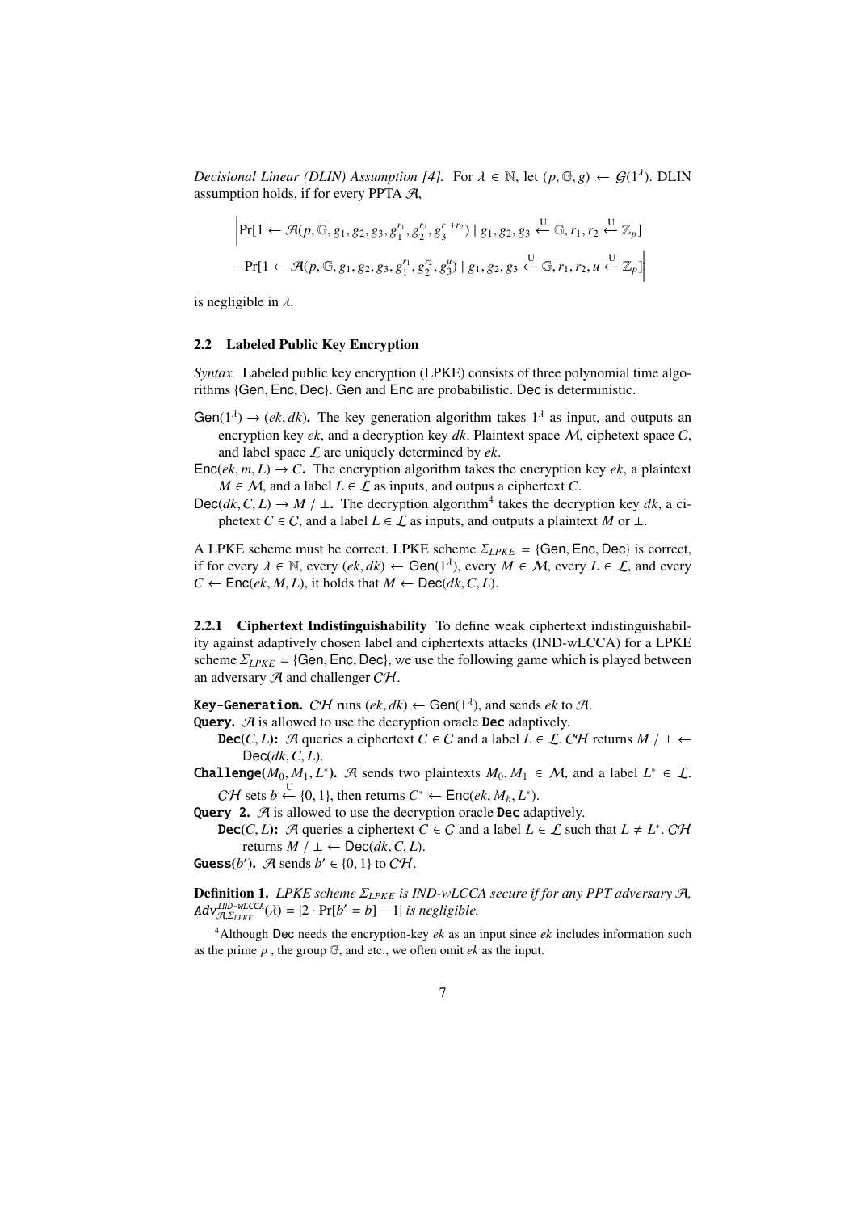*Decisional Linear (DLIN) Assumption [4].* For $\lambda \in \mathbb{N}$, let $(p, \mathbb{G}, g) \leftarrow \mathcal{G}(1^\lambda)$. DLIN assumption holds, if for every PPTA $\mathcal{A}$,

$$\Big| \Pr[1 \leftarrow \mathcal{A}(p, \mathbb{G}, g_1, g_2, g_3, g_1^{r_1}, g_2^{r_2}, g_3^{r_1+r_2}) \mid g_1, g_2, g_3 \xleftarrow{U} \mathbb{G}, r_1, r_2 \xleftarrow{U} \mathbb{Z}_p]$$

$$- \Pr[1 \leftarrow \mathcal{A}(p, \mathbb{G}, g_1, g_2, g_3, g_1^{r_1}, g_2^{r_2}, g_3^{u}) \mid g_1, g_2, g_3 \xleftarrow{U} \mathbb{G}, r_1, r_2, u \xleftarrow{U} \mathbb{Z}_p] \Big|$$

is negligible in $\lambda$.

## 2.2 Labeled Public Key Encryption

*Syntax.* Labeled public key encryption (LPKE) consists of three polynomial time algorithms {Gen, Enc, Dec}. Gen and Enc are probabilistic. Dec is deterministic.

**$\mathsf{Gen}(1^\lambda) \rightarrow (ek, dk)$.** The key generation algorithm takes $1^\lambda$ as input, and outputs an encryption key $ek$, and a decryption key $dk$. Plaintext space $\mathcal{M}$, ciphetext space $\mathcal{C}$, and label space $\mathcal{L}$ are uniquely determined by $ek$.

**$\mathsf{Enc}(ek, m, L) \rightarrow C$.** The encryption algorithm takes the encryption key $ek$, a plaintext $M \in \mathcal{M}$, and a label $L \in \mathcal{L}$ as inputs, and outpus a ciphertext $C$.

**$\mathsf{Dec}(dk, C, L) \rightarrow M \ / \perp$.** The decryption algorithm[4] takes the decryption key $dk$, a ciphetext $C \in \mathcal{C}$, and a label $L \in \mathcal{L}$ as inputs, and outputs a plaintext $M$ or $\perp$.

A LPKE scheme must be correct. LPKE scheme $\Sigma_{LPKE} = \{\mathsf{Gen}, \mathsf{Enc}, \mathsf{Dec}\}$ is correct, if for every $\lambda \in \mathbb{N}$, every $(ek, dk) \leftarrow \mathsf{Gen}(1^\lambda)$, every $M \in \mathcal{M}$, every $L \in \mathcal{L}$, and every $C \leftarrow \mathsf{Enc}(ek, M, L)$, it holds that $M \leftarrow \mathsf{Dec}(dk, C, L)$.

### 2.2.1 Ciphertext Indistinguishability

To define weak ciphertext indistinguishability against adaptively chosen label and ciphertexts attacks (IND-wLCCA) for a LPKE scheme $\Sigma_{LPKE} = \{\mathsf{Gen}, \mathsf{Enc}, \mathsf{Dec}\}$, we use the following game which is played between an adversary $\mathcal{A}$ and challenger $\mathcal{CH}$.

**Key-Generation.** $\mathcal{CH}$ runs $(ek, dk) \leftarrow \mathsf{Gen}(1^\lambda)$, and sends $ek$ to $\mathcal{A}$.

**Query.** $\mathcal{A}$ is allowed to use the decryption oracle **Dec** adaptively.

- **Dec$(C, L)$:** $\mathcal{A}$ queries a ciphertext $C \in \mathcal{C}$ and a label $L \in \mathcal{L}$. $\mathcal{CH}$ returns $M \ / \perp \leftarrow \mathsf{Dec}(dk, C, L)$.

**Challenge$(M_0, M_1, L^*)$.** $\mathcal{A}$ sends two plaintexts $M_0, M_1 \in \mathcal{M}$, and a label $L^* \in \mathcal{L}$. $\mathcal{CH}$ sets $b \xleftarrow{U} \{0, 1\}$, then returns $C^* \leftarrow \mathsf{Enc}(ek, M_b, L^*)$.

**Query 2.** $\mathcal{A}$ is allowed to use the decryption oracle **Dec** adaptively.

- **Dec$(C, L)$:** $\mathcal{A}$ queries a ciphertext $C \in \mathcal{C}$ and a label $L \in \mathcal{L}$ such that $L \neq L^*$. $\mathcal{CH}$ returns $M \ / \perp \leftarrow \mathsf{Dec}(dk, C, L)$.

**Guess$(b')$.** $\mathcal{A}$ sends $b' \in \{0, 1\}$ to $\mathcal{CH}$.

**Definition 1.** *LPKE scheme $\Sigma_{LPKE}$ is IND-wLCCA secure if for any PPT adversary $\mathcal{A}$, $\mathsf{Adv}^{IND\text{-}wLCCA}_{\mathcal{A},\Sigma_{LPKE}}(\lambda) = |2 \cdot \Pr[b' = b] - 1|$ is negligible.*

---

[4] Although Dec needs the encryption-key $ek$ as an input since $ek$ includes information such as the prime $p$ , the group $\mathbb{G}$, and etc., we often omit $ek$ as the input.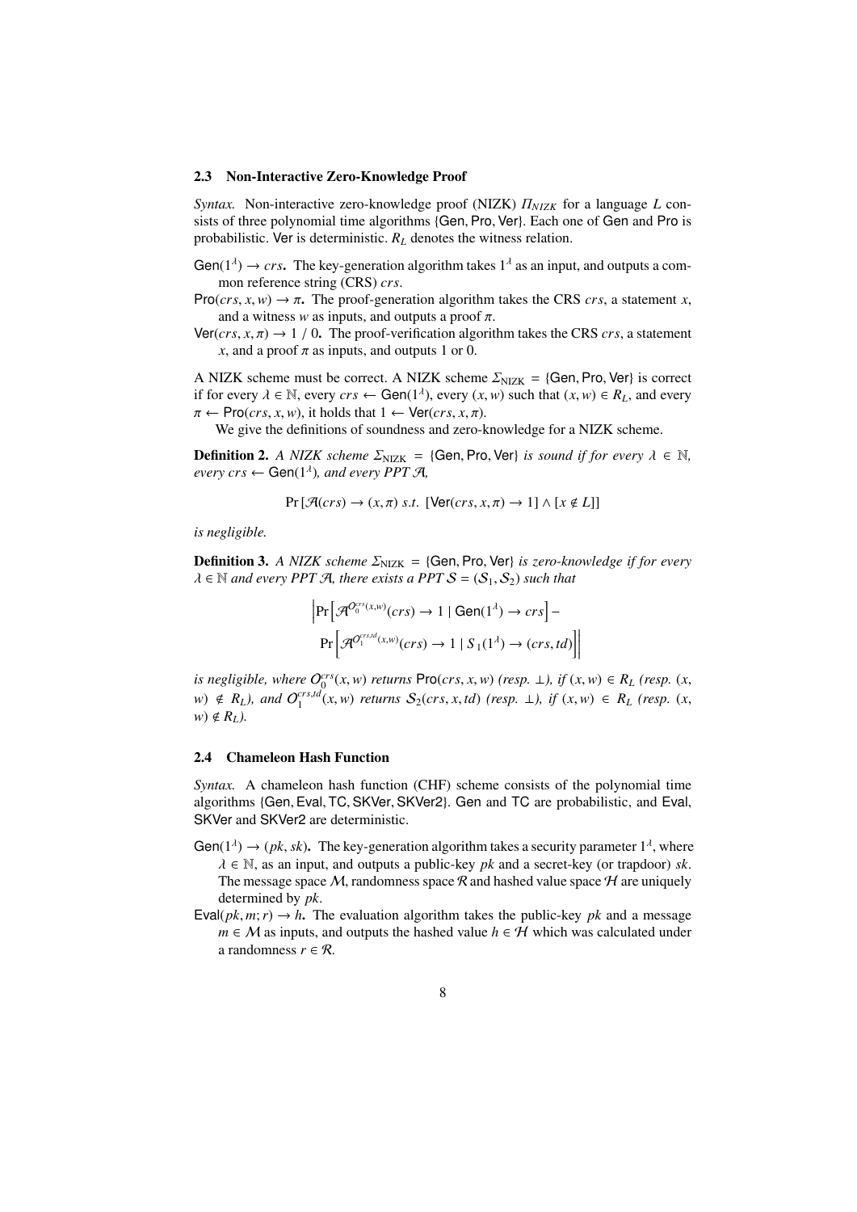### 2.3 Non-Interactive Zero-Knowledge Proof

*Syntax.* Non-interactive zero-knowledge proof (NIZK) $\Pi_{NIZK}$ for a language $L$ consists of three polynomial time algorithms {Gen, Pro, Ver}. Each one of Gen and Pro is probabilistic. Ver is deterministic. $R_L$ denotes the witness relation.

$\mathsf{Gen}(1^\lambda) \to crs$**.** The key-generation algorithm takes $1^\lambda$ as an input, and outputs a common reference string (CRS) $crs$.

$\mathsf{Pro}(crs, x, w) \to \pi$**.** The proof-generation algorithm takes the CRS $crs$, a statement $x$, and a witness $w$ as inputs, and outputs a proof $\pi$.

$\mathsf{Ver}(crs, x, \pi) \to 1 / 0$**.** The proof-verification algorithm takes the CRS $crs$, a statement $x$, and a proof $\pi$ as inputs, and outputs 1 or 0.

A NIZK scheme must be correct. A NIZK scheme $\Sigma_{\text{NIZK}} = \{\mathsf{Gen}, \mathsf{Pro}, \mathsf{Ver}\}$ is correct if for every $\lambda \in \mathbb{N}$, every $crs \leftarrow \mathsf{Gen}(1^\lambda)$, every $(x, w)$ such that $(x, w) \in R_L$, and every $\pi \leftarrow \mathsf{Pro}(crs, x, w)$, it holds that $1 \leftarrow \mathsf{Ver}(crs, x, \pi)$.

We give the definitions of soundness and zero-knowledge for a NIZK scheme.

**Definition 2.** *A NIZK scheme $\Sigma_{\text{NIZK}} = \{\mathsf{Gen}, \mathsf{Pro}, \mathsf{Ver}\}$ is sound if for every $\lambda \in \mathbb{N}$, every $crs \leftarrow \mathsf{Gen}(1^\lambda)$, and every PPT $\mathcal{A}$,*

$$\Pr\left[\mathcal{A}(crs) \to (x, \pi) \ s.t. \ [\mathsf{Ver}(crs, x, \pi) \to 1] \wedge [x \notin L]\right]$$

*is negligible.*

**Definition 3.** *A NIZK scheme $\Sigma_{\text{NIZK}} = \{\mathsf{Gen}, \mathsf{Pro}, \mathsf{Ver}\}$ is zero-knowledge if for every $\lambda \in \mathbb{N}$ and every PPT $\mathcal{A}$, there exists a PPT $\mathcal{S} = (\mathcal{S}_1, \mathcal{S}_2)$ such that*

$$\left|\Pr\left[\mathcal{A}^{O_0^{crs}(x,w)}(crs) \to 1 \mid \mathsf{Gen}(1^\lambda) \to crs\right] - \Pr\left[\mathcal{A}^{O_1^{crs,td}(x,w)}(crs) \to 1 \mid S_1(1^\lambda) \to (crs, td)\right]\right|$$

*is negligible, where $O_0^{crs}(x, w)$ returns $\mathsf{Pro}(crs, x, w)$ (resp. $\perp$), if $(x, w) \in R_L$ (resp. $(x, w) \notin R_L$), and $O_1^{crs,td}(x, w)$ returns $\mathcal{S}_2(crs, x, td)$ (resp. $\perp$), if $(x, w) \in R_L$ (resp. $(x, w) \notin R_L$).*

### 2.4 Chameleon Hash Function

*Syntax.* A chameleon hash function (CHF) scheme consists of the polynomial time algorithms {Gen, Eval, TC, SKVer, SKVer2}. Gen and TC are probabilistic, and Eval, SKVer and SKVer2 are deterministic.

$\mathsf{Gen}(1^\lambda) \to (pk, sk)$**.** The key-generation algorithm takes a security parameter $1^\lambda$, where $\lambda \in \mathbb{N}$, as an input, and outputs a public-key $pk$ and a secret-key (or trapdoor) $sk$. The message space $\mathcal{M}$, randomness space $\mathcal{R}$ and hashed value space $\mathcal{H}$ are uniquely determined by $pk$.

$\mathsf{Eval}(pk, m; r) \to h$**.** The evaluation algorithm takes the public-key $pk$ and a message $m \in \mathcal{M}$ as inputs, and outputs the hashed value $h \in \mathcal{H}$ which was calculated under a randomness $r \in \mathcal{R}$.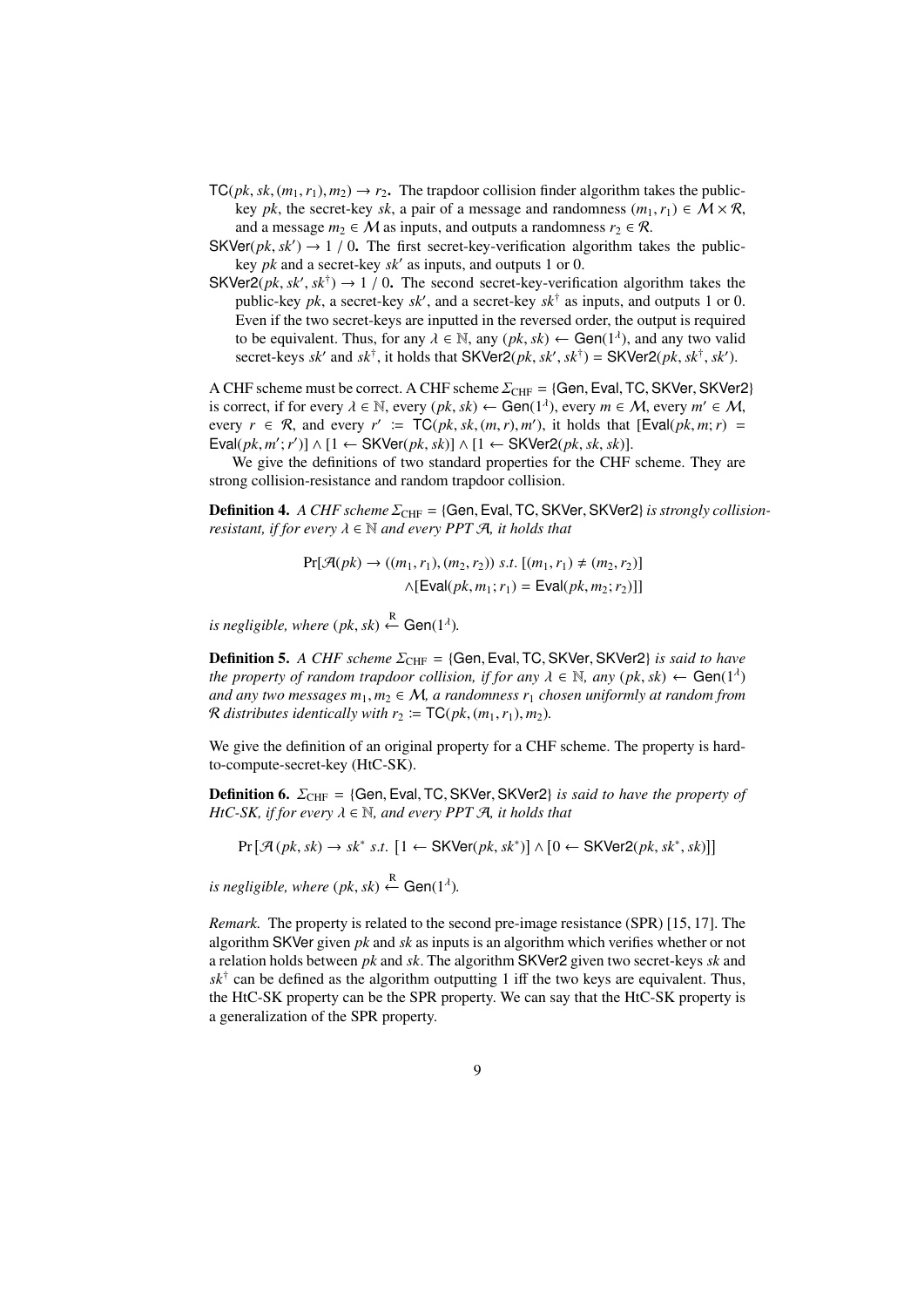$\mathsf{TC}(pk, sk, (m_1, r_1), m_2) \rightarrow r_2$**.** The trapdoor collision finder algorithm takes the public-key $pk$, the secret-key $sk$, a pair of a message and randomness $(m_1, r_1) \in \mathcal{M} \times \mathcal{R}$, and a message $m_2 \in \mathcal{M}$ as inputs, and outputs a randomness $r_2 \in \mathcal{R}$.

$\mathsf{SKVer}(pk, sk') \rightarrow 1 \,/\, 0$**.** The first secret-key-verification algorithm takes the public-key $pk$ and a secret-key $sk'$ as inputs, and outputs 1 or 0.

$\mathsf{SKVer2}(pk, sk', sk^\dagger) \rightarrow 1 \,/\, 0$**.** The second secret-key-verification algorithm takes the public-key $pk$, a secret-key $sk'$, and a secret-key $sk^\dagger$ as inputs, and outputs 1 or 0. Even if the two secret-keys are inputted in the reversed order, the output is required to be equivalent. Thus, for any $\lambda \in \mathbb{N}$, any $(pk, sk) \leftarrow \mathsf{Gen}(1^\lambda)$, and any two valid secret-keys $sk'$ and $sk^\dagger$, it holds that $\mathsf{SKVer2}(pk, sk', sk^\dagger) = \mathsf{SKVer2}(pk, sk^\dagger, sk')$.

A CHF scheme must be correct. A CHF scheme $\Sigma_{\mathrm{CHF}} = \{\mathsf{Gen}, \mathsf{Eval}, \mathsf{TC}, \mathsf{SKVer}, \mathsf{SKVer2}\}$ is correct, if for every $\lambda \in \mathbb{N}$, every $(pk, sk) \leftarrow \mathsf{Gen}(1^\lambda)$, every $m \in \mathcal{M}$, every $m' \in \mathcal{M}$, every $r \in \mathcal{R}$, and every $r' := \mathsf{TC}(pk, sk, (m, r), m')$, it holds that $[\mathsf{Eval}(pk, m; r) = \mathsf{Eval}(pk, m'; r')] \wedge [1 \leftarrow \mathsf{SKVer}(pk, sk)] \wedge [1 \leftarrow \mathsf{SKVer2}(pk, sk, sk)]$.

We give the definitions of two standard properties for the CHF scheme. They are strong collision-resistance and random trapdoor collision.

**Definition 4.** *A CHF scheme $\Sigma_{\mathrm{CHF}} = \{\mathsf{Gen}, \mathsf{Eval}, \mathsf{TC}, \mathsf{SKVer}, \mathsf{SKVer2}\}$ is strongly collision-resistant, if for every $\lambda \in \mathbb{N}$ and every PPT $\mathcal{A}$, it holds that*

$$\Pr[\mathcal{A}(pk) \rightarrow ((m_1, r_1), (m_2, r_2)) \ s.t. \ [(m_1, r_1) \neq (m_2, r_2)] \wedge [\mathsf{Eval}(pk, m_1; r_1) = \mathsf{Eval}(pk, m_2; r_2)]]$$

*is negligible, where $(pk, sk) \xleftarrow{\mathrm{R}} \mathsf{Gen}(1^\lambda)$.*

**Definition 5.** *A CHF scheme $\Sigma_{\mathrm{CHF}} = \{\mathsf{Gen}, \mathsf{Eval}, \mathsf{TC}, \mathsf{SKVer}, \mathsf{SKVer2}\}$ is said to have the property of random trapdoor collision, if for any $\lambda \in \mathbb{N}$, any $(pk, sk) \leftarrow \mathsf{Gen}(1^\lambda)$ and any two messages $m_1, m_2 \in \mathcal{M}$, a randomness $r_1$ chosen uniformly at random from $\mathcal{R}$ distributes identically with $r_2 := \mathsf{TC}(pk, (m_1, r_1), m_2)$.*

We give the definition of an original property for a CHF scheme. The property is hard-to-compute-secret-key (HtC-SK).

**Definition 6.** *$\Sigma_{\mathrm{CHF}} = \{\mathsf{Gen}, \mathsf{Eval}, \mathsf{TC}, \mathsf{SKVer}, \mathsf{SKVer2}\}$ is said to have the property of HtC-SK, if for every $\lambda \in \mathbb{N}$, and every PPT $\mathcal{A}$, it holds that*

$$\Pr\left[\mathcal{A}(pk, sk) \rightarrow sk^* \ s.t. \ [1 \leftarrow \mathsf{SKVer}(pk, sk^*)] \wedge [0 \leftarrow \mathsf{SKVer2}(pk, sk^*, sk)]\right]$$

*is negligible, where $(pk, sk) \xleftarrow{\mathrm{R}} \mathsf{Gen}(1^\lambda)$.*

*Remark.* The property is related to the second pre-image resistance (SPR) [15, 17]. The algorithm $\mathsf{SKVer}$ given $pk$ and $sk$ as inputs is an algorithm which verifies whether or not a relation holds between $pk$ and $sk$. The algorithm $\mathsf{SKVer2}$ given two secret-keys $sk$ and $sk^\dagger$ can be defined as the algorithm outputting 1 iff the two keys are equivalent. Thus, the HtC-SK property can be the SPR property. We can say that the HtC-SK property is a generalization of the SPR property.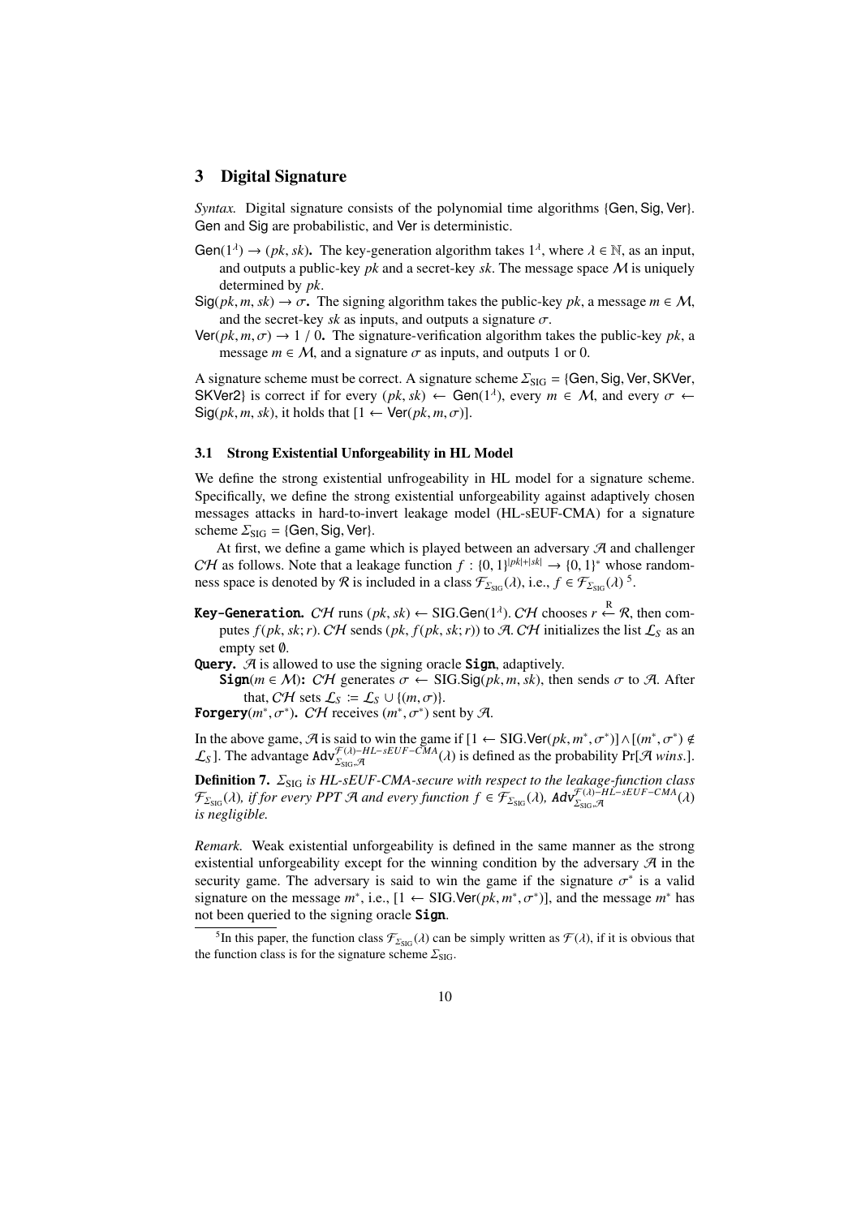## 3 Digital Signature

*Syntax.* Digital signature consists of the polynomial time algorithms {Gen, Sig, Ver}. Gen and Sig are probabilistic, and Ver is deterministic.

$\mathsf{Gen}(1^\lambda) \rightarrow (pk, sk)$**.** The key-generation algorithm takes $1^\lambda$, where $\lambda \in \mathbb{N}$, as an input, and outputs a public-key $pk$ and a secret-key $sk$. The message space $\mathcal{M}$ is uniquely determined by $pk$.

$\mathsf{Sig}(pk, m, sk) \rightarrow \sigma$**.** The signing algorithm takes the public-key $pk$, a message $m \in \mathcal{M}$, and the secret-key $sk$ as inputs, and outputs a signature $\sigma$.

$\mathsf{Ver}(pk, m, \sigma) \rightarrow 1 / 0$**.** The signature-verification algorithm takes the public-key $pk$, a message $m \in \mathcal{M}$, and a signature $\sigma$ as inputs, and outputs 1 or 0.

A signature scheme must be correct. A signature scheme $\Sigma_{\mathrm{SIG}} = \{\mathsf{Gen}, \mathsf{Sig}, \mathsf{Ver}, \mathsf{SKVer}, \mathsf{SKVer2}\}$ is correct if for every $(pk, sk) \leftarrow \mathsf{Gen}(1^\lambda)$, every $m \in \mathcal{M}$, and every $\sigma \leftarrow \mathsf{Sig}(pk, m, sk)$, it holds that $[1 \leftarrow \mathsf{Ver}(pk, m, \sigma)]$.

### 3.1 Strong Existential Unforgeability in HL Model

We define the strong existential unfrogeability in HL model for a signature scheme. Specifically, we define the strong existential unforgeability against adaptively chosen messages attacks in hard-to-invert leakage model (HL-sEUF-CMA) for a signature scheme $\Sigma_{\mathrm{SIG}} = \{\mathsf{Gen}, \mathsf{Sig}, \mathsf{Ver}\}$.

At first, we define a game which is played between an adversary $\mathcal{A}$ and challenger $\mathcal{CH}$ as follows. Note that a leakage function $f : \{0,1\}^{|pk|+|sk|} \rightarrow \{0,1\}^*$ whose randomness space is denoted by $\mathcal{R}$ is included in a class $\mathcal{F}_{\Sigma_{\mathrm{SIG}}}(\lambda)$, i.e., $f \in \mathcal{F}_{\Sigma_{\mathrm{SIG}}}(\lambda)$ [5].

**Key-Generation.** $\mathcal{CH}$ runs $(pk, sk) \leftarrow \mathrm{SIG}.\mathsf{Gen}(1^\lambda)$. $\mathcal{CH}$ chooses $r \stackrel{\mathrm{R}}{\leftarrow} \mathcal{R}$, then computes $f(pk, sk; r)$. $\mathcal{CH}$ sends $(pk, f(pk, sk; r))$ to $\mathcal{A}$. $\mathcal{CH}$ initializes the list $\mathcal{L}_S$ as an empty set $\emptyset$.

**Query.** $\mathcal{A}$ is allowed to use the signing oracle **Sign**, adaptively.

**Sign**($m \in \mathcal{M}$)**:** $\mathcal{CH}$ generates $\sigma \leftarrow \mathrm{SIG}.\mathsf{Sig}(pk, m, sk)$, then sends $\sigma$ to $\mathcal{A}$. After that, $\mathcal{CH}$ sets $\mathcal{L}_S := \mathcal{L}_S \cup \{(m, \sigma)\}$.

**Forgery**$(m^*, \sigma^*)$**.** $\mathcal{CH}$ receives $(m^*, \sigma^*)$ sent by $\mathcal{A}$.

In the above game, $\mathcal{A}$ is said to win the game if $[1 \leftarrow \mathrm{SIG}.\mathsf{Ver}(pk, m^*, \sigma^*)] \wedge [(m^*, \sigma^*) \notin \mathcal{L}_S]$. The advantage $\mathtt{Adv}^{\mathcal{F}(\lambda)\text{-}HL\text{-}sEUF\text{-}CMA}_{\Sigma_{\mathrm{SIG}},\mathcal{A}}(\lambda)$ is defined as the probability $\Pr[\mathcal{A}\ wins.]$.

**Definition 7.** *$\Sigma_{\mathrm{SIG}}$ is HL-sEUF-CMA-secure with respect to the leakage-function class $\mathcal{F}_{\Sigma_{\mathrm{SIG}}}(\lambda)$, if for every PPT $\mathcal{A}$ and every function $f \in \mathcal{F}_{\Sigma_{\mathrm{SIG}}}(\lambda)$, $\mathtt{Adv}^{\mathcal{F}(\lambda)\text{-}HL\text{-}sEUF\text{-}CMA}_{\Sigma_{\mathrm{SIG}},\mathcal{A}}(\lambda)$ is negligible.*

*Remark.* Weak existential unforgeability is defined in the same manner as the strong existential unforgeability except for the winning condition by the adversary $\mathcal{A}$ in the security game. The adversary is said to win the game if the signature $\sigma^*$ is a valid signature on the message $m^*$, i.e., $[1 \leftarrow \mathrm{SIG}.\mathsf{Ver}(pk, m^*, \sigma^*)]$, and the message $m^*$ has not been queried to the signing oracle **Sign**.

[5] In this paper, the function class $\mathcal{F}_{\Sigma_{\mathrm{SIG}}}(\lambda)$ can be simply written as $\mathcal{F}(\lambda)$, if it is obvious that the function class is for the signature scheme $\Sigma_{\mathrm{SIG}}$.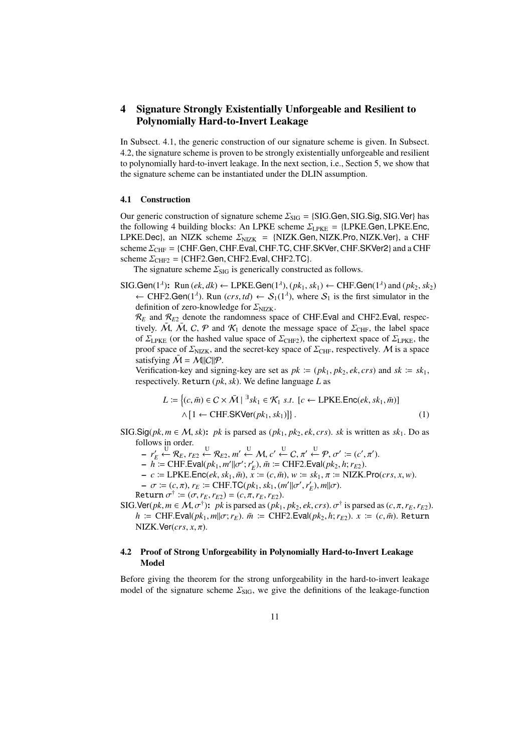# 4 Signature Strongly Existentially Unforgeable and Resilient to Polynomially Hard-to-Invert Leakage

In Subsect. 4.1, the generic construction of our signature scheme is given. In Subsect. 4.2, the signature scheme is proven to be strongly existentially unforgeable and resilient to polynomially hard-to-invert leakage. In the next section, i.e., Section 5, we show that the signature scheme can be instantiated under the DLIN assumption.

## 4.1 Construction

Our generic construction of signature scheme $\Sigma_{\mathrm{SIG}} = \{\mathsf{SIG.Gen}, \mathsf{SIG.Sig}, \mathsf{SIG.Ver}\}$ has the following 4 building blocks: An LPKE scheme $\Sigma_{\mathrm{LPKE}} = \{\mathsf{LPKE.Gen}, \mathsf{LPKE.Enc}, \mathsf{LPKE.Dec}\}$, an NIZK scheme $\Sigma_{\mathrm{NIZK}} = \{\mathsf{NIZK.Gen}, \mathsf{NIZK.Pro}, \mathsf{NIZK.Ver}\}$, a CHF scheme $\Sigma_{\mathrm{CHF}} = \{\mathsf{CHF.Gen}, \mathsf{CHF.Eval}, \mathsf{CHF.TC}, \mathsf{CHF.SKVer}, \mathsf{CHF.SKVer2}\}$ and a CHF scheme $\Sigma_{\mathrm{CHF2}} = \{\mathsf{CHF2.Gen}, \mathsf{CHF2.Eval}, \mathsf{CHF2.TC}\}$.

The signature scheme $\Sigma_{\mathrm{SIG}}$ is generically constructed as follows.

**$\mathsf{SIG.Gen}(1^\lambda)$:** Run $(ek, dk) \leftarrow \mathsf{LPKE.Gen}(1^\lambda)$, $(pk_1, sk_1) \leftarrow \mathsf{CHF.Gen}(1^\lambda)$ and $(pk_2, sk_2) \leftarrow \mathsf{CHF2.Gen}(1^\lambda)$. Run $(crs, td) \leftarrow \mathcal{S}_1(1^\lambda)$, where $\mathcal{S}_1$ is the first simulator in the definition of zero-knowledge for $\Sigma_{\mathrm{NIZK}}$.
$\mathcal{R}_E$ and $\mathcal{R}_{E2}$ denote the randomness space of $\mathsf{CHF.Eval}$ and $\mathsf{CHF2.Eval}$, respectively. $\tilde{\mathcal{M}}$, $\bar{\mathcal{M}}$, $\mathcal{C}$, $\mathcal{P}$ and $\mathcal{K}_1$ denote the message space of $\Sigma_{\mathrm{CHF}}$, the label space of $\Sigma_{\mathrm{LPKE}}$ (or the hashed value space of $\Sigma_{\mathrm{CHF2}}$), the ciphertext space of $\Sigma_{\mathrm{LPKE}}$, the proof space of $\Sigma_{\mathrm{NIZK}}$, and the secret-key space of $\Sigma_{\mathrm{CHF}}$, respectively. $\mathcal{M}$ is a space satisfying $\tilde{\mathcal{M}} = \mathcal{M} \| \mathcal{C} \| \mathcal{P}$.
Verification-key and signing-key are set as $pk := (pk_1, pk_2, ek, crs)$ and $sk := sk_1$, respectively. $\mathtt{Return}$ $(pk, sk)$. We define language $L$ as

$$L := \left\{(c, \bar{m}) \in \mathcal{C} \times \bar{\mathcal{M}} \mid {}^{\exists} sk_1 \in \mathcal{K}_1 \ s.t.\ [c \leftarrow \mathsf{LPKE.Enc}(ek, sk_1, \bar{m})] \wedge [1 \leftarrow \mathsf{CHF.SKVer}(pk_1, sk_1)]\right\}. \quad (1)$$

**$\mathsf{SIG.Sig}(pk, m \in \mathcal{M}, sk)$:** $pk$ is parsed as $(pk_1, pk_2, ek, crs)$. $sk$ is written as $sk_1$. Do as follows in order.

- $r'_E \overset{\mathrm{U}}{\leftarrow} \mathcal{R}_E$, $r_{E2} \overset{\mathrm{U}}{\leftarrow} \mathcal{R}_{E2}$, $m' \overset{\mathrm{U}}{\leftarrow} \mathcal{M}$, $c' \overset{\mathrm{U}}{\leftarrow} \mathcal{C}$, $\pi' \overset{\mathrm{U}}{\leftarrow} \mathcal{P}$, $\sigma' := (c', \pi')$.
- $h := \mathsf{CHF.Eval}(pk_1, m' \| \sigma'; r'_E)$, $\bar{m} := \mathsf{CHF2.Eval}(pk_2, h; r_{E2})$.
- $c := \mathsf{LPKE.Enc}(ek, sk_1, \bar{m})$, $x := (c, \bar{m})$, $w := sk_1$, $\pi := \mathsf{NIZK.Pro}(crs, x, w)$.
- $\sigma := (c, \pi)$, $r_E := \mathsf{CHF.TC}(pk_1, sk_1, (m' \| \sigma', r'_E), m \| \sigma)$.

$\mathtt{Return}$ $\sigma^\dagger := (\sigma, r_E, r_{E2}) = (c, \pi, r_E, r_{E2})$.

**$\mathsf{SIG.Ver}(pk, m \in \mathcal{M}, \sigma^\dagger)$:** $pk$ is parsed as $(pk_1, pk_2, ek, crs)$. $\sigma^\dagger$ is parsed as $(c, \pi, r_E, r_{E2})$. $h := \mathsf{CHF.Eval}(pk_1, m \| \sigma; r_E)$. $\bar{m} := \mathsf{CHF2.Eval}(pk_2, h; r_{E2})$. $x := (c, \bar{m})$. $\mathtt{Return}$ $\mathsf{NIZK.Ver}(crs, x, \pi)$.

## 4.2 Proof of Strong Unforgeability in Polynomially Hard-to-Invert Leakage Model

Before giving the theorem for the strong unforgeability in the hard-to-invert leakage model of the signature scheme $\Sigma_{\mathrm{SIG}}$, we give the definitions of the leakage-function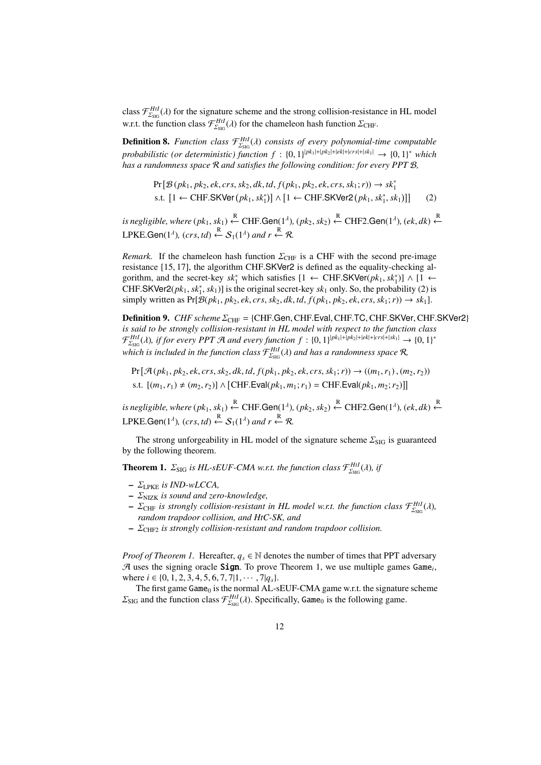class $\mathcal{F}^{HtI}_{\Sigma_{\mathrm{SIG}}}(\lambda)$ for the signature scheme and the strong collision-resistance in HL model w.r.t. the function class $\mathcal{F}^{HtI}_{\Sigma_{\mathrm{SIG}}}(\lambda)$ for the chameleon hash function $\Sigma_{\mathrm{CHF}}$.

**Definition 8.** *Function class $\mathcal{F}^{HtI}_{\Sigma_{\mathrm{SIG}}}(\lambda)$ consists of every polynomial-time computable probabilistic (or deterministic) function $f : \{0,1\}^{|pk_1|+|pk_2|+|ek|+|crs|+|sk_1|} \to \{0,1\}^*$ which has a randomness space $\mathcal{R}$ and satisfies the following condition: for every PPT $\mathcal{B}$,*

$$\begin{aligned}
&\Pr[\mathcal{B}(pk_1, pk_2, ek, crs, sk_2, dk, td, f(pk_1, pk_2, ek, crs, sk_1; r)) \to sk_1^* \\
&\text{s.t. } [1 \leftarrow \mathsf{CHF.SKVer}(pk_1, sk_1^*)] \wedge [1 \leftarrow \mathsf{CHF.SKVer2}(pk_1, sk_1^*, sk_1)]] \qquad (2)
\end{aligned}$$

*is negligible, where $(pk_1, sk_1) \overset{R}{\leftarrow} \mathsf{CHF.Gen}(1^\lambda)$, $(pk_2, sk_2) \overset{R}{\leftarrow} \mathsf{CHF2.Gen}(1^\lambda)$, $(ek, dk) \overset{R}{\leftarrow} \mathsf{LPKE.Gen}(1^\lambda)$, $(crs, td) \overset{R}{\leftarrow} \mathcal{S}_1(1^\lambda)$ and $r \overset{R}{\leftarrow} \mathcal{R}$.*

*Remark.* If the chameleon hash function $\Sigma_{\mathrm{CHF}}$ is a CHF with the second pre-image resistance [15, 17], the algorithm CHF.SKVer2 is defined as the equality-checking algorithm, and the secret-key $sk_1^*$ which satisfies $[1 \leftarrow \mathsf{CHF.SKVer}(pk_1, sk_1^*)] \wedge [1 \leftarrow \mathsf{CHF.SKVer2}(pk_1, sk_1^*, sk_1)]$ is the original secret-key $sk_1$ only. So, the probability (2) is simply written as $\Pr[\mathcal{B}(pk_1, pk_2, ek, crs, sk_2, dk, td, f(pk_1, pk_2, ek, crs, sk_1; r)) \to sk_1]$.

**Definition 9.** *CHF scheme $\Sigma_{\mathrm{CHF}} = \{\mathsf{CHF.Gen}, \mathsf{CHF.Eval}, \mathsf{CHF.TC}, \mathsf{CHF.SKVer}, \mathsf{CHF.SKVer2}\}$ is said to be strongly collision-resistant in HL model with respect to the function class $\mathcal{F}^{HtI}_{\Sigma_{\mathrm{SIG}}}(\lambda)$, if for every PPT $\mathcal{A}$ and every function $f : \{0,1\}^{|pk_1|+|pk_2|+|ek|+|crs|+|sk_1|} \to \{0,1\}^*$ which is included in the function class $\mathcal{F}^{HtI}_{\Sigma_{\mathrm{SIG}}}(\lambda)$ and has a randomness space $\mathcal{R}$,*

$$\begin{aligned}
&\Pr[\mathcal{A}(pk_1, pk_2, ek, crs, sk_2, dk, td, f(pk_1, pk_2, ek, crs, sk_1; r)) \to ((m_1, r_1), (m_2, r_2)) \\
&\text{s.t. } [(m_1, r_1) \neq (m_2, r_2)] \wedge [\mathsf{CHF.Eval}(pk_1, m_1; r_1) = \mathsf{CHF.Eval}(pk_1, m_2; r_2)]]
\end{aligned}$$

*is negligible, where $(pk_1, sk_1) \overset{R}{\leftarrow} \mathsf{CHF.Gen}(1^\lambda)$, $(pk_2, sk_2) \overset{R}{\leftarrow} \mathsf{CHF2.Gen}(1^\lambda)$, $(ek, dk) \overset{R}{\leftarrow} \mathsf{LPKE.Gen}(1^\lambda)$, $(crs, td) \overset{R}{\leftarrow} \mathcal{S}_1(1^\lambda)$ and $r \overset{R}{\leftarrow} \mathcal{R}$.*

The strong unforgeability in HL model of the signature scheme $\Sigma_{\mathrm{SIG}}$ is guaranteed by the following theorem.

**Theorem 1.** *$\Sigma_{\mathrm{SIG}}$ is HL-sEUF-CMA w.r.t. the function class $\mathcal{F}^{HtI}_{\Sigma_{\mathrm{SIG}}}(\lambda)$, if*

- *$\Sigma_{\mathrm{LPKE}}$ is IND-wLCCA,*
- *$\Sigma_{\mathrm{NIZK}}$ is sound and zero-knowledge,*
- *$\Sigma_{\mathrm{CHF}}$ is strongly collision-resistant in HL model w.r.t. the function class $\mathcal{F}^{HtI}_{\Sigma_{\mathrm{SIG}}}(\lambda)$, random trapdoor collision, and HtC-SK, and*
- *$\Sigma_{\mathrm{CHF2}}$ is strongly collision-resistant and random trapdoor collision.*

*Proof of Theorem 1.* Hereafter, $q_s \in \mathbb{N}$ denotes the number of times that PPT adversary $\mathcal{A}$ uses the signing oracle **Sign**. To prove Theorem 1, we use multiple games $\mathtt{Game}_i$, where $i \in \{0, 1, 2, 3, 4, 5, 6, 7, 7|1, \cdots, 7|q_s\}$.

The first game $\mathtt{Game}_0$ is the normal AL-sEUF-CMA game w.r.t. the signature scheme $\Sigma_{\mathrm{SIG}}$ and the function class $\mathcal{F}^{HtI}_{\Sigma_{\mathrm{SIG}}}(\lambda)$. Specifically, $\mathtt{Game}_0$ is the following game.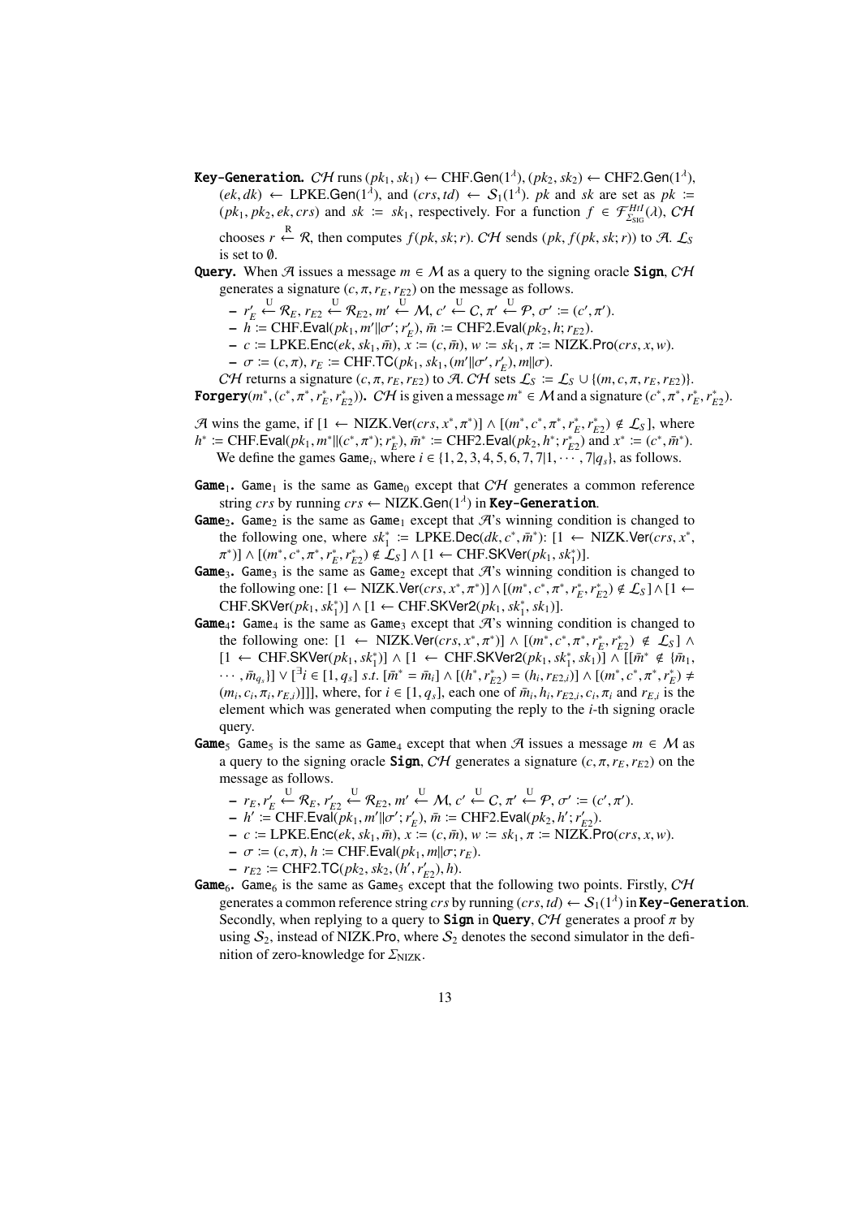**Key-Generation.** $\mathcal{CH}$ runs $(pk_1, sk_1) \leftarrow \text{CHF.Gen}(1^\lambda)$, $(pk_2, sk_2) \leftarrow \text{CHF2.Gen}(1^\lambda)$, $(ek, dk) \leftarrow \text{LPKE.Gen}(1^\lambda)$, and $(crs, td) \leftarrow \mathcal{S}_1(1^\lambda)$. $pk$ and $sk$ are set as $pk := (pk_1, pk_2, ek, crs)$ and $sk := sk_1$, respectively. For a function $f \in \mathcal{F}^{HtI}_{\Sigma_{\text{SIG}}}(\lambda)$, $\mathcal{CH}$ chooses $r \xleftarrow{R} \mathcal{R}$, then computes $f(pk, sk; r)$. $\mathcal{CH}$ sends $(pk, f(pk, sk; r))$ to $\mathcal{A}$. $\mathcal{L}_S$ is set to $\emptyset$.

**Query.** When $\mathcal{A}$ issues a message $m \in \mathcal{M}$ as a query to the signing oracle **Sign**, $\mathcal{CH}$ generates a signature $(c, \pi, r_E, r_{E2})$ on the message as follows.

- $r'_E \xleftarrow{U} \mathcal{R}_E$, $r_{E2} \xleftarrow{U} \mathcal{R}_{E2}$, $m' \xleftarrow{U} \mathcal{M}$, $c' \xleftarrow{U} \mathcal{C}$, $\pi' \xleftarrow{U} \mathcal{P}$, $\sigma' := (c', \pi')$.
- $h := \text{CHF.Eval}(pk_1, m' \| \sigma'; r'_E)$, $\bar{m} := \text{CHF2.Eval}(pk_2, h; r_{E2})$.
- $c := \text{LPKE.Enc}(ek, sk_1, \bar{m})$, $x := (c, \bar{m})$, $w := sk_1$, $\pi := \text{NIZK.Pro}(crs, x, w)$.
- $\sigma := (c, \pi)$, $r_E := \text{CHF.TC}(pk_1, sk_1, (m' \| \sigma', r'_E), m \| \sigma)$.

$\mathcal{CH}$ returns a signature $(c, \pi, r_E, r_{E2})$ to $\mathcal{A}$. $\mathcal{CH}$ sets $\mathcal{L}_S := \mathcal{L}_S \cup \{(m, c, \pi, r_E, r_{E2})\}$.

**Forgery**$(m^*, (c^*, \pi^*, r^*_E, r^*_{E2}))$. $\mathcal{CH}$ is given a message $m^* \in \mathcal{M}$ and a signature $(c^*, \pi^*, r^*_E, r^*_{E2})$.

$\mathcal{A}$ wins the game, if $[1 \leftarrow \text{NIZK.Ver}(crs, x^*, \pi^*)] \wedge [(m^*, c^*, \pi^*, r^*_E, r^*_{E2}) \notin \mathcal{L}_S]$, where $h^* := \text{CHF.Eval}(pk_1, m^* \| (c^*, \pi^*); r^*_E)$, $\bar{m}^* := \text{CHF2.Eval}(pk_2, h^*; r^*_{E2})$ and $x^* := (c^*, \bar{m}^*)$.

We define the games $\text{Game}_i$, where $i \in \{1, 2, 3, 4, 5, 6, 7, 7|1, \cdots, 7|q_s\}$, as follows.

**Game$_1$.** $\text{Game}_1$ is the same as $\text{Game}_0$ except that $\mathcal{CH}$ generates a common reference string $crs$ by running $crs \leftarrow \text{NIZK.Gen}(1^\lambda)$ in **Key-Generation**.

**Game$_2$.** $\text{Game}_2$ is the same as $\text{Game}_1$ except that $\mathcal{A}$'s winning condition is changed to the following one, where $sk^*_1 := \text{LPKE.Dec}(dk, c^*, \bar{m}^*)$: $[1 \leftarrow \text{NIZK.Ver}(crs, x^*, \pi^*)] \wedge [(m^*, c^*, \pi^*, r^*_E, r^*_{E2}) \notin \mathcal{L}_S] \wedge [1 \leftarrow \text{CHF.SKVer}(pk_1, sk^*_1)]$.

**Game$_3$.** $\text{Game}_3$ is the same as $\text{Game}_2$ except that $\mathcal{A}$'s winning condition is changed to the following one: $[1 \leftarrow \text{NIZK.Ver}(crs, x^*, \pi^*)] \wedge [(m^*, c^*, \pi^*, r^*_E, r^*_{E2}) \notin \mathcal{L}_S] \wedge [1 \leftarrow \text{CHF.SKVer}(pk_1, sk^*_1)] \wedge [1 \leftarrow \text{CHF.SKVer2}(pk_1, sk^*_1, sk_1)]$.

**Game$_4$:** $\text{Game}_4$ is the same as $\text{Game}_3$ except that $\mathcal{A}$'s winning condition is changed to the following one: $[1 \leftarrow \text{NIZK.Ver}(crs, x^*, \pi^*)] \wedge [(m^*, c^*, \pi^*, r^*_E, r^*_{E2}) \notin \mathcal{L}_S] \wedge [1 \leftarrow \text{CHF.SKVer}(pk_1, sk^*_1)] \wedge [1 \leftarrow \text{CHF.SKVer2}(pk_1, sk^*_1, sk_1)] \wedge [[\bar{m}^* \notin \{\bar{m}_1, \cdots, \bar{m}_{q_s}\}] \vee [\exists i \in [1, q_s] \text{ s.t. } [\bar{m}^* = \bar{m}_i] \wedge [(h^*, r^*_{E2}) = (h_i, r_{E2,i})] \wedge [(m^*, c^*, \pi^*, r^*_E) \neq (m_i, c_i, \pi_i, r_{E,i})]]]]$, where, for $i \in [1, q_s]$, each one of $\bar{m}_i, h_i, r_{E2,i}, c_i, \pi_i$ and $r_{E,i}$ is the element which was generated when computing the reply to the $i$-th signing oracle query.

**Game$_5$** $\text{Game}_5$ is the same as $\text{Game}_4$ except that when $\mathcal{A}$ issues a message $m \in \mathcal{M}$ as a query to the signing oracle **Sign**, $\mathcal{CH}$ generates a signature $(c, \pi, r_E, r_{E2})$ on the message as follows.

- $r_E, r'_E \xleftarrow{U} \mathcal{R}_E$, $r'_{E2} \xleftarrow{U} \mathcal{R}_{E2}$, $m' \xleftarrow{U} \mathcal{M}$, $c' \xleftarrow{U} \mathcal{C}$, $\pi' \xleftarrow{U} \mathcal{P}$, $\sigma' := (c', \pi')$.
- $h' := \text{CHF.Eval}(pk_1, m' \| \sigma'; r'_E)$, $\bar{m} := \text{CHF2.Eval}(pk_2, h'; r'_{E2})$.
- $c := \text{LPKE.Enc}(ek, sk_1, \bar{m})$, $x := (c, \bar{m})$, $w := sk_1$, $\pi := \text{NIZK.Pro}(crs, x, w)$.
- $\sigma := (c, \pi)$, $h := \text{CHF.Eval}(pk_1, m \| \sigma; r_E)$.
- $r_{E2} := \text{CHF2.TC}(pk_2, sk_2, (h', r'_{E2}), h)$.

**Game$_6$.** $\text{Game}_6$ is the same as $\text{Game}_5$ except that the following two points. Firstly, $\mathcal{CH}$ generates a common reference string $crs$ by running $(crs, td) \leftarrow \mathcal{S}_1(1^\lambda)$ in **Key-Generation**. Secondly, when replying to a query to **Sign** in **Query**, $\mathcal{CH}$ generates a proof $\pi$ by using $\mathcal{S}_2$, instead of NIZK.Pro, where $\mathcal{S}_2$ denotes the second simulator in the definition of zero-knowledge for $\Sigma_{\text{NIZK}}$.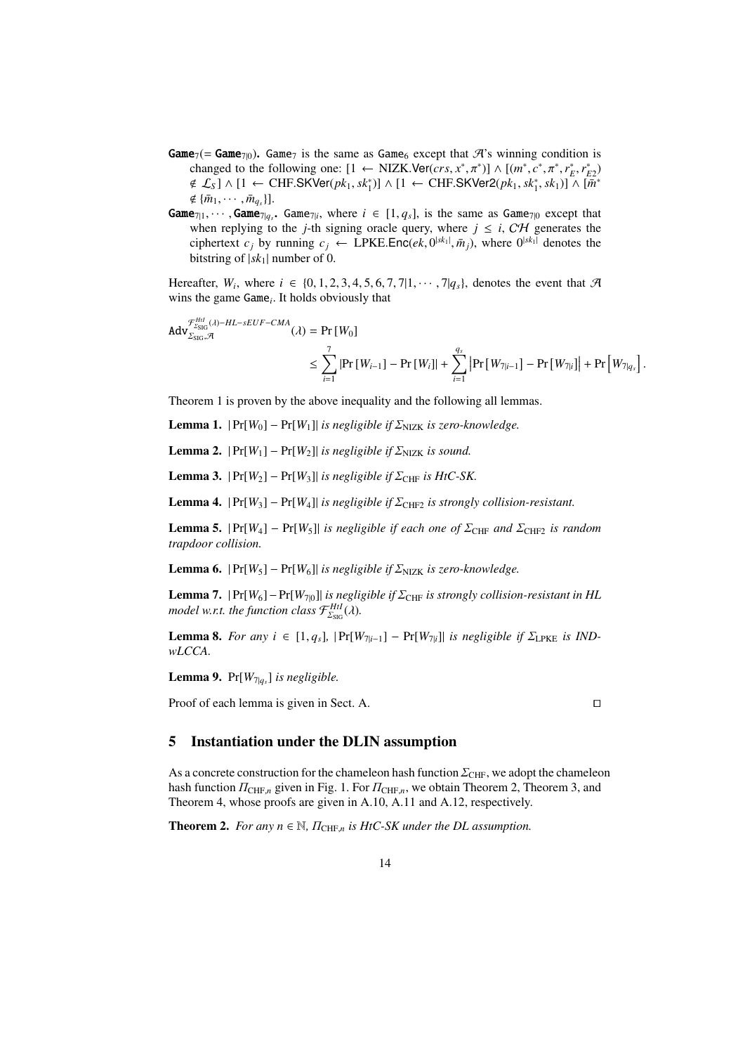**Game**$_7$(= **Game**$_{7|0}$). Game$_7$ is the same as Game$_6$ except that $\mathcal{A}$'s winning condition is changed to the following one: $[1 \leftarrow \mathsf{NIZK.Ver}(crs, x^*, \pi^*)] \wedge [(m^*, c^*, \pi^*, r_E^*, r_{E2}^*) \notin \mathcal{L}_S] \wedge [1 \leftarrow \mathsf{CHF.SKVer}(pk_1, sk_1^*)] \wedge [1 \leftarrow \mathsf{CHF.SKVer2}(pk_1, sk_1^*, sk_1)] \wedge [\bar{m}^* \notin \{\bar{m}_1, \cdots, \bar{m}_{q_s}\}]$.

**Game**$_{7|1}, \cdots,$ **Game**$_{7|q_s}$. Game$_{7|i}$, where $i \in [1, q_s]$, is the same as Game$_{7|0}$ except that when replying to the $j$-th signing oracle query, where $j \leq i$, $\mathcal{CH}$ generates the ciphertext $c_j$ by running $c_j \leftarrow \mathsf{LPKE.Enc}(ek, 0^{|sk_1|}, \bar{m}_j)$, where $0^{|sk_1|}$ denotes the bitstring of $|sk_1|$ number of 0.

Hereafter, $W_i$, where $i \in \{0, 1, 2, 3, 4, 5, 6, 7, 7|1, \cdots, 7|q_s\}$, denotes the event that $\mathcal{A}$ wins the game Game$_i$. It holds obviously that

$$\mathtt{Adv}_{\Sigma_{\mathrm{SIG}},\mathcal{A}}^{\mathcal{F}_{\Sigma_{\mathrm{SIG}}}^{HtI}(\lambda)-HL-sEUF-CMA}(\lambda) = \Pr[W_0] \leq \sum_{i=1}^{7} |\Pr[W_{i-1}] - \Pr[W_i]| + \sum_{i=1}^{q_s} \left|\Pr[W_{7|i-1}] - \Pr[W_{7|i}]\right| + \Pr\left[W_{7|q_s}\right].$$

Theorem 1 is proven by the above inequality and the following all lemmas.

**Lemma 1.** *$|\Pr[W_0] - \Pr[W_1]|$ is negligible if $\Sigma_{\mathrm{NIZK}}$ is zero-knowledge.*

**Lemma 2.** *$|\Pr[W_1] - \Pr[W_2]|$ is negligible if $\Sigma_{\mathrm{NIZK}}$ is sound.*

**Lemma 3.** *$|\Pr[W_2] - \Pr[W_3]|$ is negligible if $\Sigma_{\mathrm{CHF}}$ is HtC-SK.*

**Lemma 4.** *$|\Pr[W_3] - \Pr[W_4]|$ is negligible if $\Sigma_{\mathrm{CHF2}}$ is strongly collision-resistant.*

**Lemma 5.** *$|\Pr[W_4] - \Pr[W_5]|$ is negligible if each one of $\Sigma_{\mathrm{CHF}}$ and $\Sigma_{\mathrm{CHF2}}$ is random trapdoor collision.*

**Lemma 6.** *$|\Pr[W_5] - \Pr[W_6]|$ is negligible if $\Sigma_{\mathrm{NIZK}}$ is zero-knowledge.*

**Lemma 7.** *$|\Pr[W_6] - \Pr[W_{7|0}]|$ is negligible if $\Sigma_{\mathrm{CHF}}$ is strongly collision-resistant in HL model w.r.t. the function class $\mathcal{F}_{\Sigma_{\mathrm{SIG}}}^{HtI}(\lambda)$.*

**Lemma 8.** *For any $i \in [1, q_s]$, $|\Pr[W_{7|i-1}] - \Pr[W_{7|i}]|$ is negligible if $\Sigma_{\mathrm{LPKE}}$ is IND-wLCCA.*

**Lemma 9.** *$\Pr[W_{7|q_s}]$ is negligible.*

Proof of each lemma is given in Sect. A. □

## 5 Instantiation under the DLIN assumption

As a concrete construction for the chameleon hash function $\Sigma_{\mathrm{CHF}}$, we adopt the chameleon hash function $\Pi_{\mathrm{CHF},n}$ given in Fig. 1. For $\Pi_{\mathrm{CHF},n}$, we obtain Theorem 2, Theorem 3, and Theorem 4, whose proofs are given in A.10, A.11 and A.12, respectively.

**Theorem 2.** *For any $n \in \mathbb{N}$, $\Pi_{\mathrm{CHF},n}$ is HtC-SK under the DL assumption.*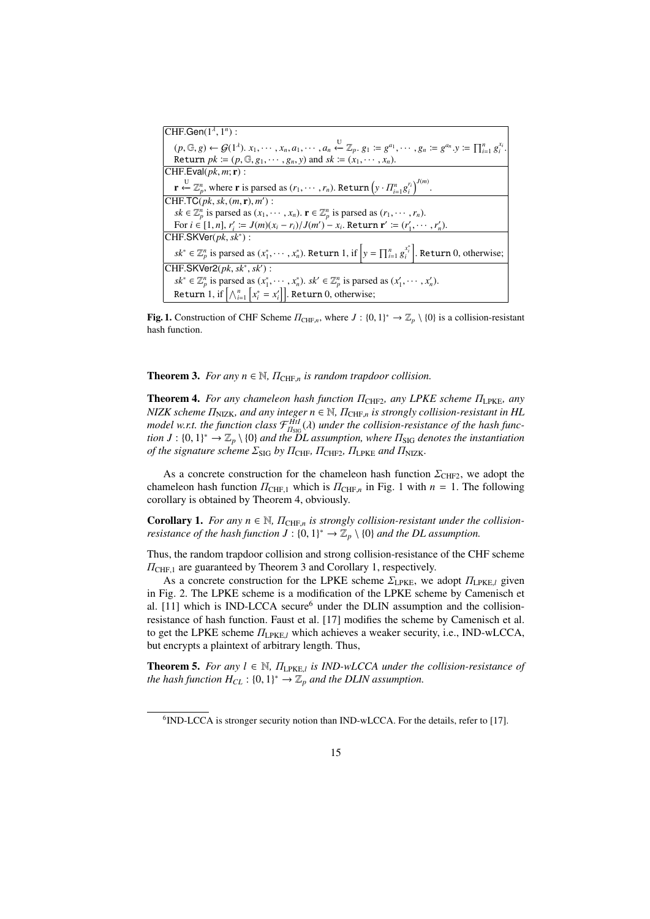| |
|---|
| CHF.Gen$(1^\lambda, 1^n)$ : |
| $(p, \mathbb{G}, g) \leftarrow \mathcal{G}(1^\lambda)$. $x_1, \cdots, x_n, a_1, \cdots, a_n \overset{U}{\leftarrow} \mathbb{Z}_p$. $g_1 := g^{a_1}, \cdots, g_n := g^{a_n}$. $y := \prod_{i=1}^n g_i^{x_i}$. |
| Return $pk := (p, \mathbb{G}, g_1, \cdots, g_n, y)$ and $sk := (x_1, \cdots, x_n)$. |
| CHF.Eval$(pk, m; \mathbf{r})$ : |
| $\mathbf{r} \overset{U}{\leftarrow} \mathbb{Z}_p^n$, where $\mathbf{r}$ is parsed as $(r_1, \cdots, r_n)$. Return $\left(y \cdot \Pi_{i=1}^n g_i^{r_i}\right)^{J(m)}$. |
| CHF.TC$(pk, sk, (m, \mathbf{r}), m')$ : |
| $sk \in \mathbb{Z}_p^n$ is parsed as $(x_1, \cdots, x_n)$. $\mathbf{r} \in \mathbb{Z}_p^n$ is parsed as $(r_1, \cdots, r_n)$. |
| For $i \in [1, n]$, $r'_i := J(m)(x_i - r_i)/J(m') - x_i$. Return $\mathbf{r}' := (r'_1, \cdots, r'_n)$. |
| CHF.SKVer$(pk, sk^*)$ : |
| $sk^* \in \mathbb{Z}_p^n$ is parsed as $(x_1^*, \cdots, x_n^*)$. Return 1, if $\left[y = \prod_{i=1}^n g_i^{x_i^*}\right]$. Return 0, otherwise; |
| CHF.SKVer2$(pk, sk^*, sk')$ : |
| $sk^* \in \mathbb{Z}_p^n$ is parsed as $(x_1^*, \cdots, x_n^*)$. $sk' \in \mathbb{Z}_p^n$ is parsed as $(x'_1, \cdots, x'_n)$. |
| Return 1, if $\left[\bigwedge_{i=1}^n \left[x_i^* = x'_i\right]\right]$. Return 0, otherwise; |

**Fig. 1.** Construction of CHF Scheme $\Pi_{\text{CHF},n}$, where $J : \{0, 1\}^* \rightarrow \mathbb{Z}_p \setminus \{0\}$ is a collision-resistant hash function.

**Theorem 3.** *For any $n \in \mathbb{N}$, $\Pi_{\text{CHF},n}$ is random trapdoor collision.*

**Theorem 4.** *For any chameleon hash function $\Pi_{\text{CHF2}}$, any LPKE scheme $\Pi_{\text{LPKE}}$, any NIZK scheme $\Pi_{\text{NIZK}}$, and any integer $n \in \mathbb{N}$, $\Pi_{\text{CHF},n}$ is strongly collision-resistant in HL model w.r.t. the function class $\mathcal{F}_{\Pi_{\text{SIG}}}^{HtI}(\lambda)$ under the collision-resistance of the hash function $J : \{0, 1\}^* \rightarrow \mathbb{Z}_p \setminus \{0\}$ and the DL assumption, where $\Pi_{\text{SIG}}$ denotes the instantiation of the signature scheme $\Sigma_{\text{SIG}}$ by $\Pi_{\text{CHF}}$, $\Pi_{\text{CHF2}}$, $\Pi_{\text{LPKE}}$ and $\Pi_{\text{NIZK}}$.*

As a concrete construction for the chameleon hash function $\Sigma_{\text{CHF2}}$, we adopt the chameleon hash function $\Pi_{\text{CHF},1}$ which is $\Pi_{\text{CHF},n}$ in Fig. 1 with $n = 1$. The following corollary is obtained by Theorem 4, obviously.

**Corollary 1.** *For any $n \in \mathbb{N}$, $\Pi_{\text{CHF},n}$ is strongly collision-resistant under the collision-resistance of the hash function $J : \{0, 1\}^* \rightarrow \mathbb{Z}_p \setminus \{0\}$ and the DL assumption.*

Thus, the random trapdoor collision and strong collision-resistance of the CHF scheme $\Pi_{\text{CHF},1}$ are guaranteed by Theorem 3 and Corollary 1, respectively.

As a concrete construction for the LPKE scheme $\Sigma_{\text{LPKE}}$, we adopt $\Pi_{\text{LPKE},l}$ given in Fig. 2. The LPKE scheme is a modification of the LPKE scheme by Camenisch et al. [11] which is IND-LCCA secure[6] under the DLIN assumption and the collision-resistance of hash function. Faust et al. [17] modifies the scheme by Camenisch et al. to get the LPKE scheme $\Pi_{\text{LPKE},l}$ which achieves a weaker security, i.e., IND-wLCCA, but encrypts a plaintext of arbitrary length. Thus,

**Theorem 5.** *For any $l \in \mathbb{N}$, $\Pi_{\text{LPKE},l}$ is IND-wLCCA under the collision-resistance of the hash function $H_{CL} : \{0, 1\}^* \rightarrow \mathbb{Z}_p$ and the DLIN assumption.*

[6] IND-LCCA is stronger security notion than IND-wLCCA. For the details, refer to [17].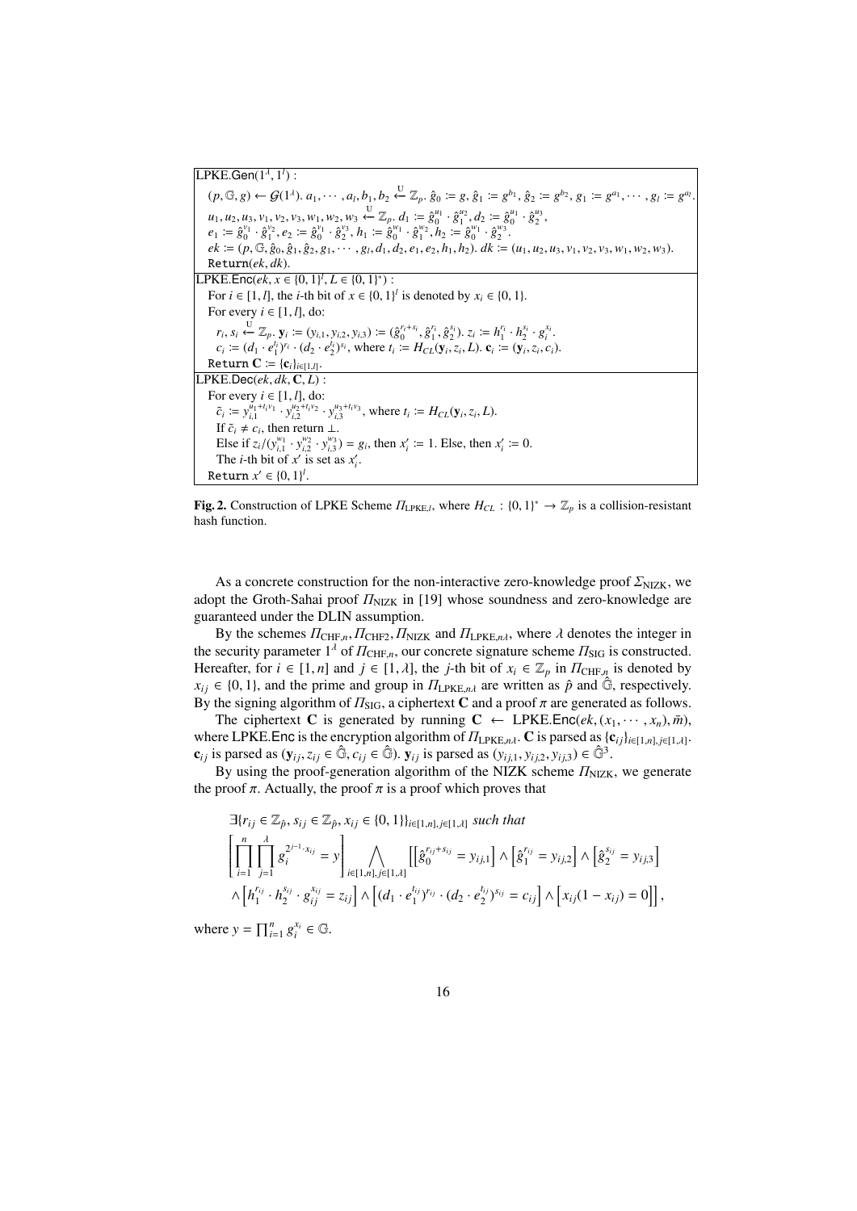**LPKE.Gen**$(1^\lambda, 1^l)$ :

$(p, \mathbb{G}, g) \leftarrow \mathcal{G}(1^\lambda)$. $a_1, \cdots, a_l, b_1, b_2 \xleftarrow{U} \mathbb{Z}_p$. $\hat{g}_0 := g$, $\hat{g}_1 := g^{b_1}$, $\hat{g}_2 := g^{b_2}$, $g_1 := g^{a_1}, \cdots, g_l := g^{a_l}$.
$u_1, u_2, u_3, v_1, v_2, v_3, w_1, w_2, w_3 \xleftarrow{U} \mathbb{Z}_p$. $d_1 := \hat{g}_0^{u_1} \cdot \hat{g}_1^{u_2}$, $d_2 := \hat{g}_0^{u_1} \cdot \hat{g}_2^{u_3}$,
$e_1 := \hat{g}_0^{v_1} \cdot \hat{g}_1^{v_2}$, $e_2 := \hat{g}_0^{v_1} \cdot \hat{g}_2^{v_3}$, $h_1 := \hat{g}_0^{w_1} \cdot \hat{g}_1^{w_2}$, $h_2 := \hat{g}_0^{w_1} \cdot \hat{g}_2^{w_3}$.
$ek := (p, \mathbb{G}, \hat{g}_0, \hat{g}_1, \hat{g}_2, g_1, \cdots, g_l, d_1, d_2, e_1, e_2, h_1, h_2)$. $dk := (u_1, u_2, u_3, v_1, v_2, v_3, w_1, w_2, w_3)$.
Return$(ek, dk)$.

**LPKE.Enc**$(ek, x \in \{0,1\}^l, L \in \{0,1\}^*)$ :

For $i \in [1, l]$, the $i$-th bit of $x \in \{0,1\}^l$ is denoted by $x_i \in \{0,1\}$.
For every $i \in [1, l]$, do:
$r_i, s_i \xleftarrow{U} \mathbb{Z}_p$. $\mathbf{y}_i := (y_{i,1}, y_{i,2}, y_{i,3}) := (\hat{g}_0^{r_i+s_i}, \hat{g}_1^{r_i}, \hat{g}_2^{s_i})$. $z_i := h_1^{r_i} \cdot h_2^{s_i} \cdot g_i^{x_i}$.
$c_i := (d_1 \cdot e_1^{t_i})^{r_i} \cdot (d_2 \cdot e_2^{t_i})^{s_i}$, where $t_i := H_{CL}(\mathbf{y}_i, z_i, L)$. $\mathbf{c}_i := (\mathbf{y}_i, z_i, c_i)$.
Return $\mathbf{C} := \{\mathbf{c}_i\}_{i \in [1,l]}$.

**LPKE.Dec**$(ek, dk, \mathbf{C}, L)$ :

For every $i \in [1, l]$, do:
$\tilde{c}_i := y_{i,1}^{u_1+t_iv_1} \cdot y_{i,2}^{u_2+t_iv_2} \cdot y_{i,3}^{u_3+t_iv_3}$, where $t_i := H_{CL}(\mathbf{y}_i, z_i, L)$.
If $\tilde{c}_i \neq c_i$, then return $\perp$.
Else if $z_i/(y_{i,1}^{w_1} \cdot y_{i,2}^{w_2} \cdot y_{i,3}^{w_3}) = g_i$, then $x'_i := 1$. Else, then $x'_i := 0$.
The $i$-th bit of $x'$ is set as $x'_i$.
Return $x' \in \{0,1\}^l$.

**Fig. 2.** Construction of LPKE Scheme $\Pi_{\mathrm{LPKE},l}$, where $H_{CL} : \{0,1\}^* \to \mathbb{Z}_p$ is a collision-resistant hash function.

As a concrete construction for the non-interactive zero-knowledge proof $\Sigma_{\mathrm{NIZK}}$, we adopt the Groth-Sahai proof $\Pi_{\mathrm{NIZK}}$ in [19] whose soundness and zero-knowledge are guaranteed under the DLIN assumption.

By the schemes $\Pi_{\mathrm{CHF},n}, \Pi_{\mathrm{CHF2}}, \Pi_{\mathrm{NIZK}}$ and $\Pi_{\mathrm{LPKE},n\lambda}$, where $\lambda$ denotes the integer in the security parameter $1^\lambda$ of $\Pi_{\mathrm{CHF},n}$, our concrete signature scheme $\Pi_{\mathrm{SIG}}$ is constructed. Hereafter, for $i \in [1, n]$ and $j \in [1, \lambda]$, the $j$-th bit of $x_i \in \mathbb{Z}_p$ in $\Pi_{\mathrm{CHF},n}$ is denoted by $x_{ij} \in \{0,1\}$, and the prime and group in $\Pi_{\mathrm{LPKE},n\lambda}$ are written as $\hat{p}$ and $\hat{\mathbb{G}}$, respectively. By the signing algorithm of $\Pi_{\mathrm{SIG}}$, a ciphertext $\mathbf{C}$ and a proof $\pi$ are generated as follows.

The ciphertext $\mathbf{C}$ is generated by running $\mathbf{C} \leftarrow \mathsf{LPKE.Enc}(ek, (x_1, \cdots, x_n), \bar{m})$, where LPKE.Enc is the encryption algorithm of $\Pi_{\mathrm{LPKE},n\lambda}$. $\mathbf{C}$ is parsed as $\{\mathbf{c}_{ij}\}_{i\in[1,n], j\in[1,\lambda]}$. $\mathbf{c}_{ij}$ is parsed as $(\mathbf{y}_{ij}, z_{ij} \in \hat{\mathbb{G}}, c_{ij} \in \hat{\mathbb{G}})$. $\mathbf{y}_{ij}$ is parsed as $(y_{ij,1}, y_{ij,2}, y_{ij,3}) \in \hat{\mathbb{G}}^3$.

By using the proof-generation algorithm of the NIZK scheme $\Pi_{\mathrm{NIZK}}$, we generate the proof $\pi$. Actually, the proof $\pi$ is a proof which proves that

$$
\begin{aligned}
&\exists \{r_{ij} \in \mathbb{Z}_{\hat{p}}, s_{ij} \in \mathbb{Z}_{\hat{p}}, x_{ij} \in \{0,1\}\}_{i\in[1,n], j\in[1,\lambda]} \textit{ such that} \\
&\left[\prod_{i=1}^{n}\prod_{j=1}^{\lambda} g_i^{2^{j-1}\cdot x_{ij}} = y\right] \bigwedge_{i\in[1,n], j\in[1,\lambda]} \Big[\left[\hat{g}_0^{r_{ij}+s_{ij}} = y_{ij,1}\right] \wedge \left[\hat{g}_1^{r_{ij}} = y_{ij,2}\right] \wedge \left[\hat{g}_2^{s_{ij}} = y_{ij,3}\right] \\
&\wedge \left[h_1^{r_{ij}} \cdot h_2^{s_{ij}} \cdot g_{ij}^{x_{ij}} = z_{ij}\right] \wedge \left[(d_1 \cdot e_1^{t_{ij}})^{r_{ij}} \cdot (d_2 \cdot e_2^{t_{ij}})^{s_{ij}} = c_{ij}\right] \wedge \left[x_{ij}(1 - x_{ij}) = 0\right]\Big],
\end{aligned}
$$

where $y = \prod_{i=1}^{n} g_i^{x_i} \in \mathbb{G}$.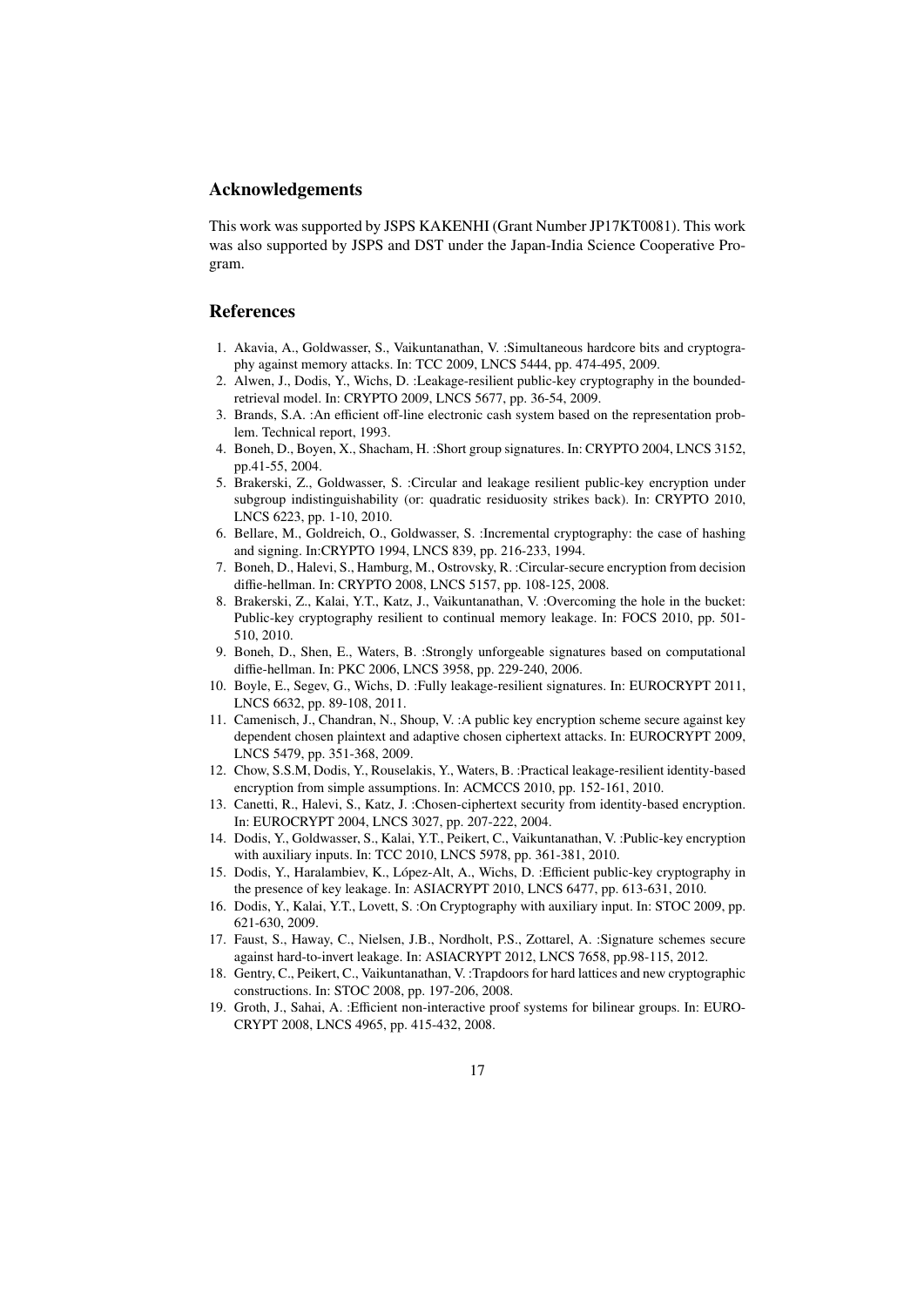## Acknowledgements

This work was supported by JSPS KAKENHI (Grant Number JP17KT0081). This work was also supported by JSPS and DST under the Japan-India Science Cooperative Program.

## References

1. Akavia, A., Goldwasser, S., Vaikuntanathan, V. :Simultaneous hardcore bits and cryptography against memory attacks. In: TCC 2009, LNCS 5444, pp. 474-495, 2009.
2. Alwen, J., Dodis, Y., Wichs, D. :Leakage-resilient public-key cryptography in the bounded-retrieval model. In: CRYPTO 2009, LNCS 5677, pp. 36-54, 2009.
3. Brands, S.A. :An efficient off-line electronic cash system based on the representation problem. Technical report, 1993.
4. Boneh, D., Boyen, X., Shacham, H. :Short group signatures. In: CRYPTO 2004, LNCS 3152, pp.41-55, 2004.
5. Brakerski, Z., Goldwasser, S. :Circular and leakage resilient public-key encryption under subgroup indistinguishability (or: quadratic residuosity strikes back). In: CRYPTO 2010, LNCS 6223, pp. 1-10, 2010.
6. Bellare, M., Goldreich, O., Goldwasser, S. :Incremental cryptography: the case of hashing and signing. In:CRYPTO 1994, LNCS 839, pp. 216-233, 1994.
7. Boneh, D., Halevi, S., Hamburg, M., Ostrovsky, R. :Circular-secure encryption from decision diffie-hellman. In: CRYPTO 2008, LNCS 5157, pp. 108-125, 2008.
8. Brakerski, Z., Kalai, Y.T., Katz, J., Vaikuntanathan, V. :Overcoming the hole in the bucket: Public-key cryptography resilient to continual memory leakage. In: FOCS 2010, pp. 501-510, 2010.
9. Boneh, D., Shen, E., Waters, B. :Strongly unforgeable signatures based on computational diffie-hellman. In: PKC 2006, LNCS 3958, pp. 229-240, 2006.
10. Boyle, E., Segev, G., Wichs, D. :Fully leakage-resilient signatures. In: EUROCRYPT 2011, LNCS 6632, pp. 89-108, 2011.
11. Camenisch, J., Chandran, N., Shoup, V. :A public key encryption scheme secure against key dependent chosen plaintext and adaptive chosen ciphertext attacks. In: EUROCRYPT 2009, LNCS 5479, pp. 351-368, 2009.
12. Chow, S.S.M, Dodis, Y., Rouselakis, Y., Waters, B. :Practical leakage-resilient identity-based encryption from simple assumptions. In: ACMCCS 2010, pp. 152-161, 2010.
13. Canetti, R., Halevi, S., Katz, J. :Chosen-ciphertext security from identity-based encryption. In: EUROCRYPT 2004, LNCS 3027, pp. 207-222, 2004.
14. Dodis, Y., Goldwasser, S., Kalai, Y.T., Peikert, C., Vaikuntanathan, V. :Public-key encryption with auxiliary inputs. In: TCC 2010, LNCS 5978, pp. 361-381, 2010.
15. Dodis, Y., Haralambiev, K., López-Alt, A., Wichs, D. :Efficient public-key cryptography in the presence of key leakage. In: ASIACRYPT 2010, LNCS 6477, pp. 613-631, 2010.
16. Dodis, Y., Kalai, Y.T., Lovett, S. :On Cryptography with auxiliary input. In: STOC 2009, pp. 621-630, 2009.
17. Faust, S., Haway, C., Nielsen, J.B., Nordholt, P.S., Zottarel, A. :Signature schemes secure against hard-to-invert leakage. In: ASIACRYPT 2012, LNCS 7658, pp.98-115, 2012.
18. Gentry, C., Peikert, C., Vaikuntanathan, V. :Trapdoors for hard lattices and new cryptographic constructions. In: STOC 2008, pp. 197-206, 2008.
19. Groth, J., Sahai, A. :Efficient non-interactive proof systems for bilinear groups. In: EUROCRYPT 2008, LNCS 4965, pp. 415-432, 2008.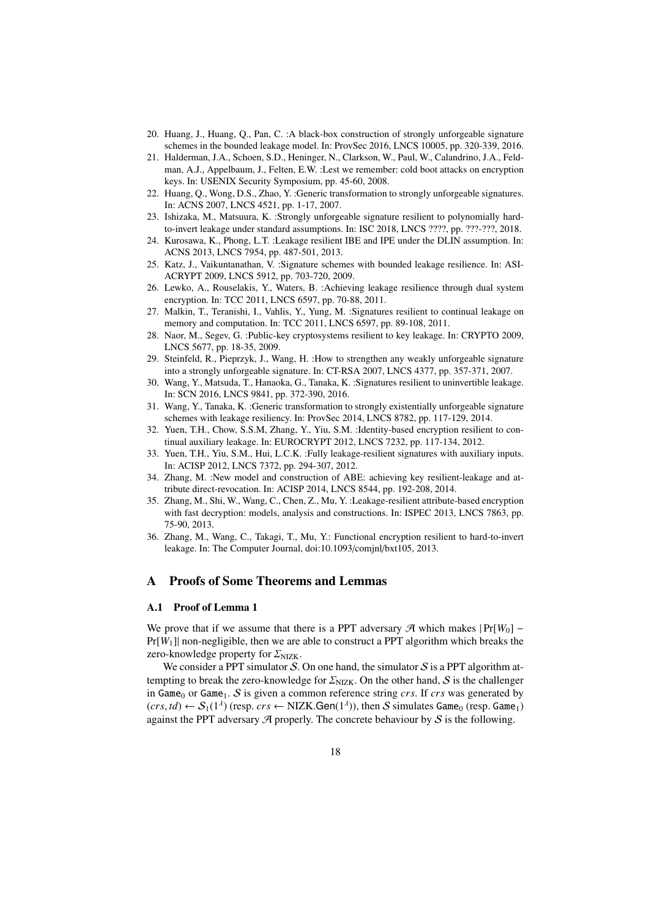20. Huang, J., Huang, Q., Pan, C. :A black-box construction of strongly unforgeable signature schemes in the bounded leakage model. In: ProvSec 2016, LNCS 10005, pp. 320-339, 2016.
21. Halderman, J.A., Schoen, S.D., Heninger, N., Clarkson, W., Paul, W., Calandrino, J.A., Feldman, A.J., Appelbaum, J., Felten, E.W. :Lest we remember: cold boot attacks on encryption keys. In: USENIX Security Symposium, pp. 45-60, 2008.
22. Huang, Q., Wong, D.S., Zhao, Y. :Generic transformation to strongly unforgeable signatures. In: ACNS 2007, LNCS 4521, pp. 1-17, 2007.
23. Ishizaka, M., Matsuura, K. :Strongly unforgeable signature resilient to polynomially hard-to-invert leakage under standard assumptions. In: ISC 2018, LNCS ????, pp. ???-???, 2018.
24. Kurosawa, K., Phong, L.T. :Leakage resilient IBE and IPE under the DLIN assumption. In: ACNS 2013, LNCS 7954, pp. 487-501, 2013.
25. Katz, J., Vaikuntanathan, V. :Signature schemes with bounded leakage resilience. In: ASIACRYPT 2009, LNCS 5912, pp. 703-720, 2009.
26. Lewko, A., Rouselakis, Y., Waters, B. :Achieving leakage resilience through dual system encryption. In: TCC 2011, LNCS 6597, pp. 70-88, 2011.
27. Malkin, T., Teranishi, I., Vahlis, Y., Yung, M. :Signatures resilient to continual leakage on memory and computation. In: TCC 2011, LNCS 6597, pp. 89-108, 2011.
28. Naor, M., Segev, G. :Public-key cryptosystems resilient to key leakage. In: CRYPTO 2009, LNCS 5677, pp. 18-35, 2009.
29. Steinfeld, R., Pieprzyk, J., Wang, H. :How to strengthen any weakly unforgeable signature into a strongly unforgeable signature. In: CT-RSA 2007, LNCS 4377, pp. 357-371, 2007.
30. Wang, Y., Matsuda, T., Hanaoka, G., Tanaka, K. :Signatures resilient to uninvertible leakage. In: SCN 2016, LNCS 9841, pp. 372-390, 2016.
31. Wang, Y., Tanaka, K. :Generic transformation to strongly existentially unforgeable signature schemes with leakage resiliency. In: ProvSec 2014, LNCS 8782, pp. 117-129, 2014.
32. Yuen, T.H., Chow, S.S.M, Zhang, Y., Yiu, S.M. :Identity-based encryption resilient to continual auxiliary leakage. In: EUROCRYPT 2012, LNCS 7232, pp. 117-134, 2012.
33. Yuen, T.H., Yiu, S.M., Hui, L.C.K. :Fully leakage-resilient signatures with auxiliary inputs. In: ACISP 2012, LNCS 7372, pp. 294-307, 2012.
34. Zhang, M. :New model and construction of ABE: achieving key resilient-leakage and attribute direct-revocation. In: ACISP 2014, LNCS 8544, pp. 192-208, 2014.
35. Zhang, M., Shi, W., Wang, C., Chen, Z., Mu, Y. :Leakage-resilient attribute-based encryption with fast decryption: models, analysis and constructions. In: ISPEC 2013, LNCS 7863, pp. 75-90, 2013.
36. Zhang, M., Wang, C., Takagi, T., Mu, Y.: Functional encryption resilient to hard-to-invert leakage. In: The Computer Journal, doi:10.1093/comjnl/bxt105, 2013.

# A Proofs of Some Theorems and Lemmas

## A.1 Proof of Lemma 1

We prove that if we assume that there is a PPT adversary $\mathcal{A}$ which makes $|\Pr[W_0] - \Pr[W_1]|$ non-negligible, then we are able to construct a PPT algorithm which breaks the zero-knowledge property for $\Sigma_{\text{NIZK}}$.

We consider a PPT simulator $\mathcal{S}$. On one hand, the simulator $\mathcal{S}$ is a PPT algorithm attempting to break the zero-knowledge for $\Sigma_{\text{NIZK}}$. On the other hand, $\mathcal{S}$ is the challenger in $\texttt{Game}_0$ or $\texttt{Game}_1$. $\mathcal{S}$ is given a common reference string $crs$. If $crs$ was generated by $(crs, td) \leftarrow \mathcal{S}_1(1^\lambda)$ (resp. $crs \leftarrow \text{NIZK.}\mathsf{Gen}(1^\lambda)$), then $\mathcal{S}$ simulates $\texttt{Game}_0$ (resp. $\texttt{Game}_1$) against the PPT adversary $\mathcal{A}$ properly. The concrete behaviour by $\mathcal{S}$ is the following.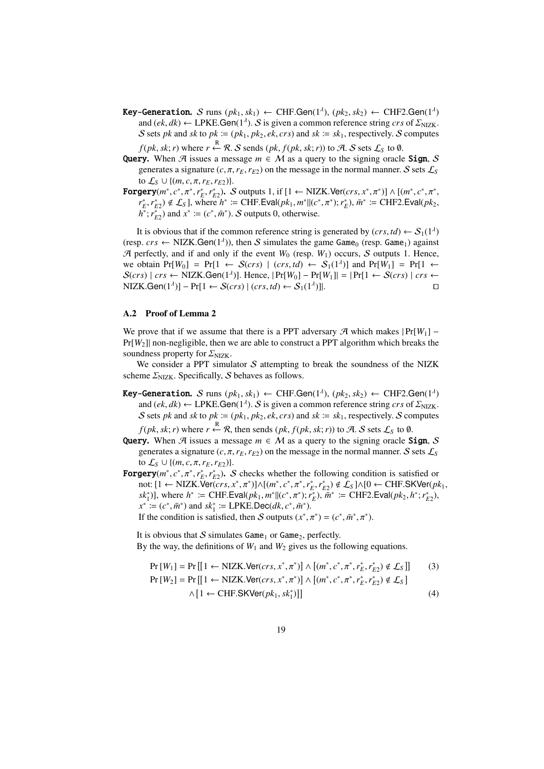**Key-Generation.** $\mathcal{S}$ runs $(pk_1, sk_1) \leftarrow \text{CHF.Gen}(1^\lambda)$, $(pk_2, sk_2) \leftarrow \text{CHF2.Gen}(1^\lambda)$ and $(ek, dk) \leftarrow \text{LPKE.Gen}(1^\lambda)$. $\mathcal{S}$ is given a common reference string $crs$ of $\Sigma_{\text{NIZK}}$. $\mathcal{S}$ sets $pk$ and $sk$ to $pk := (pk_1, pk_2, ek, crs)$ and $sk := sk_1$, respectively. $\mathcal{S}$ computes $f(pk, sk; r)$ where $r \xleftarrow{\text{R}} \mathcal{R}$. $\mathcal{S}$ sends $(pk, f(pk, sk; r))$ to $\mathcal{A}$. $\mathcal{S}$ sets $\mathcal{L}_S$ to $\emptyset$.

**Query.** When $\mathcal{A}$ issues a message $m \in \mathcal{M}$ as a query to the signing oracle **Sign**, $\mathcal{S}$ generates a signature $(c, \pi, r_E, r_{E2})$ on the message in the normal manner. $\mathcal{S}$ sets $\mathcal{L}_S$ to $\mathcal{L}_S \cup \{(m, c, \pi, r_E, r_{E2})\}$.

**Forgery**$(m^*, c^*, \pi^*, r_E^*, r_{E2}^*)$**.** $\mathcal{S}$ outputs 1, if $[1 \leftarrow \text{NIZK.Ver}(crs, x^*, \pi^*)] \wedge [(m^*, c^*, \pi^*, r_E^*, r_{E2}^*) \notin \mathcal{L}_S]$, where $h^* := \text{CHF.Eval}(pk_1, m^* \| (c^*, \pi^*); r_E^*)$, $\bar{m}^* := \text{CHF2.Eval}(pk_2, h^*; r_{E2}^*)$ and $x^* := (c^*, \bar{m}^*)$. $\mathcal{S}$ outputs 0, otherwise.

It is obvious that if the common reference string is generated by $(crs, td) \leftarrow \mathcal{S}_1(1^\lambda)$ (resp. $crs \leftarrow \text{NIZK.Gen}(1^\lambda)$), then $\mathcal{S}$ simulates the game $\text{Game}_0$ (resp. $\text{Game}_1$) against $\mathcal{A}$ perfectly, and if and only if the event $W_0$ (resp. $W_1$) occurs, $\mathcal{S}$ outputs 1. Hence, we obtain $\Pr[W_0] = \Pr[1 \leftarrow \mathcal{S}(crs) \mid (crs, td) \leftarrow \mathcal{S}_1(1^\lambda)]$ and $\Pr[W_1] = \Pr[1 \leftarrow \mathcal{S}(crs) \mid crs \leftarrow \text{NIZK.Gen}(1^\lambda)]$. Hence, $|\Pr[W_0] - \Pr[W_1]| = |\Pr[1 \leftarrow \mathcal{S}(crs) \mid crs \leftarrow \text{NIZK.Gen}(1^\lambda)] - \Pr[1 \leftarrow \mathcal{S}(crs) \mid (crs, td) \leftarrow \mathcal{S}_1(1^\lambda)]|$. □

### A.2 Proof of Lemma 2

We prove that if we assume that there is a PPT adversary $\mathcal{A}$ which makes $|\Pr[W_1] - \Pr[W_2]|$ non-negligible, then we are able to construct a PPT algorithm which breaks the soundness property for $\Sigma_{\text{NIZK}}$.

We consider a PPT simulator $\mathcal{S}$ attempting to break the soundness of the NIZK scheme $\Sigma_{\text{NIZK}}$. Specifically, $\mathcal{S}$ behaves as follows.

**Key-Generation.** $\mathcal{S}$ runs $(pk_1, sk_1) \leftarrow \text{CHF.Gen}(1^\lambda)$, $(pk_2, sk_2) \leftarrow \text{CHF2.Gen}(1^\lambda)$ and $(ek, dk) \leftarrow \text{LPKE.Gen}(1^\lambda)$. $\mathcal{S}$ is given a common reference string $crs$ of $\Sigma_{\text{NIZK}}$. $\mathcal{S}$ sets $pk$ and $sk$ to $pk := (pk_1, pk_2, ek, crs)$ and $sk := sk_1$, respectively. $\mathcal{S}$ computes $f(pk, sk; r)$ where $r \xleftarrow{\text{R}} \mathcal{R}$, then sends $(pk, f(pk, sk; r))$ to $\mathcal{A}$. $\mathcal{S}$ sets $\mathcal{L}_S$ to $\emptyset$.

**Query.** When $\mathcal{A}$ issues a message $m \in \mathcal{M}$ as a query to the signing oracle **Sign**, $\mathcal{S}$ generates a signature $(c, \pi, r_E, r_{E2})$ on the message in the normal manner. $\mathcal{S}$ sets $\mathcal{L}_S$ to $\mathcal{L}_S \cup \{(m, c, \pi, r_E, r_{E2})\}$.

**Forgery**$(m^*, c^*, \pi^*, r_E^*, r_{E2}^*)$**.** $\mathcal{S}$ checks whether the following condition is satisfied or not: $[1 \leftarrow \text{NIZK.Ver}(crs, x^*, \pi^*)] \wedge [(m^*, c^*, \pi^*, r_E^*, r_{E2}^*) \notin \mathcal{L}_S] \wedge [0 \leftarrow \text{CHF.SKVer}(pk_1, sk_1^*)]$, where $h^* := \text{CHF.Eval}(pk_1, m^* \| (c^*, \pi^*); r_E^*)$, $\bar{m}^* := \text{CHF2.Eval}(pk_2, h^*; r_{E2}^*)$, $x^* := (c^*, \bar{m}^*)$ and $sk_1^* := \text{LPKE.Dec}(dk, c^*, \bar{m}^*)$.
If the condition is satisfied, then $\mathcal{S}$ outputs $(x^*, \pi^*) = (c^*, \bar{m}^*, \pi^*)$.

It is obvious that $\mathcal{S}$ simulates $\text{Game}_1$ or $\text{Game}_2$, perfectly.

By the way, the definitions of $W_1$ and $W_2$ gives us the following equations.

$$\Pr[W_1] = \Pr\left[[1 \leftarrow \text{NIZK.Ver}(crs, x^*, \pi^*)] \wedge [(m^*, c^*, \pi^*, r_E^*, r_{E2}^*) \notin \mathcal{L}_S]\right] \tag{3}$$

$$\Pr[W_2] = \Pr\left[[1 \leftarrow \text{NIZK.Ver}(crs, x^*, \pi^*)] \wedge [(m^*, c^*, \pi^*, r_E^*, r_{E2}^*) \notin \mathcal{L}_S] \wedge [1 \leftarrow \text{CHF.SKVer}(pk_1, sk_1^*)]\right] \tag{4}$$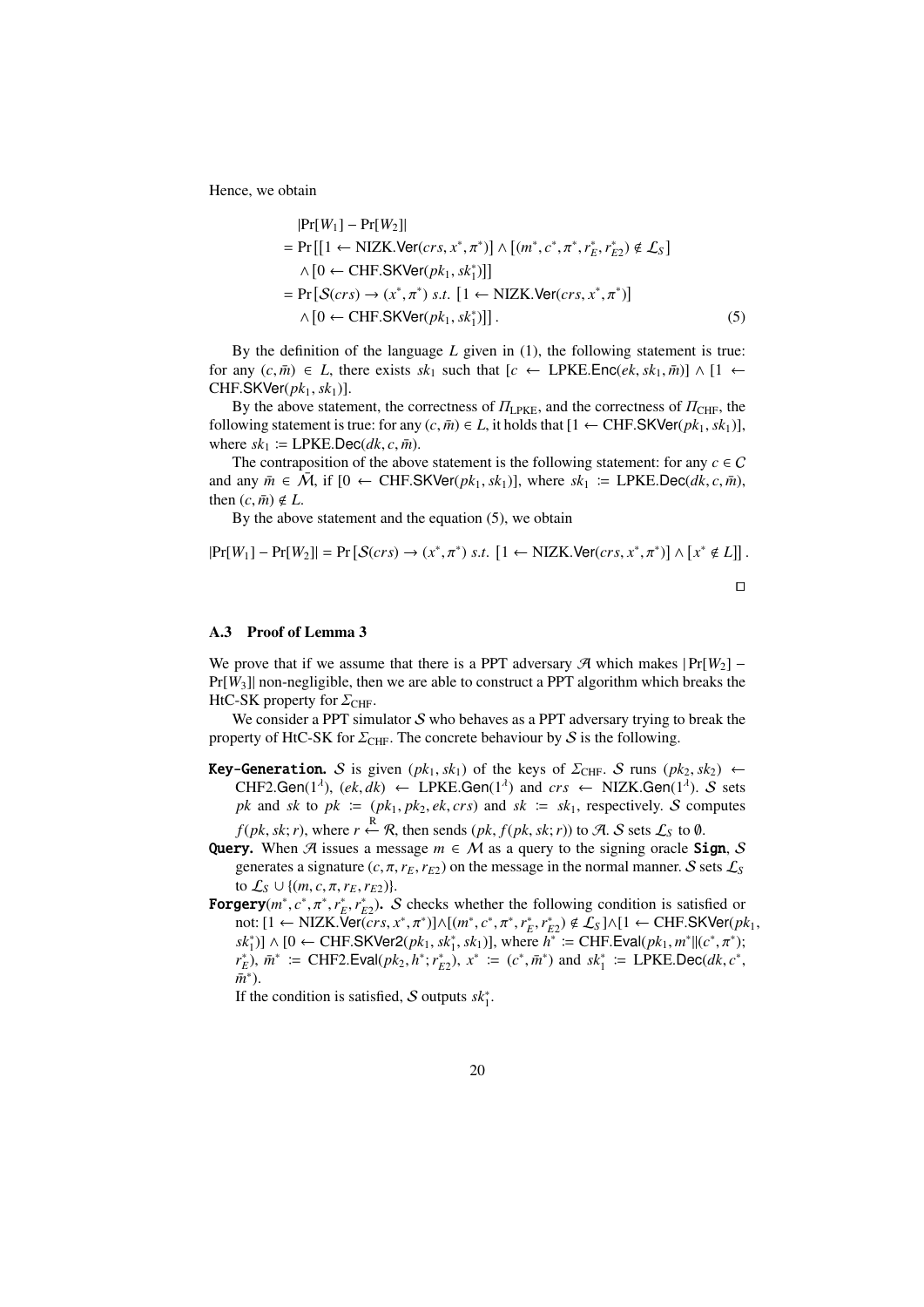Hence, we obtain

$$
\begin{aligned}
&|\Pr[W_1] - \Pr[W_2]| \\
&= \Pr\left[[1 \leftarrow \text{NIZK.}\mathsf{Ver}(crs, x^*, \pi^*)] \wedge [(m^*, c^*, \pi^*, r_E^*, r_{E2}^*) \notin \mathcal{L}_S] \right. \\
&\quad \left. \wedge [0 \leftarrow \text{CHF.}\mathsf{SKVer}(pk_1, sk_1^*)]\right] \\
&= \Pr\left[\mathcal{S}(crs) \to (x^*, \pi^*) \ s.t. \ [1 \leftarrow \text{NIZK.}\mathsf{Ver}(crs, x^*, \pi^*)] \right. \\
&\quad \left. \wedge [0 \leftarrow \text{CHF.}\mathsf{SKVer}(pk_1, sk_1^*)]\right].
\end{aligned} \tag{5}
$$

By the definition of the language $L$ given in (1), the following statement is true: for any $(c, \bar{m}) \in L$, there exists $sk_1$ such that $[c \leftarrow \text{LPKE.}\mathsf{Enc}(ek, sk_1, \bar{m})] \wedge [1 \leftarrow \text{CHF.}\mathsf{SKVer}(pk_1, sk_1)]$.

By the above statement, the correctness of $\Pi_{\text{LPKE}}$, and the correctness of $\Pi_{\text{CHF}}$, the following statement is true: for any $(c, \bar{m}) \in L$, it holds that $[1 \leftarrow \text{CHF.}\mathsf{SKVer}(pk_1, sk_1)]$, where $sk_1 := \text{LPKE.}\mathsf{Dec}(dk, c, \bar{m})$.

The contraposition of the above statement is the following statement: for any $c \in \mathcal{C}$ and any $\bar{m} \in \bar{\mathcal{M}}$, if $[0 \leftarrow \text{CHF.}\mathsf{SKVer}(pk_1, sk_1)]$, where $sk_1 := \text{LPKE.}\mathsf{Dec}(dk, c, \bar{m})$, then $(c, \bar{m}) \notin L$.

By the above statement and the equation (5), we obtain

$$
|\Pr[W_1] - \Pr[W_2]| = \Pr\left[\mathcal{S}(crs) \to (x^*, \pi^*) \ s.t. \ [1 \leftarrow \text{NIZK.}\mathsf{Ver}(crs, x^*, \pi^*)] \wedge [x^* \notin L]\right].
$$

□

### A.3 Proof of Lemma 3

We prove that if we assume that there is a PPT adversary $\mathcal{A}$ which makes $|\Pr[W_2] - \Pr[W_3]|$ non-negligible, then we are able to construct a PPT algorithm which breaks the HtC-SK property for $\Sigma_{\text{CHF}}$.

We consider a PPT simulator $\mathcal{S}$ who behaves as a PPT adversary trying to break the property of HtC-SK for $\Sigma_{\text{CHF}}$. The concrete behaviour by $\mathcal{S}$ is the following.

- **Key-Generation.** $\mathcal{S}$ is given $(pk_1, sk_1)$ of the keys of $\Sigma_{\text{CHF}}$. $\mathcal{S}$ runs $(pk_2, sk_2) \leftarrow \text{CHF2.}\mathsf{Gen}(1^\lambda)$, $(ek, dk) \leftarrow \text{LPKE.}\mathsf{Gen}(1^\lambda)$ and $crs \leftarrow \text{NIZK.}\mathsf{Gen}(1^\lambda)$. $\mathcal{S}$ sets $pk$ and $sk$ to $pk := (pk_1, pk_2, ek, crs)$ and $sk := sk_1$, respectively. $\mathcal{S}$ computes $f(pk, sk; r)$, where $r \xleftarrow{R} \mathcal{R}$, then sends $(pk, f(pk, sk; r))$ to $\mathcal{A}$. $\mathcal{S}$ sets $\mathcal{L}_S$ to $\emptyset$.
- **Query.** When $\mathcal{A}$ issues a message $m \in \mathcal{M}$ as a query to the signing oracle **Sign**, $\mathcal{S}$ generates a signature $(c, \pi, r_E, r_{E2})$ on the message in the normal manner. $\mathcal{S}$ sets $\mathcal{L}_S$ to $\mathcal{L}_S \cup \{(m, c, \pi, r_E, r_{E2})\}$.
- **Forgery**$(m^*, c^*, \pi^*, r_E^*, r_{E2}^*)$**.** $\mathcal{S}$ checks whether the following condition is satisfied or not: $[1 \leftarrow \text{NIZK.}\mathsf{Ver}(crs, x^*, \pi^*)] \wedge [(m^*, c^*, \pi^*, r_E^*, r_{E2}^*) \notin \mathcal{L}_S] \wedge [1 \leftarrow \text{CHF.}\mathsf{SKVer}(pk_1, sk_1^*)] \wedge [0 \leftarrow \text{CHF.}\mathsf{SKVer2}(pk_1, sk_1^*, sk_1)]$, where $h^* := \text{CHF.}\mathsf{Eval}(pk_1, m^* \| (c^*, \pi^*); r_E^*)$, $\bar{m}^* := \text{CHF2.}\mathsf{Eval}(pk_2, h^*; r_{E2}^*)$, $x^* := (c^*, \bar{m}^*)$ and $sk_1^* := \text{LPKE.}\mathsf{Dec}(dk, c^*, \bar{m}^*)$.

  If the condition is satisfied, $\mathcal{S}$ outputs $sk_1^*$.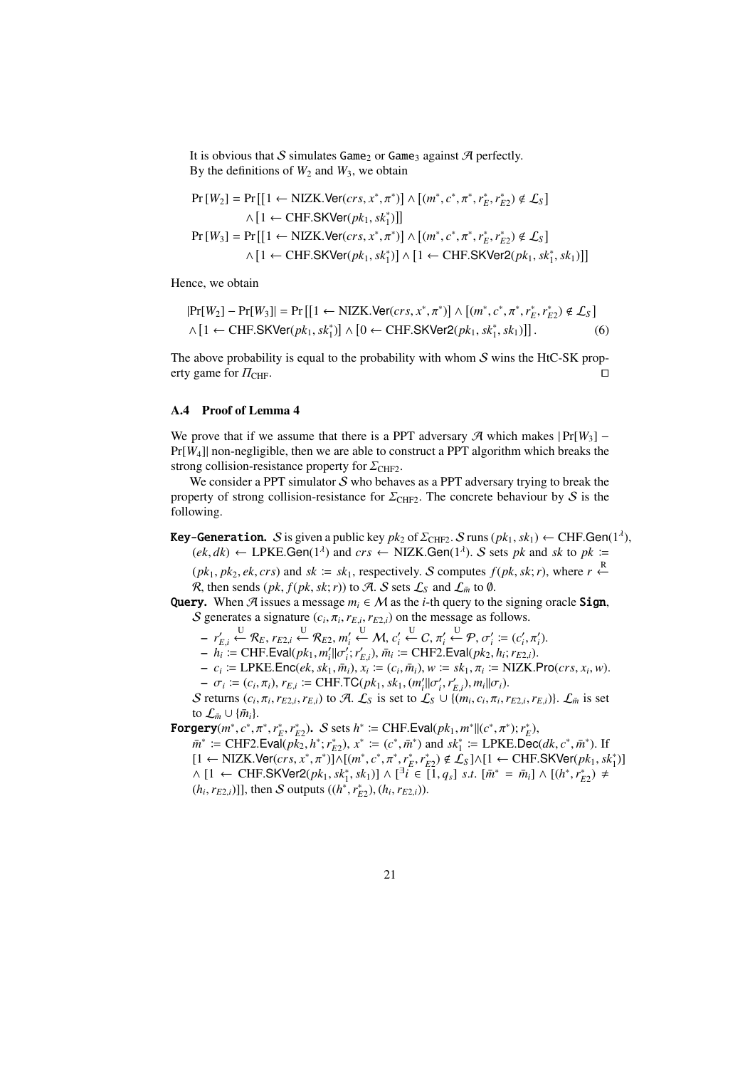It is obvious that $\mathcal{S}$ simulates $\mathtt{Game}_2$ or $\mathtt{Game}_3$ against $\mathcal{A}$ perfectly.

By the definitions of $W_2$ and $W_3$, we obtain

$$\begin{aligned}
\Pr[W_2] = \Pr[&[1 \leftarrow \text{NIZK.Ver}(crs, x^*, \pi^*)] \wedge [(m^*, c^*, \pi^*, r_E^*, r_{E2}^*) \notin \mathcal{L}_S] \\
&\wedge [1 \leftarrow \text{CHF.SKVer}(pk_1, sk_1^*)]] \\
\Pr[W_3] = \Pr[&[1 \leftarrow \text{NIZK.Ver}(crs, x^*, \pi^*)] \wedge [(m^*, c^*, \pi^*, r_E^*, r_{E2}^*) \notin \mathcal{L}_S] \\
&\wedge [1 \leftarrow \text{CHF.SKVer}(pk_1, sk_1^*)] \wedge [1 \leftarrow \text{CHF.SKVer2}(pk_1, sk_1^*, sk_1)]]
\end{aligned}$$

Hence, we obtain

$$\begin{aligned}
&|\Pr[W_2] - \Pr[W_3]| = \Pr[[1 \leftarrow \text{NIZK.Ver}(crs, x^*, \pi^*)] \wedge [(m^*, c^*, \pi^*, r_E^*, r_{E2}^*) \notin \mathcal{L}_S] \\
&\wedge [1 \leftarrow \text{CHF.SKVer}(pk_1, sk_1^*)] \wedge [0 \leftarrow \text{CHF.SKVer2}(pk_1, sk_1^*, sk_1)]]. \qquad (6)
\end{aligned}$$

The above probability is equal to the probability with whom $\mathcal{S}$ wins the HtC-SK property game for $\Pi_{\text{CHF}}$. □

### A.4 Proof of Lemma 4

We prove that if we assume that there is a PPT adversary $\mathcal{A}$ which makes $|\Pr[W_3] - \Pr[W_4]|$ non-negligible, then we are able to construct a PPT algorithm which breaks the strong collision-resistance property for $\Sigma_{\text{CHF2}}$.

We consider a PPT simulator $\mathcal{S}$ who behaves as a PPT adversary trying to break the property of strong collision-resistance for $\Sigma_{\text{CHF2}}$. The concrete behaviour by $\mathcal{S}$ is the following.

**Key-Generation.** $\mathcal{S}$ is given a public key $pk_2$ of $\Sigma_{\text{CHF2}}$. $\mathcal{S}$ runs $(pk_1, sk_1) \leftarrow \text{CHF.Gen}(1^\lambda)$, $(ek, dk) \leftarrow \text{LPKE.Gen}(1^\lambda)$ and $crs \leftarrow \text{NIZK.Gen}(1^\lambda)$. $\mathcal{S}$ sets $pk$ and $sk$ to $pk := (pk_1, pk_2, ek, crs)$ and $sk := sk_1$, respectively. $\mathcal{S}$ computes $f(pk, sk; r)$, where $r \overset{\text{R}}{\leftarrow} \mathcal{R}$, then sends $(pk, f(pk, sk; r))$ to $\mathcal{A}$. $\mathcal{S}$ sets $\mathcal{L}_S$ and $\mathcal{L}_{\bar{m}}$ to $\emptyset$.

**Query.** When $\mathcal{A}$ issues a message $m_i \in \mathcal{M}$ as the $i$-th query to the signing oracle **Sign**, $\mathcal{S}$ generates a signature $(c_i, \pi_i, r_{E,i}, r_{E2,i})$ on the message as follows.

- $r'_{E,i} \overset{\text{U}}{\leftarrow} \mathcal{R}_E$, $r_{E2,i} \overset{\text{U}}{\leftarrow} \mathcal{R}_{E2}$, $m'_i \overset{\text{U}}{\leftarrow} \mathcal{M}$, $c'_i \overset{\text{U}}{\leftarrow} \mathcal{C}$, $\pi'_i \overset{\text{U}}{\leftarrow} \mathcal{P}$, $\sigma'_i := (c'_i, \pi'_i)$.
- $h_i := \text{CHF.Eval}(pk_1, m'_i \| \sigma'_i; r'_{E,i})$, $\bar{m}_i := \text{CHF2.Eval}(pk_2, h_i; r_{E2,i})$.
- $c_i := \text{LPKE.Enc}(ek, sk_1, \bar{m}_i)$, $x_i := (c_i, \bar{m}_i)$, $w := sk_1$, $\pi_i := \text{NIZK.Pro}(crs, x_i, w)$.
- $\sigma_i := (c_i, \pi_i)$, $r_{E,i} := \text{CHF.TC}(pk_1, sk_1, (m'_i \| \sigma'_i, r'_{E,i}), m_i \| \sigma_i)$.

$\mathcal{S}$ returns $(c_i, \pi_i, r_{E2,i}, r_{E,i})$ to $\mathcal{A}$. $\mathcal{L}_S$ is set to $\mathcal{L}_S \cup \{(m_i, c_i, \pi_i, r_{E2,i}, r_{E,i})\}$. $\mathcal{L}_{\bar{m}}$ is set to $\mathcal{L}_{\bar{m}} \cup \{\bar{m}_i\}$.

**Forgery**$(m^*, c^*, \pi^*, r_E^*, r_{E2}^*)$**.** $\mathcal{S}$ sets $h^* := \text{CHF.Eval}(pk_1, m^* \| (c^*, \pi^*); r_E^*)$, $\bar{m}^* := \text{CHF2.Eval}(pk_2, h^*; r_{E2}^*)$, $x^* := (c^*, \bar{m}^*)$ and $sk_1^* := \text{LPKE.Dec}(dk, c^*, \bar{m}^*)$. If $[1 \leftarrow \text{NIZK.Ver}(crs, x^*, \pi^*)] \wedge [(m^*, c^*, \pi^*, r_E^*, r_{E2}^*) \notin \mathcal{L}_S] \wedge [1 \leftarrow \text{CHF.SKVer}(pk_1, sk_1^*)] \wedge [1 \leftarrow \text{CHF.SKVer2}(pk_1, sk_1^*, sk_1)] \wedge [{}^\exists i \in [1, q_s] \text{ s.t. } [\bar{m}^* = \bar{m}_i] \wedge [(h^*, r_{E2}^*) \neq (h_i, r_{E2,i})]]$, then $\mathcal{S}$ outputs $((h^*, r_{E2}^*), (h_i, r_{E2,i}))$.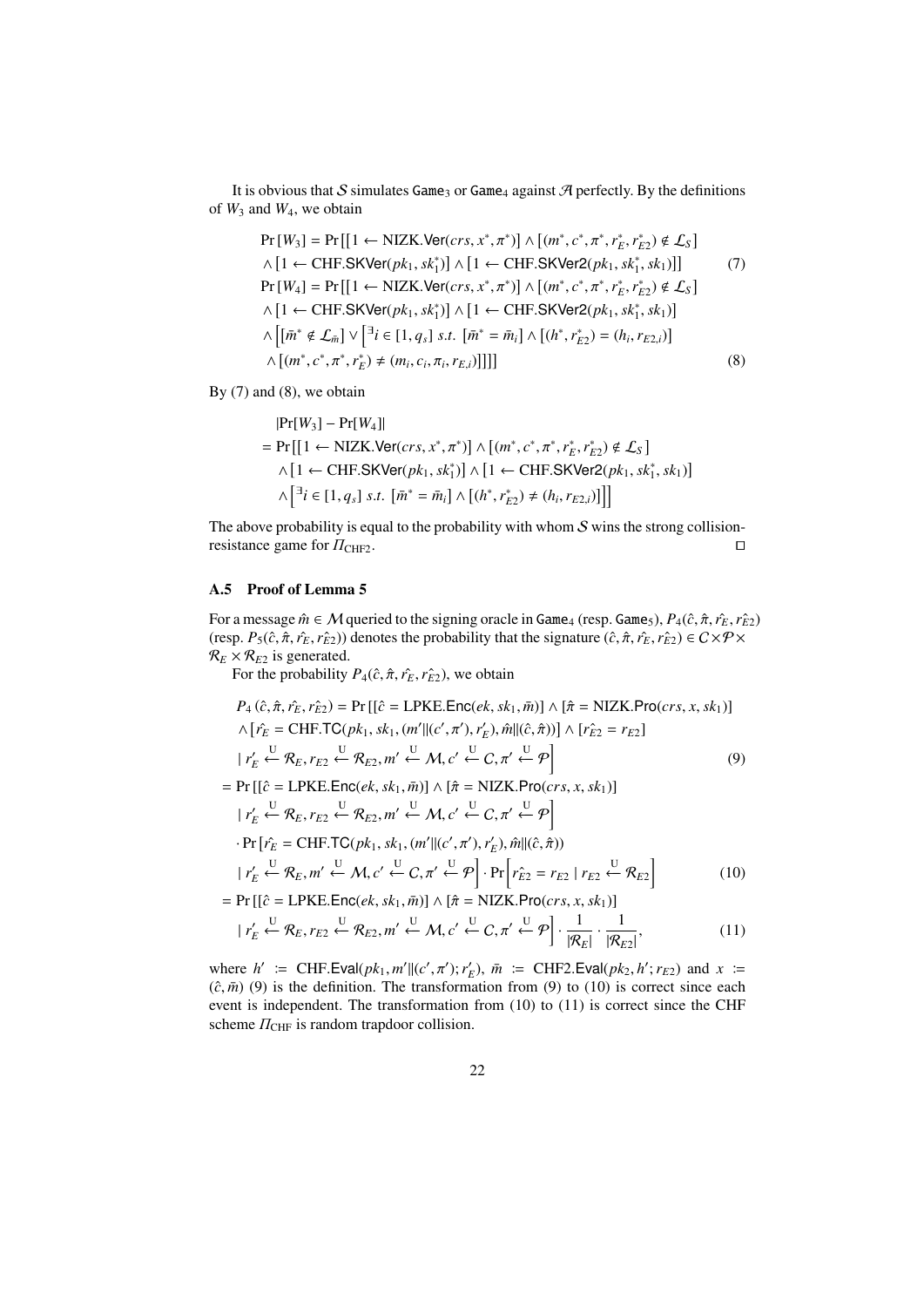It is obvious that $\mathcal{S}$ simulates $\mathtt{Game}_3$ or $\mathtt{Game}_4$ against $\mathcal{A}$ perfectly. By the definitions of $W_3$ and $W_4$, we obtain

$$
\begin{aligned}
\Pr[W_3] = \Pr[&[1 \leftarrow \mathsf{NIZK.Ver}(crs, x^*, \pi^*)] \wedge [(m^*, c^*, \pi^*, r_E^*, r_{E2}^*) \notin \mathcal{L}_S] \\
&\wedge [1 \leftarrow \mathsf{CHF.SKVer}(pk_1, sk_1^*)] \wedge [1 \leftarrow \mathsf{CHF.SKVer2}(pk_1, sk_1^*, sk_1)]] \qquad (7) \\
\Pr[W_4] = \Pr[&[1 \leftarrow \mathsf{NIZK.Ver}(crs, x^*, \pi^*)] \wedge [(m^*, c^*, \pi^*, r_E^*, r_{E2}^*) \notin \mathcal{L}_S] \\
&\wedge [1 \leftarrow \mathsf{CHF.SKVer}(pk_1, sk_1^*)] \wedge [1 \leftarrow \mathsf{CHF.SKVer2}(pk_1, sk_1^*, sk_1)] \\
&\wedge \Big[[\bar{m}^* \notin \mathcal{L}_{\bar{m}}] \vee \Big[{}^{\exists} i \in [1, q_s] \ s.t. \ [\bar{m}^* = \bar{m}_i] \wedge [(h^*, r_{E2}^*) = (h_i, r_{E2,i})] \\
&\wedge [(m^*, c^*, \pi^*, r_E^*) \neq (m_i, c_i, \pi_i, r_{E,i})]\Big]\Big]] \qquad (8)
\end{aligned}
$$

By (7) and (8), we obtain

$$
\begin{aligned}
&|\Pr[W_3] - \Pr[W_4]| \\
&= \Pr[[1 \leftarrow \mathsf{NIZK.Ver}(crs, x^*, \pi^*)] \wedge [(m^*, c^*, \pi^*, r_E^*, r_{E2}^*) \notin \mathcal{L}_S] \\
&\quad \wedge [1 \leftarrow \mathsf{CHF.SKVer}(pk_1, sk_1^*)] \wedge [1 \leftarrow \mathsf{CHF.SKVer2}(pk_1, sk_1^*, sk_1)] \\
&\quad \wedge \Big[{}^{\exists} i \in [1, q_s] \ s.t. \ [\bar{m}^* = \bar{m}_i] \wedge [(h^*, r_{E2}^*) \neq (h_i, r_{E2,i})]\Big]\Big]
\end{aligned}
$$

The above probability is equal to the probability with whom $\mathcal{S}$ wins the strong collision-resistance game for $\Pi_{\mathrm{CHF2}}$. ◻

### A.5 Proof of Lemma 5

For a message $\hat{m} \in \mathcal{M}$ queried to the signing oracle in $\mathtt{Game}_4$ (resp. $\mathtt{Game}_5$), $P_4(\hat{c}, \hat{\pi}, \hat{r_E}, \hat{r_{E2}})$ (resp. $P_5(\hat{c}, \hat{\pi}, \hat{r_E}, \hat{r_{E2}})$) denotes the probability that the signature $(\hat{c}, \hat{\pi}, \hat{r_E}, \hat{r_{E2}}) \in \mathcal{C} \times \mathcal{P} \times \mathcal{R}_E \times \mathcal{R}_{E2}$ is generated.

For the probability $P_4(\hat{c}, \hat{\pi}, \hat{r_E}, \hat{r_{E2}})$, we obtain

$$
\begin{aligned}
&P_4(\hat{c}, \hat{\pi}, \hat{r_E}, \hat{r_{E2}}) = \Pr[[\hat{c} = \mathsf{LPKE.Enc}(ek, sk_1, \bar{m})] \wedge [\hat{\pi} = \mathsf{NIZK.Pro}(crs, x, sk_1)] \\
&\quad \wedge [\hat{r_E} = \mathsf{CHF.TC}(pk_1, sk_1, (m' \| (c', \pi'), r_E'), \hat{m} \| (\hat{c}, \hat{\pi}))] \wedge [\hat{r_{E2}} = r_{E2}] \\
&\quad | \ r_E' \overset{\mathrm{U}}{\leftarrow} \mathcal{R}_E, r_{E2} \overset{\mathrm{U}}{\leftarrow} \mathcal{R}_{E2}, m' \overset{\mathrm{U}}{\leftarrow} \mathcal{M}, c' \overset{\mathrm{U}}{\leftarrow} \mathcal{C}, \pi' \overset{\mathrm{U}}{\leftarrow} \mathcal{P}\Big] \qquad (9) \\
&= \Pr[[\hat{c} = \mathsf{LPKE.Enc}(ek, sk_1, \bar{m})] \wedge [\hat{\pi} = \mathsf{NIZK.Pro}(crs, x, sk_1)] \\
&\quad | \ r_E' \overset{\mathrm{U}}{\leftarrow} \mathcal{R}_E, r_{E2} \overset{\mathrm{U}}{\leftarrow} \mathcal{R}_{E2}, m' \overset{\mathrm{U}}{\leftarrow} \mathcal{M}, c' \overset{\mathrm{U}}{\leftarrow} \mathcal{C}, \pi' \overset{\mathrm{U}}{\leftarrow} \mathcal{P}\Big] \\
&\quad \cdot \Pr[\hat{r_E} = \mathsf{CHF.TC}(pk_1, sk_1, (m' \| (c', \pi'), r_E'), \hat{m} \| (\hat{c}, \hat{\pi})) \\
&\quad | \ r_E' \overset{\mathrm{U}}{\leftarrow} \mathcal{R}_E, m' \overset{\mathrm{U}}{\leftarrow} \mathcal{M}, c' \overset{\mathrm{U}}{\leftarrow} \mathcal{C}, \pi' \overset{\mathrm{U}}{\leftarrow} \mathcal{P}\Big] \cdot \Pr\Big[\hat{r_{E2}} = r_{E2} \mid r_{E2} \overset{\mathrm{U}}{\leftarrow} \mathcal{R}_{E2}\Big] \qquad (10) \\
&= \Pr[[\hat{c} = \mathsf{LPKE.Enc}(ek, sk_1, \bar{m})] \wedge [\hat{\pi} = \mathsf{NIZK.Pro}(crs, x, sk_1)] \\
&\quad | \ r_E' \overset{\mathrm{U}}{\leftarrow} \mathcal{R}_E, r_{E2} \overset{\mathrm{U}}{\leftarrow} \mathcal{R}_{E2}, m' \overset{\mathrm{U}}{\leftarrow} \mathcal{M}, c' \overset{\mathrm{U}}{\leftarrow} \mathcal{C}, \pi' \overset{\mathrm{U}}{\leftarrow} \mathcal{P}\Big] \cdot \frac{1}{|\mathcal{R}_E|} \cdot \frac{1}{|\mathcal{R}_{E2}|}, \qquad (11)
\end{aligned}
$$

where $h' := \mathsf{CHF.Eval}(pk_1, m' \| (c', \pi'); r_E')$, $\bar{m} := \mathsf{CHF2.Eval}(pk_2, h'; r_{E2})$ and $x := (\hat{c}, \bar{m})$ (9) is the definition. The transformation from (9) to (10) is correct since each event is independent. The transformation from (10) to (11) is correct since the CHF scheme $\Pi_{\mathrm{CHF}}$ is random trapdoor collision.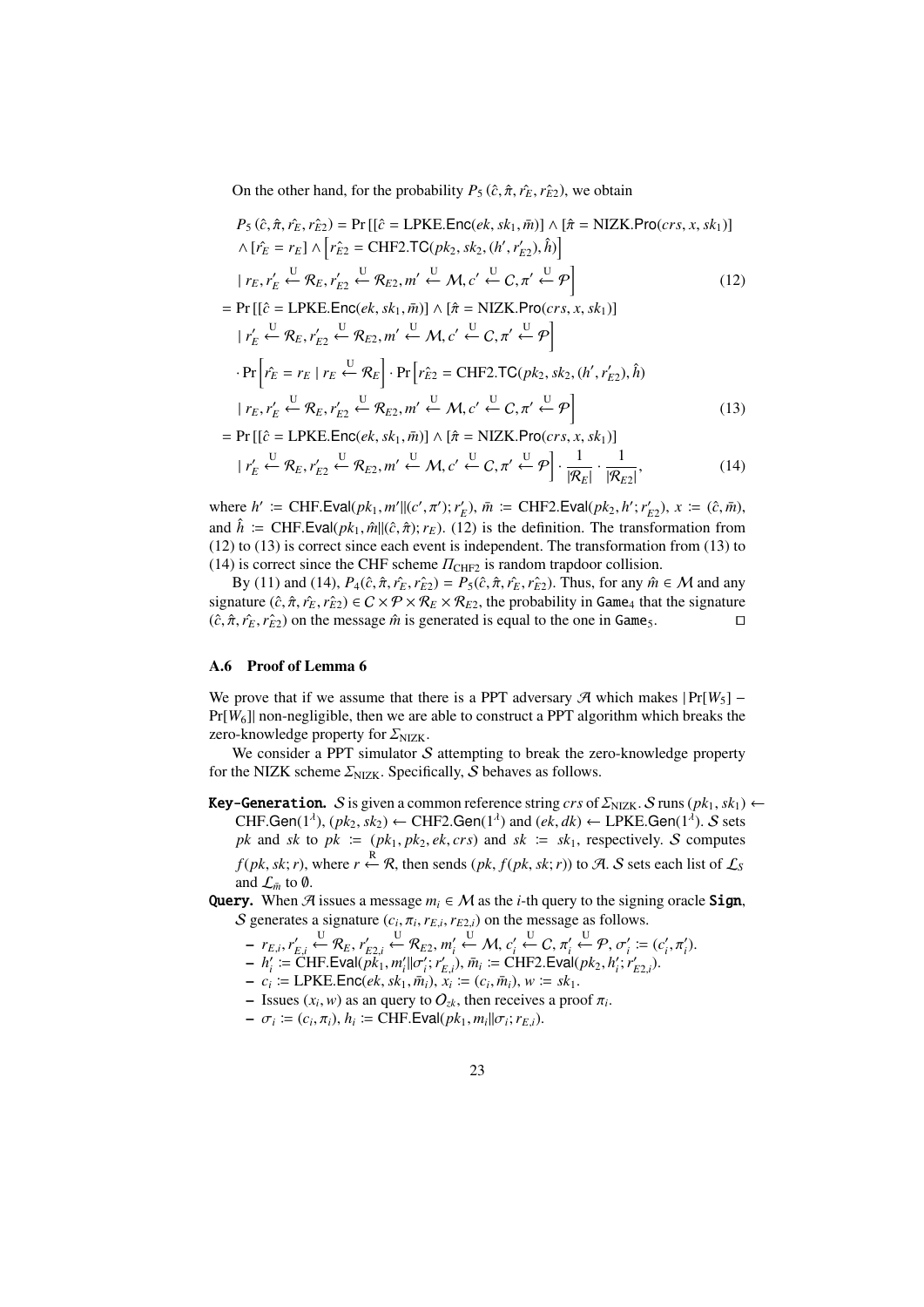On the other hand, for the probability $P_5(\hat{c}, \hat{\pi}, \hat{r_E}, \hat{r_{E2}})$, we obtain

$$
\begin{aligned}
& P_5(\hat{c}, \hat{\pi}, \hat{r_E}, \hat{r_{E2}}) = \Pr\Big[[\hat{c} = \text{LPKE.Enc}(ek, sk_1, \bar{m})] \wedge [\hat{\pi} = \text{NIZK.Pro}(crs, x, sk_1)] \\
& \quad \wedge [\hat{r_E} = r_E] \wedge \left[\hat{r_{E2}} = \text{CHF2.TC}(pk_2, sk_2, (h', r'_{E2}), \hat{h})\right] \\
& \quad \mid r_E, r'_E \xleftarrow{\text{U}} \mathcal{R}_E, r'_{E2} \xleftarrow{\text{U}} \mathcal{R}_{E2}, m' \xleftarrow{\text{U}} \mathcal{M}, c' \xleftarrow{\text{U}} C, \pi' \xleftarrow{\text{U}} \mathcal{P}\Big] \qquad (12) \\
& = \Pr\Big[[\hat{c} = \text{LPKE.Enc}(ek, sk_1, \bar{m})] \wedge [\hat{\pi} = \text{NIZK.Pro}(crs, x, sk_1)] \\
& \quad \mid r'_E \xleftarrow{\text{U}} \mathcal{R}_E, r'_{E2} \xleftarrow{\text{U}} \mathcal{R}_{E2}, m' \xleftarrow{\text{U}} \mathcal{M}, c' \xleftarrow{\text{U}} C, \pi' \xleftarrow{\text{U}} \mathcal{P}\Big] \\
& \quad \cdot \Pr\left[\hat{r_E} = r_E \mid r_E \xleftarrow{\text{U}} \mathcal{R}_E\right] \cdot \Pr\Big[\hat{r_{E2}} = \text{CHF2.TC}(pk_2, sk_2, (h', r'_{E2}), \hat{h}) \\
& \quad \mid r_E, r'_E \xleftarrow{\text{U}} \mathcal{R}_E, r'_{E2} \xleftarrow{\text{U}} \mathcal{R}_{E2}, m' \xleftarrow{\text{U}} \mathcal{M}, c' \xleftarrow{\text{U}} C, \pi' \xleftarrow{\text{U}} \mathcal{P}\Big] \qquad (13) \\
& = \Pr\Big[[\hat{c} = \text{LPKE.Enc}(ek, sk_1, \bar{m})] \wedge [\hat{\pi} = \text{NIZK.Pro}(crs, x, sk_1)] \\
& \quad \mid r'_E \xleftarrow{\text{U}} \mathcal{R}_E, r'_{E2} \xleftarrow{\text{U}} \mathcal{R}_{E2}, m' \xleftarrow{\text{U}} \mathcal{M}, c' \xleftarrow{\text{U}} C, \pi' \xleftarrow{\text{U}} \mathcal{P}\Big] \cdot \frac{1}{|\mathcal{R}_E|} \cdot \frac{1}{|\mathcal{R}_{E2}|}, \qquad (14)
\end{aligned}
$$

where $h' := \text{CHF.Eval}(pk_1, m' \| (c', \pi'); r'_E)$, $\bar{m} := \text{CHF2.Eval}(pk_2, h'; r'_{E2})$, $x := (\hat{c}, \bar{m})$, and $\hat{h} := \text{CHF.Eval}(pk_1, \hat{m} \| (\hat{c}, \hat{\pi}); r_E)$. (12) is the definition. The transformation from (12) to (13) is correct since each event is independent. The transformation from (13) to (14) is correct since the CHF scheme $\Pi_{\text{CHF2}}$ is random trapdoor collision.

By (11) and (14), $P_4(\hat{c}, \hat{\pi}, \hat{r_E}, \hat{r_{E2}}) = P_5(\hat{c}, \hat{\pi}, \hat{r_E}, \hat{r_{E2}})$. Thus, for any $\hat{m} \in \mathcal{M}$ and any signature $(\hat{c}, \hat{\pi}, \hat{r_E}, \hat{r_{E2}}) \in C \times \mathcal{P} \times \mathcal{R}_E \times \mathcal{R}_{E2}$, the probability in $\text{Game}_4$ that the signature $(\hat{c}, \hat{\pi}, \hat{r_E}, \hat{r_{E2}})$ on the message $\hat{m}$ is generated is equal to the one in $\text{Game}_5$. □

### A.6 Proof of Lemma 6

We prove that if we assume that there is a PPT adversary $\mathcal{A}$ which makes $|\Pr[W_5] - \Pr[W_6]|$ non-negligible, then we are able to construct a PPT algorithm which breaks the zero-knowledge property for $\Sigma_{\text{NIZK}}$.

We consider a PPT simulator $\mathcal{S}$ attempting to break the zero-knowledge property for the NIZK scheme $\Sigma_{\text{NIZK}}$. Specifically, $\mathcal{S}$ behaves as follows.

**Key-Generation.** $\mathcal{S}$ is given a common reference string $crs$ of $\Sigma_{\text{NIZK}}$. $\mathcal{S}$ runs $(pk_1, sk_1) \leftarrow \text{CHF.Gen}(1^\lambda)$, $(pk_2, sk_2) \leftarrow \text{CHF2.Gen}(1^\lambda)$ and $(ek, dk) \leftarrow \text{LPKE.Gen}(1^\lambda)$. $\mathcal{S}$ sets $pk$ and $sk$ to $pk := (pk_1, pk_2, ek, crs)$ and $sk := sk_1$, respectively. $\mathcal{S}$ computes $f(pk, sk; r)$, where $r \xleftarrow{\text{R}} \mathcal{R}$, then sends $(pk, f(pk, sk; r))$ to $\mathcal{A}$. $\mathcal{S}$ sets each list of $\mathcal{L}_S$ and $\mathcal{L}_{\bar{m}}$ to $\emptyset$.

**Query.** When $\mathcal{A}$ issues a message $m_i \in \mathcal{M}$ as the $i$-th query to the signing oracle **Sign**, $\mathcal{S}$ generates a signature $(c_i, \pi_i, r_{E,i}, r_{E2,i})$ on the message as follows.

- $r_{E,i}, r'_{E,i} \xleftarrow{\text{U}} \mathcal{R}_E$, $r'_{E2,i} \xleftarrow{\text{U}} \mathcal{R}_{E2}$, $m'_i \xleftarrow{\text{U}} \mathcal{M}$, $c'_i \xleftarrow{\text{U}} C$, $\pi'_i \xleftarrow{\text{U}} \mathcal{P}$, $\sigma'_i := (c'_i, \pi'_i)$.
- $h'_i := \text{CHF.Eval}(pk_1, m'_i \| \sigma'_i; r'_{E,i})$, $\bar{m}_i := \text{CHF2.Eval}(pk_2, h'_i; r'_{E2,i})$.
- $c_i := \text{LPKE.Enc}(ek, sk_1, \bar{m}_i)$, $x_i := (c_i, \bar{m}_i)$, $w := sk_1$.
- Issues $(x_i, w)$ as an query to $O_{zk}$, then receives a proof $\pi_i$.
- $\sigma_i := (c_i, \pi_i)$, $h_i := \text{CHF.Eval}(pk_1, m_i \| \sigma_i; r_{E,i})$.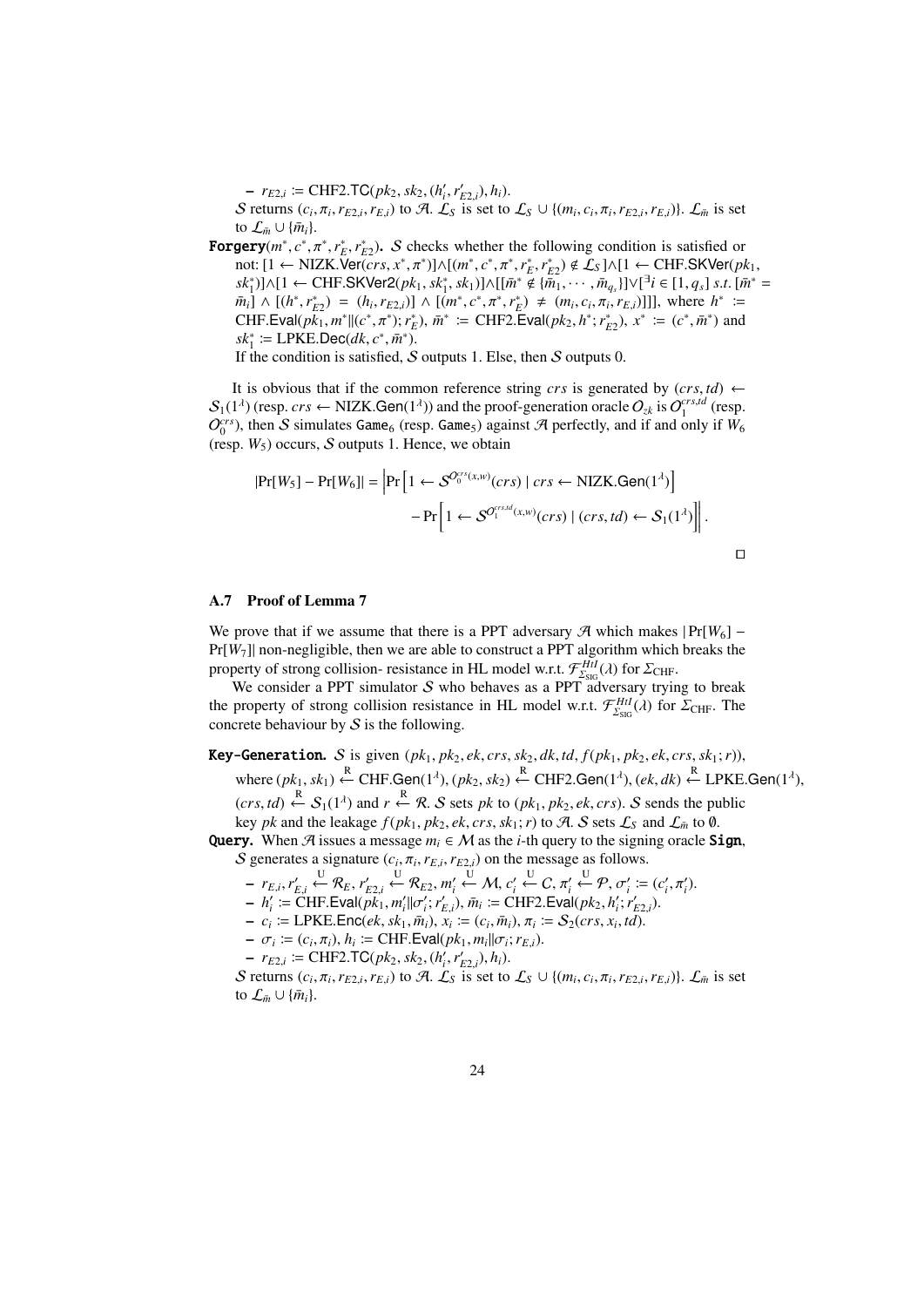– $r_{E2,i} := \text{CHF2.TC}(pk_2, sk_2, (h'_i, r'_{E2,i}), h_i)$.

$\mathcal{S}$ returns $(c_i, \pi_i, r_{E2,i}, r_{E,i})$ to $\mathcal{A}$. $\mathcal{L}_S$ is set to $\mathcal{L}_S \cup \{(m_i, c_i, \pi_i, r_{E2,i}, r_{E,i})\}$. $\mathcal{L}_{\bar{m}}$ is set to $\mathcal{L}_{\bar{m}} \cup \{\bar{m}_i\}$.

**Forgery**$(m^*, c^*, \pi^*, r_E^*, r_{E2}^*)$. $\mathcal{S}$ checks whether the following condition is satisfied or not: $[1 \leftarrow \text{NIZK.Ver}(crs, x^*, \pi^*)] \wedge [(m^*, c^*, \pi^*, r_E^*, r_{E2}^*) \notin \mathcal{L}_S] \wedge [1 \leftarrow \text{CHF.SKVer}(pk_1, sk_1^*)] \wedge [1 \leftarrow \text{CHF.SKVer2}(pk_1, sk_1^*, sk_1)] \wedge [[\bar{m}^* \notin \{\bar{m}_1, \cdots, \bar{m}_{q_s}\}] \vee [{}^\exists i \in [1, q_s] \; s.t. \; [\bar{m}^* = \bar{m}_i] \wedge [(h^*, r_{E2}^*) = (h_i, r_{E2,i})] \wedge [(m^*, c^*, \pi^*, r_E^*) \neq (m_i, c_i, \pi_i, r_{E,i})]]]$, where $h^* := \text{CHF.Eval}(pk_1, m^* \| (c^*, \pi^*); r_E^*)$, $\bar{m}^* := \text{CHF2.Eval}(pk_2, h^*; r_{E2}^*)$, $x^* := (c^*, \bar{m}^*)$ and $sk_1^* := \text{LPKE.Dec}(dk, c^*, \bar{m}^*)$.

If the condition is satisfied, $\mathcal{S}$ outputs 1. Else, then $\mathcal{S}$ outputs 0.

It is obvious that if the common reference string $crs$ is generated by $(crs, td) \leftarrow \mathcal{S}_1(1^\lambda)$ (resp. $crs \leftarrow \text{NIZK.Gen}(1^\lambda)$) and the proof-generation oracle $\mathcal{O}_{zk}$ is $\mathcal{O}_1^{crs,td}$ (resp. $\mathcal{O}_0^{crs}$), then $\mathcal{S}$ simulates $\texttt{Game}_6$ (resp. $\texttt{Game}_5$) against $\mathcal{A}$ perfectly, and if and only if $W_6$ (resp. $W_5$) occurs, $\mathcal{S}$ outputs 1. Hence, we obtain

$$|\Pr[W_5] - \Pr[W_6]| = \Big|\Pr\Big[1 \leftarrow \mathcal{S}^{\mathcal{O}_0^{crs}(x,w)}(crs) \mid crs \leftarrow \text{NIZK.Gen}(1^\lambda)\Big] - \Pr\Big[1 \leftarrow \mathcal{S}^{\mathcal{O}_1^{crs,td}(x,w)}(crs) \mid (crs, td) \leftarrow \mathcal{S}_1(1^\lambda)\Big]\Big|.$$

□

### A.7 Proof of Lemma 7

We prove that if we assume that there is a PPT adversary $\mathcal{A}$ which makes $|\Pr[W_6] - \Pr[W_7]|$ non-negligible, then we are able to construct a PPT algorithm which breaks the property of strong collision- resistance in HL model w.r.t. $\mathcal{F}_{\Sigma_{\text{SIG}}}^{HtI}(\lambda)$ for $\Sigma_{\text{CHF}}$.

We consider a PPT simulator $\mathcal{S}$ who behaves as a PPT adversary trying to break the property of strong collision resistance in HL model w.r.t. $\mathcal{F}_{\Sigma_{\text{SIG}}}^{HtI}(\lambda)$ for $\Sigma_{\text{CHF}}$. The concrete behaviour by $\mathcal{S}$ is the following.

**Key-Generation.** $\mathcal{S}$ is given $(pk_1, pk_2, ek, crs, sk_2, dk, td, f(pk_1, pk_2, ek, crs, sk_1; r))$, where $(pk_1, sk_1) \xleftarrow{R} \text{CHF.Gen}(1^\lambda)$, $(pk_2, sk_2) \xleftarrow{R} \text{CHF2.Gen}(1^\lambda)$, $(ek, dk) \xleftarrow{R} \text{LPKE.Gen}(1^\lambda)$, $(crs, td) \xleftarrow{R} \mathcal{S}_1(1^\lambda)$ and $r \xleftarrow{R} \mathcal{R}$. $\mathcal{S}$ sets $pk$ to $(pk_1, pk_2, ek, crs)$. $\mathcal{S}$ sends the public key $pk$ and the leakage $f(pk_1, pk_2, ek, crs, sk_1; r)$ to $\mathcal{A}$. $\mathcal{S}$ sets $\mathcal{L}_S$ and $\mathcal{L}_{\bar{m}}$ to $\emptyset$.

**Query.** When $\mathcal{A}$ issues a message $m_i \in \mathcal{M}$ as the $i$-th query to the signing oracle **Sign**, $\mathcal{S}$ generates a signature $(c_i, \pi_i, r_{E,i}, r_{E2,i})$ on the message as follows.

- $r_{E,i}, r'_{E,i} \xleftarrow{U} \mathcal{R}_E$, $r'_{E2,i} \xleftarrow{U} \mathcal{R}_{E2}$, $m'_i \xleftarrow{U} \mathcal{M}$, $c'_i \xleftarrow{U} \mathcal{C}$, $\pi'_i \xleftarrow{U} \mathcal{P}$, $\sigma'_i := (c'_i, \pi'_i)$.
- $h'_i := \text{CHF.Eval}(pk_1, m'_i \| \sigma'_i; r'_{E,i})$, $\bar{m}_i := \text{CHF2.Eval}(pk_2, h'_i; r'_{E2,i})$.
- $c_i := \text{LPKE.Enc}(ek, sk_1, \bar{m}_i)$, $x_i := (c_i, \bar{m}_i)$, $\pi_i := \mathcal{S}_2(crs, x_i, td)$.
- $\sigma_i := (c_i, \pi_i)$, $h_i := \text{CHF.Eval}(pk_1, m_i \| \sigma_i; r_{E,i})$.
- $r_{E2,i} := \text{CHF2.TC}(pk_2, sk_2, (h'_i, r'_{E2,i}), h_i)$.

$\mathcal{S}$ returns $(c_i, \pi_i, r_{E2,i}, r_{E,i})$ to $\mathcal{A}$. $\mathcal{L}_S$ is set to $\mathcal{L}_S \cup \{(m_i, c_i, \pi_i, r_{E2,i}, r_{E,i})\}$. $\mathcal{L}_{\bar{m}}$ is set to $\mathcal{L}_{\bar{m}} \cup \{\bar{m}_i\}$.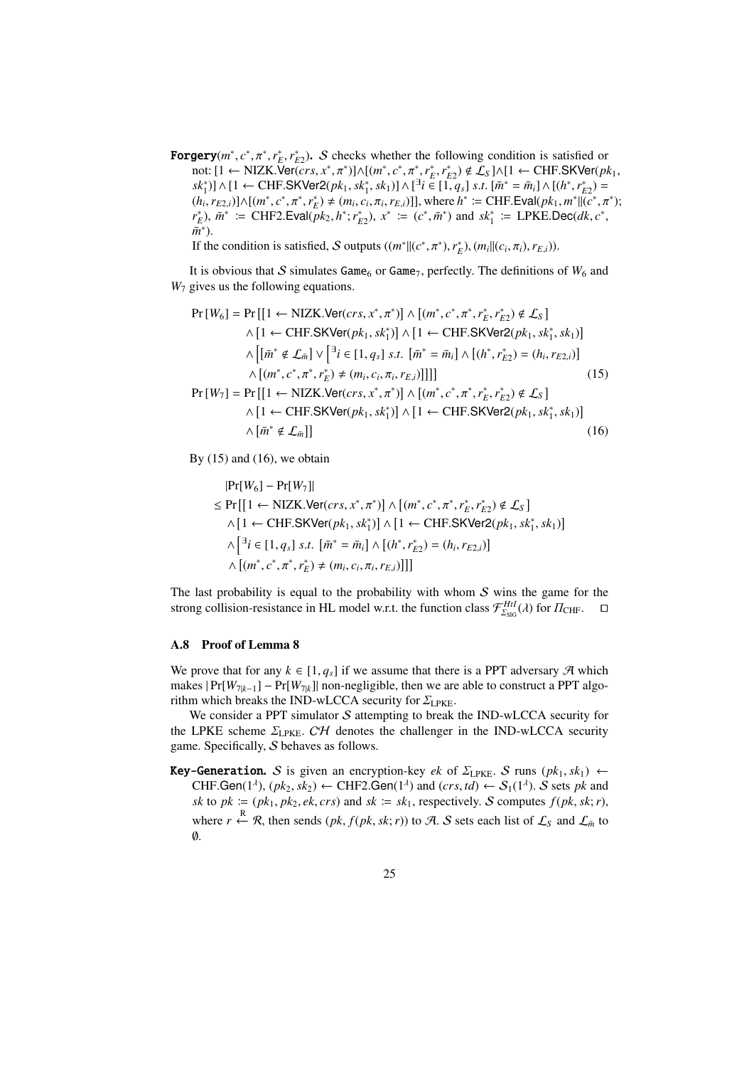**Forgery**$(m^*, c^*, \pi^*, r_E^*, r_{E2}^*)$**.** $\mathcal{S}$ checks whether the following condition is satisfied or not: $[1 \leftarrow \text{NIZK.Ver}(crs, x^*, \pi^*)] \wedge [(m^*, c^*, \pi^*, r_E^*, r_{E2}^*) \notin \mathcal{L}_S] \wedge [1 \leftarrow \text{CHF.SKVer}(pk_1, sk_1^*)] \wedge [1 \leftarrow \text{CHF.SKVer2}(pk_1, sk_1^*, sk_1)] \wedge [{}^{\exists}i \in [1, q_s]\ s.t.\ [\bar{m}^* = \bar{m}_i] \wedge [(h^*, r_{E2}^*) = (h_i, r_{E2,i})] \wedge [(m^*, c^*, \pi^*, r_E^*) \neq (m_i, c_i, \pi_i, r_{E,i})]]$, where $h^* := \text{CHF.Eval}(pk_1, m^* \| (c^*, \pi^*); r_E^*)$, $\bar{m}^* := \text{CHF2.Eval}(pk_2, h^*; r_{E2}^*)$, $x^* := (c^*, \bar{m}^*)$ and $sk_1^* := \text{LPKE.Dec}(dk, c^*, \bar{m}^*)$.

If the condition is satisfied, $\mathcal{S}$ outputs $((m^* \| (c^*, \pi^*), r_E^*), (m_i \| (c_i, \pi_i), r_{E,i}))$.

It is obvious that $\mathcal{S}$ simulates $\texttt{Game}_6$ or $\texttt{Game}_7$, perfectly. The definitions of $W_6$ and $W_7$ gives us the following equations.

$$
\begin{aligned}
\Pr[W_6] = \Pr\big[&[1 \leftarrow \text{NIZK.Ver}(crs, x^*, \pi^*)] \wedge [(m^*, c^*, \pi^*, r_E^*, r_{E2}^*) \notin \mathcal{L}_S] \\
&\wedge [1 \leftarrow \text{CHF.SKVer}(pk_1, sk_1^*)] \wedge [1 \leftarrow \text{CHF.SKVer2}(pk_1, sk_1^*, sk_1)] \\
&\wedge \big[[\bar{m}^* \notin \mathcal{L}_{\bar{m}}] \vee \big[{}^{\exists}i \in [1, q_s]\ s.t.\ [\bar{m}^* = \bar{m}_i] \wedge [(h^*, r_{E2}^*) = (h_i, r_{E2,i})] \\
&\wedge [(m^*, c^*, \pi^*, r_E^*) \neq (m_i, c_i, \pi_i, r_{E,i})]\big]\big]\big] \qquad (15)
\end{aligned}
$$

$$
\begin{aligned}
\Pr[W_7] = \Pr\big[&[1 \leftarrow \text{NIZK.Ver}(crs, x^*, \pi^*)] \wedge [(m^*, c^*, \pi^*, r_E^*, r_{E2}^*) \notin \mathcal{L}_S] \\
&\wedge [1 \leftarrow \text{CHF.SKVer}(pk_1, sk_1^*)] \wedge [1 \leftarrow \text{CHF.SKVer2}(pk_1, sk_1^*, sk_1)] \\
&\wedge [\bar{m}^* \notin \mathcal{L}_{\bar{m}}]\big] \qquad (16)
\end{aligned}
$$

By (15) and (16), we obtain

$$
\begin{aligned}
&|\Pr[W_6] - \Pr[W_7]| \\
&\leq \Pr\big[[1 \leftarrow \text{NIZK.Ver}(crs, x^*, \pi^*)] \wedge [(m^*, c^*, \pi^*, r_E^*, r_{E2}^*) \notin \mathcal{L}_S] \\
&\quad \wedge [1 \leftarrow \text{CHF.SKVer}(pk_1, sk_1^*)] \wedge [1 \leftarrow \text{CHF.SKVer2}(pk_1, sk_1^*, sk_1)] \\
&\quad \wedge \big[{}^{\exists}i \in [1, q_s]\ s.t.\ [\bar{m}^* = \bar{m}_i] \wedge [(h^*, r_{E2}^*) = (h_i, r_{E2,i})] \\
&\quad \wedge [(m^*, c^*, \pi^*, r_E^*) \neq (m_i, c_i, \pi_i, r_{E,i})]\big]\big]
\end{aligned}
$$

The last probability is equal to the probability with whom $\mathcal{S}$ wins the game for the strong collision-resistance in HL model w.r.t. the function class $\mathcal{F}^{HtI}_{\Sigma_{\text{SIG}}}(\lambda)$ for $\Pi_{\text{CHF}}$. $\square$

### A.8 Proof of Lemma 8

We prove that for any $k \in [1, q_s]$ if we assume that there is a PPT adversary $\mathcal{A}$ which makes $|\Pr[W_{7|k-1}] - \Pr[W_{7|k}]|$ non-negligible, then we are able to construct a PPT algorithm which breaks the IND-wLCCA security for $\Sigma_{\text{LPKE}}$.

We consider a PPT simulator $\mathcal{S}$ attempting to break the IND-wLCCA security for the LPKE scheme $\Sigma_{\text{LPKE}}$. $\mathcal{CH}$ denotes the challenger in the IND-wLCCA security game. Specifically, $\mathcal{S}$ behaves as follows.

**Key-Generation.** $\mathcal{S}$ is given an encryption-key $ek$ of $\Sigma_{\text{LPKE}}$. $\mathcal{S}$ runs $(pk_1, sk_1) \leftarrow \text{CHF.Gen}(1^\lambda)$, $(pk_2, sk_2) \leftarrow \text{CHF2.Gen}(1^\lambda)$ and $(crs, td) \leftarrow \mathcal{S}_1(1^\lambda)$. $\mathcal{S}$ sets $pk$ and $sk$ to $pk := (pk_1, pk_2, ek, crs)$ and $sk := sk_1$, respectively. $\mathcal{S}$ computes $f(pk, sk; r)$, where $r \xleftarrow{R} \mathcal{R}$, then sends $(pk, f(pk, sk; r))$ to $\mathcal{A}$. $\mathcal{S}$ sets each list of $\mathcal{L}_S$ and $\mathcal{L}_{\bar{m}}$ to $\emptyset$.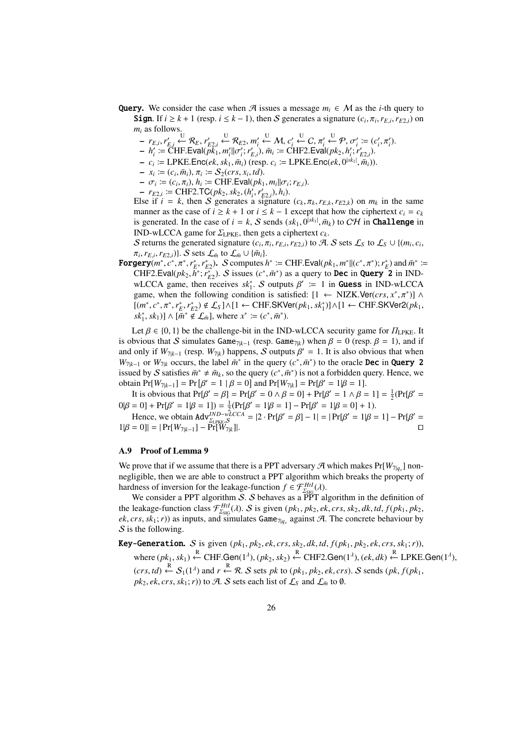**Query.** We consider the case when $\mathcal{A}$ issues a message $m_i \in \mathcal{M}$ as the $i$-th query to **Sign**. If $i \geq k+1$ (resp. $i \leq k-1$), then $\mathcal{S}$ generates a signature $(c_i, \pi_i, r_{E,i}, r_{E2,i})$ on $m_i$ as follows.

- $r_{E,i}, r'_{E,i} \xleftarrow{U} \mathcal{R}_E$, $r'_{E2,i} \xleftarrow{U} \mathcal{R}_{E2}$, $m'_i \xleftarrow{U} \mathcal{M}$, $c'_i \xleftarrow{U} \mathcal{C}$, $\pi'_i \xleftarrow{U} \mathcal{P}$, $\sigma'_i := (c'_i, \pi'_i)$.
- $h'_i := \text{CHF.Eval}(pk_1, m'_i \| \sigma'_i; r'_{E,i})$, $\bar{m}_i := \text{CHF2.Eval}(pk_2, h'_i; r'_{E2,i})$.
- $c_i := \text{LPKE.Enc}(ek, sk_1, \bar{m}_i)$ (resp. $c_i := \text{LPKE.Enc}(ek, 0^{|sk_1|}, \bar{m}_i)$).
- $x_i := (c_i, \bar{m}_i)$, $\pi_i := \mathcal{S}_2(crs, x_i, td)$.
- $\sigma_i := (c_i, \pi_i)$, $h_i := \text{CHF.Eval}(pk_1, m_i \| \sigma_i; r_{E,i})$.
- $r_{E2,i} := \text{CHF2.TC}(pk_2, sk_2, (h'_i, r'_{E2,i}), h_i)$.

Else if $i = k$, then $\mathcal{S}$ generates a signature $(c_k, \pi_k, r_{E,k}, r_{E2,k})$ on $m_k$ in the same manner as the case of $i \geq k+1$ or $i \leq k-1$ except that how the ciphertext $c_i = c_k$ is generated. In the case of $i = k$, $\mathcal{S}$ sends $(sk_1, 0^{|sk_1|}, \bar{m}_k)$ to $\mathcal{CH}$ in **Challenge** in IND-wLCCA game for $\Sigma_{\text{LPKE}}$, then gets a ciphertext $c_k$.

$\mathcal{S}$ returns the generated signature $(c_i, \pi_i, r_{E,i}, r_{E2,i})$ to $\mathcal{A}$. $\mathcal{S}$ sets $\mathcal{L}_S$ to $\mathcal{L}_S \cup \{(m_i, c_i, \pi_i, r_{E,i}, r_{E2,i})\}$. $\mathcal{S}$ sets $\mathcal{L}_{\bar{m}}$ to $\mathcal{L}_{\bar{m}} \cup \{\bar{m}_i\}$.

**Forgery**$(m^*, c^*, \pi^*, r^*_E, r^*_{E2})$**.** $\mathcal{S}$ computes $h^* := \text{CHF.Eval}(pk_1, m^* \| (c^*, \pi^*); r^*_E)$ and $\bar{m}^* := \text{CHF2.Eval}(pk_2, h^*; r^*_{E2})$. $\mathcal{S}$ issues $(c^*, \bar{m}^*)$ as a query to **Dec** in **Query 2** in IND-wLCCA game, then receives $sk^*_1$. $\mathcal{S}$ outputs $\beta' := 1$ in **Guess** in IND-wLCCA game, when the following condition is satisfied: $[1 \leftarrow \text{NIZK.Ver}(crs, x^*, \pi^*)] \wedge [(m^*, c^*, \pi^*, r^*_E, r^*_{E2}) \notin \mathcal{L}_S] \wedge [1 \leftarrow \text{CHF.SKVer}(pk_1, sk^*_1)] \wedge [1 \leftarrow \text{CHF.SKVer2}(pk_1, sk^*_1, sk_1)] \wedge [\bar{m}^* \notin \mathcal{L}_{\bar{m}}]$, where $x^* := (c^*, \bar{m}^*)$.

Let $\beta \in \{0, 1\}$ be the challenge-bit in the IND-wLCCA security game for $\Pi_{\text{LPKE}}$. It is obvious that $\mathcal{S}$ simulates $\texttt{Game}_{7|k-1}$ (resp. $\texttt{Game}_{7|k}$) when $\beta = 0$ (resp. $\beta = 1$), and if and only if $W_{7|k-1}$ (resp. $W_{7|k}$) happens, $\mathcal{S}$ outputs $\beta' = 1$. It is also obvious that when $W_{7|k-1}$ or $W_{7|k}$ occurs, the label $\bar{m}^*$ in the query $(c^*, \bar{m}^*)$ to the oracle **Dec** in **Query 2** issued by $\mathcal{S}$ satisfies $\bar{m}^* \neq \bar{m}_k$, so the query $(c^*, \bar{m}^*)$ is not a forbidden query. Hence, we obtain $\Pr[W_{7|k-1}] = \Pr[\beta' = 1 \mid \beta = 0]$ and $\Pr[W_{7|k}] = \Pr[\beta' = 1 | \beta = 1]$.

It is obvious that $\Pr[\beta' = \beta] = \Pr[\beta' = 0 \wedge \beta = 0] + \Pr[\beta' = 1 \wedge \beta = 1] = \frac{1}{2}(\Pr[\beta' = 0 | \beta = 0] + \Pr[\beta' = 1 | \beta = 1]) = \frac{1}{2}(\Pr[\beta' = 1 | \beta = 1] - \Pr[\beta' = 1 | \beta = 0] + 1)$.

Hence, we obtain $\texttt{Adv}^{IND-wLCCA}_{\Sigma_{\text{LPKE}}, \mathcal{S}} = |2 \cdot \Pr[\beta' = \beta] - 1| = |\Pr[\beta' = 1 | \beta = 1] - \Pr[\beta' = 1 | \beta = 0]| = |\Pr[W_{7|k-1}] - \Pr[W_{7|k}]|$. ◻

### A.9 Proof of Lemma 9

We prove that if we assume that there is a PPT adversary $\mathcal{A}$ which makes $\Pr[W_{7|q_s}]$ non-negligible, then we are able to construct a PPT algorithm which breaks the property of hardness of inversion for the leakage-function $f \in \mathcal{F}^{HII}_{\Sigma_{\text{SIG}}}(\lambda)$.

We consider a PPT algorithm $\mathcal{S}$. $\mathcal{S}$ behaves as a PPT algorithm in the definition of the leakage-function class $\mathcal{F}^{HII}_{\Sigma_{\text{SIG}}}(\lambda)$. $\mathcal{S}$ is given $(pk_1, pk_2, ek, crs, sk_2, dk, td, f(pk_1, pk_2, ek, crs, sk_1; r))$ as inputs, and simulates $\texttt{Game}_{7|q_s}$ against $\mathcal{A}$. The concrete behaviour by $\mathcal{S}$ is the following.

**Key-Generation.** $\mathcal{S}$ is given $(pk_1, pk_2, ek, crs, sk_2, dk, td, f(pk_1, pk_2, ek, crs, sk_1; r))$, where $(pk_1, sk_1) \xleftarrow{R} \text{CHF.Gen}(1^\lambda)$, $(pk_2, sk_2) \xleftarrow{R} \text{CHF2.Gen}(1^\lambda)$, $(ek, dk) \xleftarrow{R} \text{LPKE.Gen}(1^\lambda)$, $(crs, td) \xleftarrow{R} \mathcal{S}_1(1^\lambda)$ and $r \xleftarrow{R} \mathcal{R}$. $\mathcal{S}$ sets $pk$ to $(pk_1, pk_2, ek, crs)$. $\mathcal{S}$ sends $(pk, f(pk_1, pk_2, ek, crs, sk_1; r))$ to $\mathcal{A}$. $\mathcal{S}$ sets each list of $\mathcal{L}_S$ and $\mathcal{L}_{\bar{m}}$ to $\emptyset$.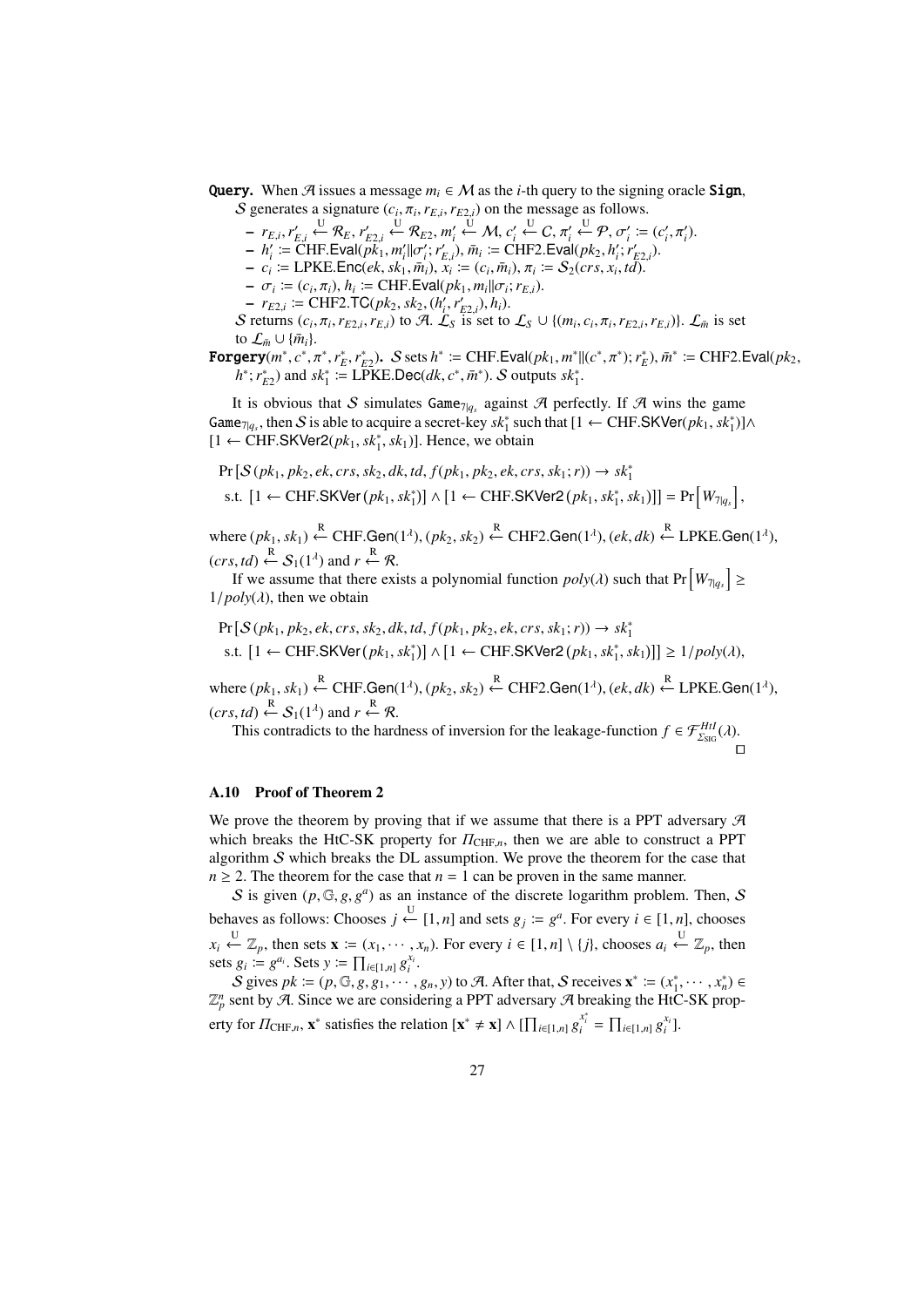**Query.** When $\mathcal{A}$ issues a message $m_i \in \mathcal{M}$ as the $i$-th query to the signing oracle **Sign**, $\mathcal{S}$ generates a signature $(c_i, \pi_i, r_{E,i}, r_{E2,i})$ on the message as follows.

- $r_{E,i}, r'_{E,i} \stackrel{U}{\leftarrow} \mathcal{R}_E$, $r'_{E2,i} \stackrel{U}{\leftarrow} \mathcal{R}_{E2}$, $m'_i \stackrel{U}{\leftarrow} \mathcal{M}$, $c'_i \stackrel{U}{\leftarrow} \mathcal{C}$, $\pi'_i \stackrel{U}{\leftarrow} \mathcal{P}$, $\sigma'_i := (c'_i, \pi'_i)$.
- $h'_i := \mathsf{CHF.Eval}(pk_1, m'_i \| \sigma'_i; r'_{E,i})$, $\bar{m}_i := \mathsf{CHF2.Eval}(pk_2, h'_i; r'_{E2,i})$.
- $c_i := \mathsf{LPKE.Enc}(ek, sk_1, \bar{m}_i)$, $x_i := (c_i, \bar{m}_i)$, $\pi_i := \mathcal{S}_2(crs, x_i, td)$.
- $\sigma_i := (c_i, \pi_i)$, $h_i := \mathsf{CHF.Eval}(pk_1, m_i \| \sigma_i; r_{E,i})$.
- $r_{E2,i} := \mathsf{CHF2.TC}(pk_2, sk_2, (h'_i, r'_{E2,i}), h_i)$.

$\mathcal{S}$ returns $(c_i, \pi_i, r_{E2,i}, r_{E,i})$ to $\mathcal{A}$. $\mathcal{L}_S$ is set to $\mathcal{L}_S \cup \{(m_i, c_i, \pi_i, r_{E2,i}, r_{E,i})\}$. $\mathcal{L}_{\bar{m}}$ is set to $\mathcal{L}_{\bar{m}} \cup \{\bar{m}_i\}$.

**Forgery**$(m^*, c^*, \pi^*, r^*_E, r^*_{E2})$**.** $\mathcal{S}$ sets $h^* := \mathsf{CHF.Eval}(pk_1, m^* \| (c^*, \pi^*); r^*_E)$, $\bar{m}^* := \mathsf{CHF2.Eval}(pk_2, h^*; r^*_{E2})$ and $sk^*_1 := \mathsf{LPKE.Dec}(dk, c^*, \bar{m}^*)$. $\mathcal{S}$ outputs $sk^*_1$.

It is obvious that $\mathcal{S}$ simulates $\mathtt{Game}_{7|q_s}$ against $\mathcal{A}$ perfectly. If $\mathcal{A}$ wins the game $\mathtt{Game}_{7|q_s}$, then $\mathcal{S}$ is able to acquire a secret-key $sk^*_1$ such that $[1 \leftarrow \mathsf{CHF.SKVer}(pk_1, sk^*_1)] \wedge [1 \leftarrow \mathsf{CHF.SKVer2}(pk_1, sk^*_1, sk_1)]$. Hence, we obtain

$$\Pr\left[\mathcal{S}(pk_1, pk_2, ek, crs, sk_2, dk, td, f(pk_1, pk_2, ek, crs, sk_1; r)) \rightarrow sk^*_1 \right.$$
$$\left.\text{s.t. } [1 \leftarrow \mathsf{CHF.SKVer}(pk_1, sk^*_1)] \wedge [1 \leftarrow \mathsf{CHF.SKVer2}(pk_1, sk^*_1, sk_1)]\right] = \Pr\left[W_{7|q_s}\right],$$

where $(pk_1, sk_1) \stackrel{R}{\leftarrow} \mathsf{CHF.Gen}(1^\lambda)$, $(pk_2, sk_2) \stackrel{R}{\leftarrow} \mathsf{CHF2.Gen}(1^\lambda)$, $(ek, dk) \stackrel{R}{\leftarrow} \mathsf{LPKE.Gen}(1^\lambda)$, $(crs, td) \stackrel{R}{\leftarrow} \mathcal{S}_1(1^\lambda)$ and $r \stackrel{R}{\leftarrow} \mathcal{R}$.

If we assume that there exists a polynomial function $poly(\lambda)$ such that $\Pr\left[W_{7|q_s}\right] \geq 1/poly(\lambda)$, then we obtain

$$\Pr\left[\mathcal{S}(pk_1, pk_2, ek, crs, sk_2, dk, td, f(pk_1, pk_2, ek, crs, sk_1; r)) \rightarrow sk^*_1 \right.$$
$$\left.\text{s.t. } [1 \leftarrow \mathsf{CHF.SKVer}(pk_1, sk^*_1)] \wedge [1 \leftarrow \mathsf{CHF.SKVer2}(pk_1, sk^*_1, sk_1)]\right] \geq 1/poly(\lambda),$$

where $(pk_1, sk_1) \stackrel{R}{\leftarrow} \mathsf{CHF.Gen}(1^\lambda)$, $(pk_2, sk_2) \stackrel{R}{\leftarrow} \mathsf{CHF2.Gen}(1^\lambda)$, $(ek, dk) \stackrel{R}{\leftarrow} \mathsf{LPKE.Gen}(1^\lambda)$, $(crs, td) \stackrel{R}{\leftarrow} \mathcal{S}_1(1^\lambda)$ and $r \stackrel{R}{\leftarrow} \mathcal{R}$.

This contradicts to the hardness of inversion for the leakage-function $f \in \mathcal{F}^{HtI}_{\Sigma_{\mathrm{SIG}}}(\lambda)$. $\square$

### A.10 Proof of Theorem 2

We prove the theorem by proving that if we assume that there is a PPT adversary $\mathcal{A}$ which breaks the HtC-SK property for $\Pi_{\mathrm{CHF},n}$, then we are able to construct a PPT algorithm $\mathcal{S}$ which breaks the DL assumption. We prove the theorem for the case that $n \geq 2$. The theorem for the case that $n = 1$ can be proven in the same manner.

$\mathcal{S}$ is given $(p, \mathbb{G}, g, g^a)$ as an instance of the discrete logarithm problem. Then, $\mathcal{S}$ behaves as follows: Chooses $j \stackrel{U}{\leftarrow} [1, n]$ and sets $g_j := g^a$. For every $i \in [1, n]$, chooses $x_i \stackrel{U}{\leftarrow} \mathbb{Z}_p$, then sets $\mathbf{x} := (x_1, \cdots, x_n)$. For every $i \in [1, n] \setminus \{j\}$, chooses $a_i \stackrel{U}{\leftarrow} \mathbb{Z}_p$, then sets $g_i := g^{a_i}$. Sets $y := \prod_{i \in [1,n]} g_i^{x_i}$.

$\mathcal{S}$ gives $pk := (p, \mathbb{G}, g, g_1, \cdots, g_n, y)$ to $\mathcal{A}$. After that, $\mathcal{S}$ receives $\mathbf{x}^* := (x^*_1, \cdots, x^*_n) \in \mathbb{Z}_p^n$ sent by $\mathcal{A}$. Since we are considering a PPT adversary $\mathcal{A}$ breaking the HtC-SK property for $\Pi_{\mathrm{CHF},n}$, $\mathbf{x}^*$ satisfies the relation $[\mathbf{x}^* \neq \mathbf{x}] \wedge [\prod_{i \in [1,n]} g_i^{x^*_i} = \prod_{i \in [1,n]} g_i^{x_i}]$.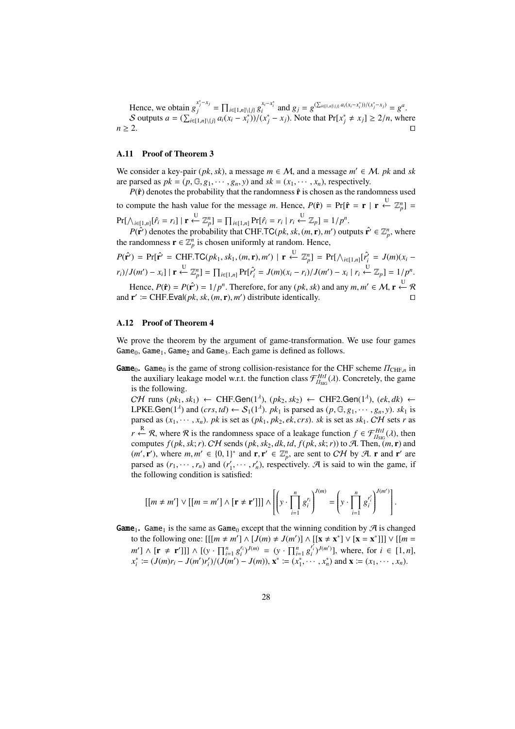Hence, we obtain $g_j^{x_j^*-x_j} = \prod_{i\in[1,n]\setminus\{j\}} g_i^{x_i-x_i^*}$ and $g_j = g^{(\sum_{i\in[1,n]\setminus\{j\}} a_i(x_i-x_i^*))/(x_j^*-x_j)} = g^a$.

$\mathcal{S}$ outputs $a = (\sum_{i\in[1,n]\setminus\{j\}} a_i(x_i - x_i^*))/(x_j^* - x_j)$. Note that $\Pr[x_j^* \neq x_j] \geq 2/n$, where $n \geq 2$. □

## A.11 Proof of Theorem 3

We consider a key-pair $(pk, sk)$, a message $m \in \mathcal{M}$, and a message $m' \in \mathcal{M}$. $pk$ and $sk$ are parsed as $pk = (p, \mathbb{G}, g_1, \cdots, g_n, y)$ and $sk = (x_1, \cdots, x_n)$, respectively.

$P(\hat{\mathbf{r}})$ denotes the probability that the randomness $\hat{\mathbf{r}}$ is chosen as the randomness used to compute the hash value for the message $m$. Hence, $P(\hat{\mathbf{r}}) = \Pr[\hat{\mathbf{r}} = \mathbf{r} \mid \mathbf{r} \xleftarrow{U} \mathbb{Z}_p^n] = \Pr[\bigwedge_{i\in[1,n]}[\hat{r}_i = r_i] \mid \mathbf{r} \xleftarrow{U} \mathbb{Z}_p^n] = \prod_{i\in[1,n]} \Pr[\hat{r}_i = r_i \mid r_i \xleftarrow{U} \mathbb{Z}_p] = 1/p^n$.

$P(\hat{\mathbf{r}}')$ denotes the probability that $\text{CHF.TC}(pk, sk, (m, \mathbf{r}), m')$ outputs $\hat{\mathbf{r}}' \in \mathbb{Z}_p^n$, where the randomness $\mathbf{r} \in \mathbb{Z}_p^n$ is chosen uniformly at random. Hence,

$P(\hat{\mathbf{r}}') = \Pr[\hat{\mathbf{r}}' = \text{CHF.TC}(pk_1, sk_1, (m, \mathbf{r}), m') \mid \mathbf{r} \xleftarrow{U} \mathbb{Z}_p^n] = \Pr[\bigwedge_{i\in[1,n]}[\hat{r}'_i = J(m)(x_i - r_i)/J(m') - x_i] \mid \mathbf{r} \xleftarrow{U} \mathbb{Z}_p^n] = \prod_{i\in[1,n]} \Pr[\hat{r}'_i = J(m)(x_i - r_i)/J(m') - x_i \mid r_i \xleftarrow{U} \mathbb{Z}_p] = 1/p^n$.

Hence, $P(\hat{\mathbf{r}}) = P(\hat{\mathbf{r}}') = 1/p^n$. Therefore, for any $(pk, sk)$ and any $m, m' \in \mathcal{M}$, $\mathbf{r} \xleftarrow{U} \mathcal{R}$ and $\mathbf{r}' := \text{CHF.Eval}(pk, sk, (m, \mathbf{r}), m')$ distribute identically. □

## A.12 Proof of Theorem 4

We prove the theorem by the argument of game-transformation. We use four games $\mathtt{Game}_0$, $\mathtt{Game}_1$, $\mathtt{Game}_2$ and $\mathtt{Game}_3$. Each game is defined as follows.

**$\mathtt{Game}_0$.** $\mathtt{Game}_0$ is the game of strong collision-resistance for the CHF scheme $\Pi_{\text{CHF},n}$ in the auxiliary leakage model w.r.t. the function class $\mathcal{F}_{\Pi_{\text{SIG}}}^{HtI}(\lambda)$. Concretely, the game is the following.

$\mathcal{CH}$ runs $(pk_1, sk_1) \leftarrow \text{CHF.Gen}(1^\lambda)$, $(pk_2, sk_2) \leftarrow \text{CHF2.Gen}(1^\lambda)$, $(ek, dk) \leftarrow \text{LPKE.Gen}(1^\lambda)$ and $(crs, td) \leftarrow \mathcal{S}_1(1^\lambda)$. $pk_1$ is parsed as $(p, \mathbb{G}, g_1, \cdots, g_n, y)$. $sk_1$ is parsed as $(x_1, \cdots, x_n)$. $pk$ is set as $(pk_1, pk_2, ek, crs)$. $sk$ is set as $sk_1$. $\mathcal{CH}$ sets $r$ as $r \xleftarrow{R} \mathcal{R}$, where $\mathcal{R}$ is the randomness space of a leakage function $f \in \mathcal{F}_{\Pi_{\text{SIG}}}^{HtI}(\lambda)$, then computes $f(pk, sk; r)$. $\mathcal{CH}$ sends $(pk, sk_2, dk, td, f(pk, sk; r))$ to $\mathcal{A}$. Then, $(m, \mathbf{r})$ and $(m', \mathbf{r}')$, where $m, m' \in \{0, 1\}^*$ and $\mathbf{r}, \mathbf{r}' \in \mathbb{Z}_p^n$, are sent to $\mathcal{CH}$ by $\mathcal{A}$. $\mathbf{r}$ and $\mathbf{r}'$ are parsed as $(r_1, \cdots, r_n)$ and $(r'_1, \cdots, r'_n)$, respectively. $\mathcal{A}$ is said to win the game, if the following condition is satisfied:

$$[[m \neq m'] \vee [[m = m'] \wedge [\mathbf{r} \neq \mathbf{r}']]] \wedge \left[\left(y \cdot \prod_{i=1}^{n} g_i^{r_i}\right)^{J(m)} = \left(y \cdot \prod_{i=1}^{n} g_i^{r'_i}\right)^{J(m')}\right].$$

**$\mathtt{Game}_1$.** $\mathtt{Game}_1$ is the same as $\mathtt{Game}_0$ except that the winning condition by $\mathcal{A}$ is changed to the following one: $[[[m \neq m'] \wedge [J(m) \neq J(m')] \wedge [[\mathbf{x} \neq \mathbf{x}^*] \vee [\mathbf{x} = \mathbf{x}^*]]] \vee [[m = m'] \wedge [\mathbf{r} \neq \mathbf{r}']]] \wedge [(y \cdot \prod_{i=1}^{n} g_i^{r_i})^{J(m)} = (y \cdot \prod_{i=1}^{n} g_i^{r'_i})^{J(m')}]$, where, for $i \in [1, n]$, $x_i^* := (J(m)r_i - J(m')r'_i)/(J(m') - J(m))$, $\mathbf{x}^* := (x_1^*, \cdots, x_n^*)$ and $\mathbf{x} := (x_1, \cdots, x_n)$.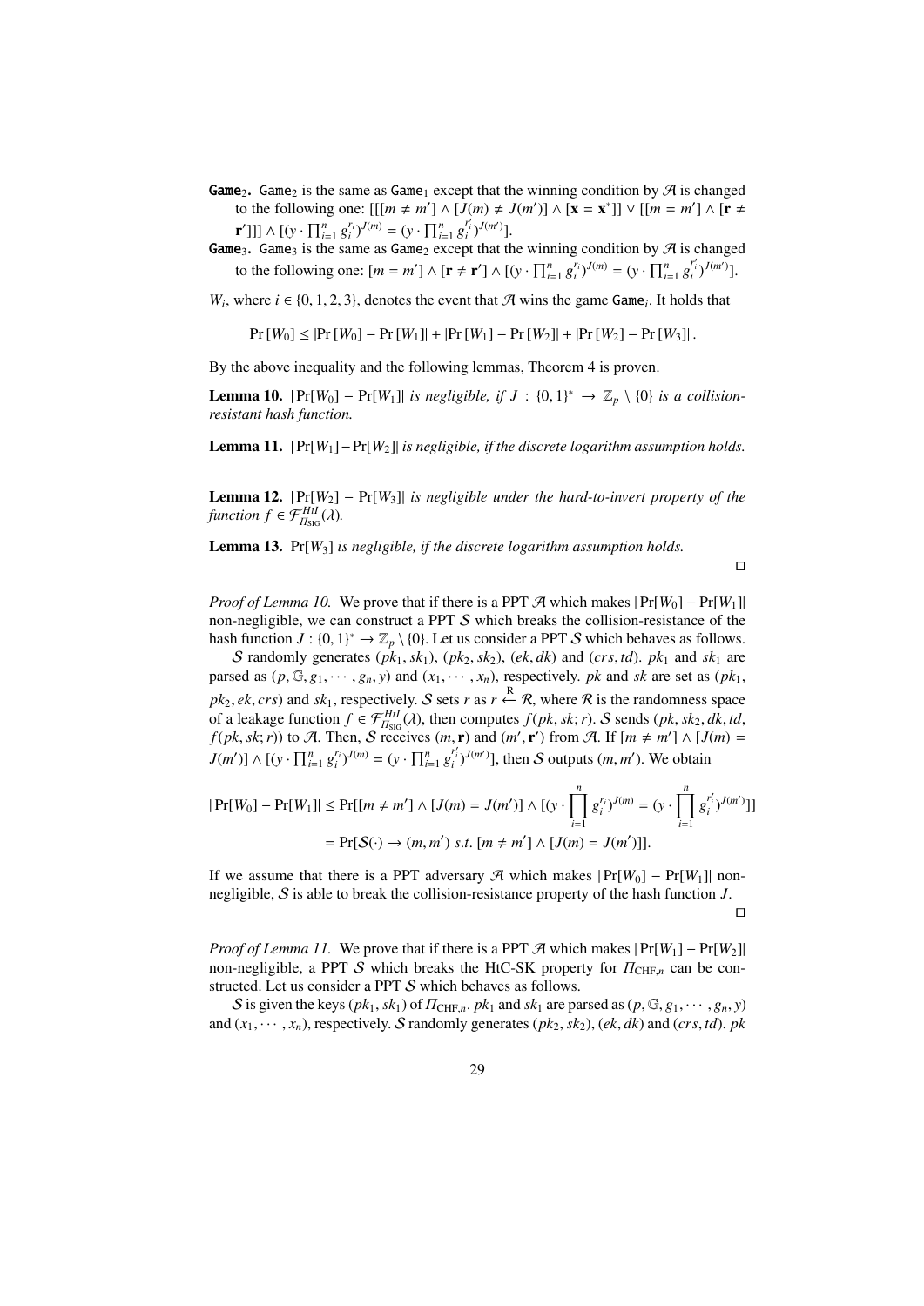**Game**$_2$. $\mathtt{Game}_2$ is the same as $\mathtt{Game}_1$ except that the winning condition by $\mathcal{A}$ is changed to the following one: $[[[m \neq m'] \wedge [J(m) \neq J(m')] \wedge [\mathbf{x} = \mathbf{x}^*]] \vee [[m = m'] \wedge [\mathbf{r} \neq \mathbf{r}']]] \wedge [(y \cdot \prod_{i=1}^{n} g_i^{r_i})^{J(m)} = (y \cdot \prod_{i=1}^{n} g_i^{r'_i})^{J(m')}]$.

**Game**$_3$. $\mathtt{Game}_3$ is the same as $\mathtt{Game}_2$ except that the winning condition by $\mathcal{A}$ is changed to the following one: $[m = m'] \wedge [\mathbf{r} \neq \mathbf{r}'] \wedge [(y \cdot \prod_{i=1}^{n} g_i^{r_i})^{J(m)} = (y \cdot \prod_{i=1}^{n} g_i^{r'_i})^{J(m')}]$.

$W_i$, where $i \in \{0, 1, 2, 3\}$, denotes the event that $\mathcal{A}$ wins the game $\mathtt{Game}_i$. It holds that

$$\Pr[W_0] \leq |\Pr[W_0] - \Pr[W_1]| + |\Pr[W_1] - \Pr[W_2]| + |\Pr[W_2] - \Pr[W_3]|.$$

By the above inequality and the following lemmas, Theorem 4 is proven.

**Lemma 10.** *$|\Pr[W_0] - \Pr[W_1]|$ is negligible, if $J : \{0, 1\}^* \to \mathbb{Z}_p \setminus \{0\}$ is a collision-resistant hash function.*

**Lemma 11.** *$|\Pr[W_1] - \Pr[W_2]|$ is negligible, if the discrete logarithm assumption holds.*

**Lemma 12.** *$|\Pr[W_2] - \Pr[W_3]|$ is negligible under the hard-to-invert property of the function $f \in \mathcal{F}^{HtI}_{\Pi_{\mathrm{SIG}}}(\lambda)$.*

**Lemma 13.** *$\Pr[W_3]$ is negligible, if the discrete logarithm assumption holds.*

□

*Proof of Lemma 10.* We prove that if there is a PPT $\mathcal{A}$ which makes $|\Pr[W_0] - \Pr[W_1]|$ non-negligible, we can construct a PPT $\mathcal{S}$ which breaks the collision-resistance of the hash function $J : \{0, 1\}^* \to \mathbb{Z}_p \setminus \{0\}$. Let us consider a PPT $\mathcal{S}$ which behaves as follows.

$\mathcal{S}$ randomly generates $(pk_1, sk_1)$, $(pk_2, sk_2)$, $(ek, dk)$ and $(crs, td)$. $pk_1$ and $sk_1$ are parsed as $(p, \mathbb{G}, g_1, \cdots, g_n, y)$ and $(x_1, \cdots, x_n)$, respectively. $pk$ and $sk$ are set as $(pk_1, pk_2, ek, crs)$ and $sk_1$, respectively. $\mathcal{S}$ sets $r$ as $r \xleftarrow{R} \mathcal{R}$, where $\mathcal{R}$ is the randomness space of a leakage function $f \in \mathcal{F}^{HtI}_{\Pi_{\mathrm{SIG}}}(\lambda)$, then computes $f(pk, sk; r)$. $\mathcal{S}$ sends $(pk, sk_2, dk, td, f(pk, sk; r))$ to $\mathcal{A}$. Then, $\mathcal{S}$ receives $(m, \mathbf{r})$ and $(m', \mathbf{r}')$ from $\mathcal{A}$. If $[m \neq m'] \wedge [J(m) = J(m')] \wedge [(y \cdot \prod_{i=1}^{n} g_i^{r_i})^{J(m)} = (y \cdot \prod_{i=1}^{n} g_i^{r'_i})^{J(m')}]$, then $\mathcal{S}$ outputs $(m, m')$. We obtain

$$\begin{aligned}|\Pr[W_0] - \Pr[W_1]| &\leq \Pr[[m \neq m'] \wedge [J(m) = J(m')] \wedge [(y \cdot \prod_{i=1}^{n} g_i^{r_i})^{J(m)} = (y \cdot \prod_{i=1}^{n} g_i^{r'_i})^{J(m')}]] \\ &= \Pr[\mathcal{S}(\cdot) \to (m, m') \ s.t. \ [m \neq m'] \wedge [J(m) = J(m')]].\end{aligned}$$

If we assume that there is a PPT adversary $\mathcal{A}$ which makes $|\Pr[W_0] - \Pr[W_1]|$ non-negligible, $\mathcal{S}$ is able to break the collision-resistance property of the hash function $J$.

□

*Proof of Lemma 11.* We prove that if there is a PPT $\mathcal{A}$ which makes $|\Pr[W_1] - \Pr[W_2]|$ non-negligible, a PPT $\mathcal{S}$ which breaks the HtC-SK property for $\Pi_{\mathrm{CHF},n}$ can be constructed. Let us consider a PPT $\mathcal{S}$ which behaves as follows.

$\mathcal{S}$ is given the keys $(pk_1, sk_1)$ of $\Pi_{\mathrm{CHF},n}$. $pk_1$ and $sk_1$ are parsed as $(p, \mathbb{G}, g_1, \cdots, g_n, y)$ and $(x_1, \cdots, x_n)$, respectively. $\mathcal{S}$ randomly generates $(pk_2, sk_2)$, $(ek, dk)$ and $(crs, td)$. $pk$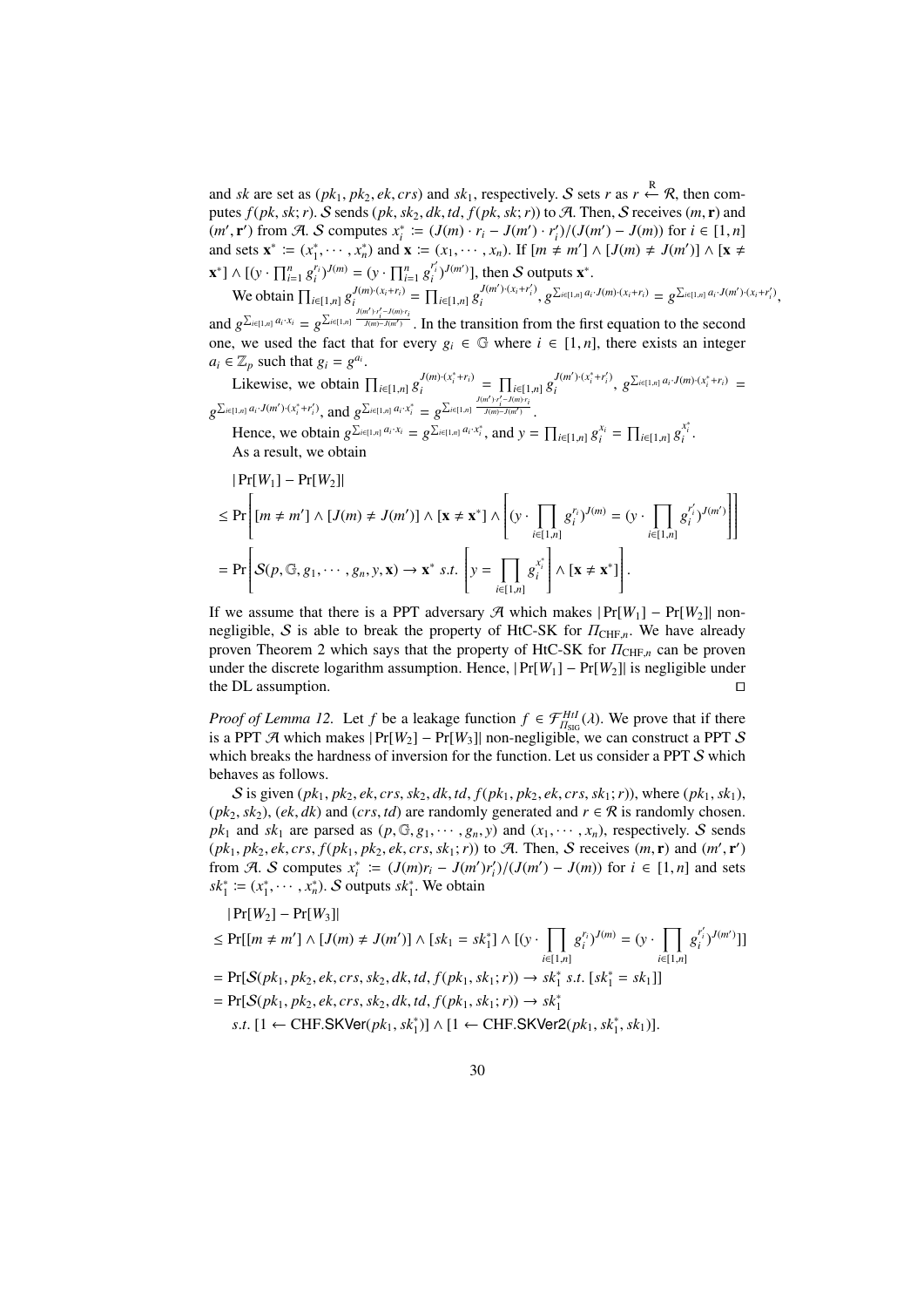and $sk$ are set as $(pk_1, pk_2, ek, crs)$ and $sk_1$, respectively. $\mathcal{S}$ sets $r$ as $r \xleftarrow{R} \mathcal{R}$, then computes $f(pk, sk; r)$. $\mathcal{S}$ sends $(pk, sk_2, dk, td, f(pk, sk; r))$ to $\mathcal{A}$. Then, $\mathcal{S}$ receives $(m, \mathbf{r})$ and $(m', \mathbf{r}')$ from $\mathcal{A}$. $\mathcal{S}$ computes $x_i^* := (J(m) \cdot r_i - J(m') \cdot r_i')/(J(m') - J(m))$ for $i \in [1, n]$ and sets $\mathbf{x}^* := (x_1^*, \cdots, x_n^*)$ and $\mathbf{x} := (x_1, \cdots, x_n)$. If $[m \neq m'] \wedge [J(m) \neq J(m')] \wedge [\mathbf{x} \neq \mathbf{x}^*] \wedge [(y \cdot \prod_{i=1}^n g_i^{r_i})^{J(m)} = (y \cdot \prod_{i=1}^n g_i^{r_i'})^{J(m')}]$, then $\mathcal{S}$ outputs $\mathbf{x}^*$.

We obtain $\prod_{i \in [1,n]} g_i^{J(m) \cdot (x_i + r_i)} = \prod_{i \in [1,n]} g_i^{J(m') \cdot (x_i + r_i')}$, $g^{\sum_{i \in [1,n]} a_i \cdot J(m) \cdot (x_i + r_i)} = g^{\sum_{i \in [1,n]} a_i \cdot J(m') \cdot (x_i + r_i')}$, and $g^{\sum_{i \in [1,n]} a_i \cdot x_i} = g^{\sum_{i \in [1,n]} \frac{J(m') \cdot r_i' - J(m) \cdot r_i}{J(m) - J(m')}}$. In the transition from the first equation to the second one, we used the fact that for every $g_i \in \mathbb{G}$ where $i \in [1, n]$, there exists an integer $a_i \in \mathbb{Z}_p$ such that $g_i = g^{a_i}$.

Likewise, we obtain $\prod_{i \in [1,n]} g_i^{J(m) \cdot (x_i^* + r_i)} = \prod_{i \in [1,n]} g_i^{J(m') \cdot (x_i^* + r_i')}$, $g^{\sum_{i \in [1,n]} a_i \cdot J(m) \cdot (x_i^* + r_i)} = g^{\sum_{i \in [1,n]} a_i \cdot J(m') \cdot (x_i^* + r_i')}$, and $g^{\sum_{i \in [1,n]} a_i \cdot x_i^*} = g^{\sum_{i \in [1,n]} \frac{J(m') \cdot r_i' - J(m) \cdot r_i}{J(m) - J(m')}}$.

Hence, we obtain $g^{\sum_{i \in [1,n]} a_i \cdot x_i} = g^{\sum_{i \in [1,n]} a_i \cdot x_i^*}$, and $y = \prod_{i \in [1,n]} g_i^{x_i} = \prod_{i \in [1,n]} g_i^{x_i^*}$.

As a result, we obtain

$$
\begin{aligned}
&|\Pr[W_1] - \Pr[W_2]| \\
&\leq \Pr\left[[m \neq m'] \wedge [J(m) \neq J(m')] \wedge [\mathbf{x} \neq \mathbf{x}^*] \wedge \left[(y \cdot \prod_{i \in [1,n]} g_i^{r_i})^{J(m)} = (y \cdot \prod_{i \in [1,n]} g_i^{r_i'})^{J(m')}\right]\right] \\
&= \Pr\left[\mathcal{S}(p, \mathbb{G}, g_1, \cdots, g_n, y, \mathbf{x}) \rightarrow \mathbf{x}^* \ s.t. \left[y = \prod_{i \in [1,n]} g_i^{x_i^*}\right] \wedge [\mathbf{x} \neq \mathbf{x}^*]\right].
\end{aligned}
$$

If we assume that there is a PPT adversary $\mathcal{A}$ which makes $|\Pr[W_1] - \Pr[W_2]|$ non-negligible, $\mathcal{S}$ is able to break the property of HtC-SK for $\Pi_{\mathrm{CHF},n}$. We have already proven Theorem 2 which says that the property of HtC-SK for $\Pi_{\mathrm{CHF},n}$ can be proven under the discrete logarithm assumption. Hence, $|\Pr[W_1] - \Pr[W_2]|$ is negligible under the DL assumption. □

*Proof of Lemma 12.* Let $f$ be a leakage function $f \in \mathcal{F}_{\Pi_{\mathrm{SIG}}}^{HtI}(\lambda)$. We prove that if there is a PPT $\mathcal{A}$ which makes $|\Pr[W_2] - \Pr[W_3]|$ non-negligible, we can construct a PPT $\mathcal{S}$ which breaks the hardness of inversion for the function. Let us consider a PPT $\mathcal{S}$ which behaves as follows.

$\mathcal{S}$ is given $(pk_1, pk_2, ek, crs, sk_2, dk, td, f(pk_1, pk_2, ek, crs, sk_1; r))$, where $(pk_1, sk_1)$, $(pk_2, sk_2)$, $(ek, dk)$ and $(crs, td)$ are randomly generated and $r \in \mathcal{R}$ is randomly chosen. $pk_1$ and $sk_1$ are parsed as $(p, \mathbb{G}, g_1, \cdots, g_n, y)$ and $(x_1, \cdots, x_n)$, respectively. $\mathcal{S}$ sends $(pk_1, pk_2, ek, crs, f(pk_1, pk_2, ek, crs, sk_1; r))$ to $\mathcal{A}$. Then, $\mathcal{S}$ receives $(m, \mathbf{r})$ and $(m', \mathbf{r}')$ from $\mathcal{A}$. $\mathcal{S}$ computes $x_i^* := (J(m)r_i - J(m')r_i')/(J(m') - J(m))$ for $i \in [1, n]$ and sets $sk_1^* := (x_1^*, \cdots, x_n^*)$. $\mathcal{S}$ outputs $sk_1^*$. We obtain

$$
\begin{aligned}
&|\Pr[W_2] - \Pr[W_3]| \\
&\leq \Pr[[m \neq m'] \wedge [J(m) \neq J(m')] \wedge [sk_1 = sk_1^*] \wedge [(y \cdot \prod_{i \in [1,n]} g_i^{r_i})^{J(m)} = (y \cdot \prod_{i \in [1,n]} g_i^{r_i'})^{J(m')}]] \\
&= \Pr[\mathcal{S}(pk_1, pk_2, ek, crs, sk_2, dk, td, f(pk_1, sk_1; r)) \rightarrow sk_1^* \ s.t. \ [sk_1^* = sk_1]] \\
&= \Pr[\mathcal{S}(pk_1, pk_2, ek, crs, sk_2, dk, td, f(pk_1, sk_1; r)) \rightarrow sk_1^* \\
&\quad s.t. \ [1 \leftarrow \mathsf{CHF.SKVer}(pk_1, sk_1^*)] \wedge [1 \leftarrow \mathsf{CHF.SKVer2}(pk_1, sk_1^*, sk_1)].
\end{aligned}
$$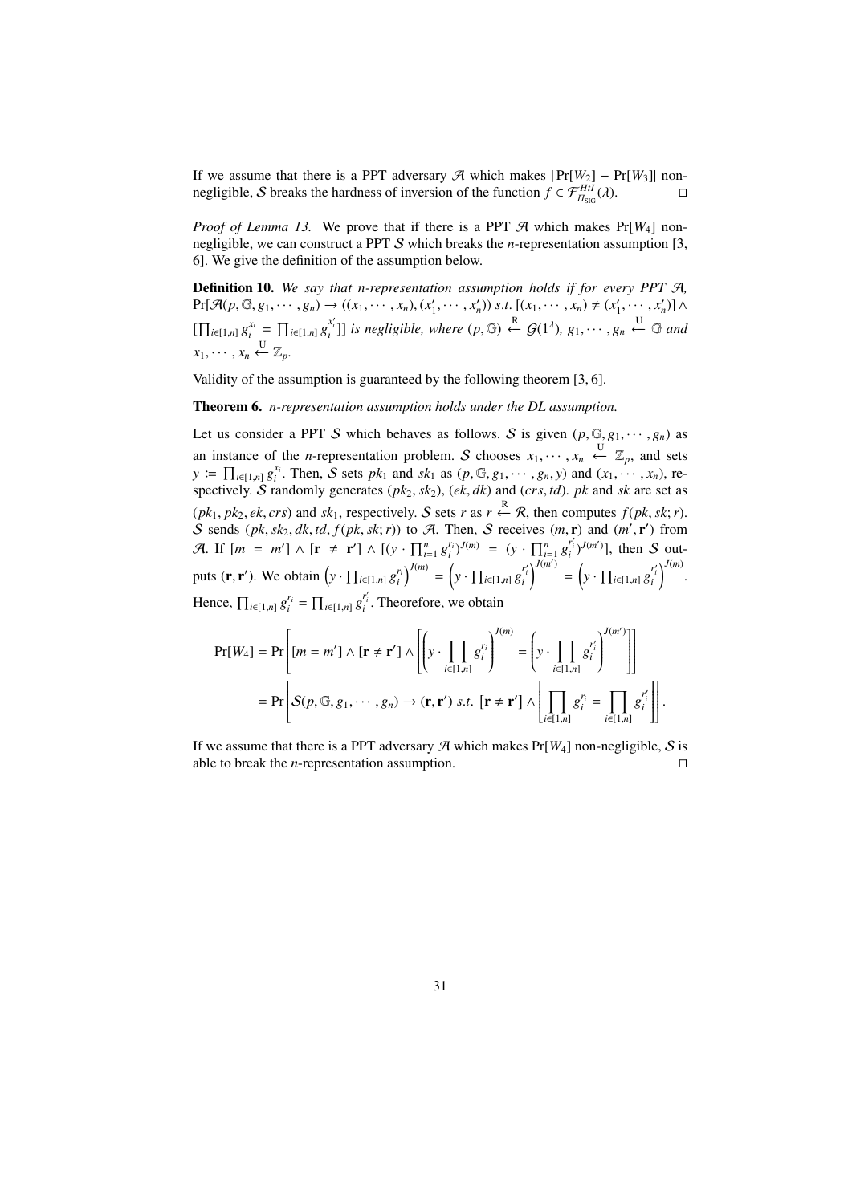If we assume that there is a PPT adversary $\mathcal{A}$ which makes $|\Pr[W_2] - \Pr[W_3]|$ non-negligible, $\mathcal{S}$ breaks the hardness of inversion of the function $f \in \mathcal{F}^{HtI}_{\Pi_{\text{SIG}}}(\lambda)$. ◻

*Proof of Lemma 13.* We prove that if there is a PPT $\mathcal{A}$ which makes $\Pr[W_4]$ non-negligible, we can construct a PPT $\mathcal{S}$ which breaks the $n$-representation assumption [3, 6]. We give the definition of the assumption below.

**Definition 10.** *We say that n-representation assumption holds if for every PPT $\mathcal{A}$, $\Pr[\mathcal{A}(p, \mathbb{G}, g_1, \cdots, g_n) \rightarrow ((x_1, \cdots, x_n), (x'_1, \cdots, x'_n))$ s.t. $[(x_1, \cdots, x_n) \neq (x'_1, \cdots, x'_n)] \wedge [\prod_{i \in [1,n]} g_i^{x_i} = \prod_{i \in [1,n]} g_i^{x'_i}]]$ is negligible, where $(p, \mathbb{G}) \xleftarrow{\text{R}} \mathcal{G}(1^\lambda)$, $g_1, \cdots, g_n \xleftarrow{\text{U}} \mathbb{G}$ and $x_1, \cdots, x_n \xleftarrow{\text{U}} \mathbb{Z}_p$.*

Validity of the assumption is guaranteed by the following theorem [3, 6].

**Theorem 6.** *n-representation assumption holds under the DL assumption.*

Let us consider a PPT $\mathcal{S}$ which behaves as follows. $\mathcal{S}$ is given $(p, \mathbb{G}, g_1, \cdots, g_n)$ as an instance of the $n$-representation problem. $\mathcal{S}$ chooses $x_1, \cdots, x_n \xleftarrow{\text{U}} \mathbb{Z}_p$, and sets $y := \prod_{i \in [1,n]} g_i^{x_i}$. Then, $\mathcal{S}$ sets $pk_1$ and $sk_1$ as $(p, \mathbb{G}, g_1, \cdots, g_n, y)$ and $(x_1, \cdots, x_n)$, respectively. $\mathcal{S}$ randomly generates $(pk_2, sk_2)$, $(ek, dk)$ and $(crs, td)$. $pk$ and $sk$ are set as $(pk_1, pk_2, ek, crs)$ and $sk_1$, respectively. $\mathcal{S}$ sets $r$ as $r \xleftarrow{\text{R}} \mathcal{R}$, then computes $f(pk, sk; r)$. $\mathcal{S}$ sends $(pk, sk_2, dk, td, f(pk, sk; r))$ to $\mathcal{A}$. Then, $\mathcal{S}$ receives $(m, \mathbf{r})$ and $(m', \mathbf{r}')$ from $\mathcal{A}$. If $[m = m'] \wedge [\mathbf{r} \neq \mathbf{r}'] \wedge [(y \cdot \prod_{i=1}^n g_i^{r_i})^{J(m)} = (y \cdot \prod_{i=1}^n g_i^{r'_i})^{J(m')}]$, then $\mathcal{S}$ outputs $(\mathbf{r}, \mathbf{r}')$. We obtain $\left(y \cdot \prod_{i \in [1,n]} g_i^{r_i}\right)^{J(m)} = \left(y \cdot \prod_{i \in [1,n]} g_i^{r'_i}\right)^{J(m')} = \left(y \cdot \prod_{i \in [1,n]} g_i^{r'_i}\right)^{J(m)}$. Hence, $\prod_{i \in [1,n]} g_i^{r_i} = \prod_{i \in [1,n]} g_i^{r'_i}$. Theorefore, we obtain

$$
\begin{aligned}
\Pr[W_4] &= \Pr\left[[m = m'] \wedge [\mathbf{r} \neq \mathbf{r}'] \wedge \left[\left(y \cdot \prod_{i \in [1,n]} g_i^{r_i}\right)^{J(m)} = \left(y \cdot \prod_{i \in [1,n]} g_i^{r'_i}\right)^{J(m')}\right]\right] \\
&= \Pr\left[\mathcal{S}(p, \mathbb{G}, g_1, \cdots, g_n) \rightarrow (\mathbf{r}, \mathbf{r}') \ s.t. \ [\mathbf{r} \neq \mathbf{r}'] \wedge \left[\prod_{i \in [1,n]} g_i^{r_i} = \prod_{i \in [1,n]} g_i^{r'_i}\right]\right].
\end{aligned}
$$

If we assume that there is a PPT adversary $\mathcal{A}$ which makes $\Pr[W_4]$ non-negligible, $\mathcal{S}$ is able to break the $n$-representation assumption. ◻